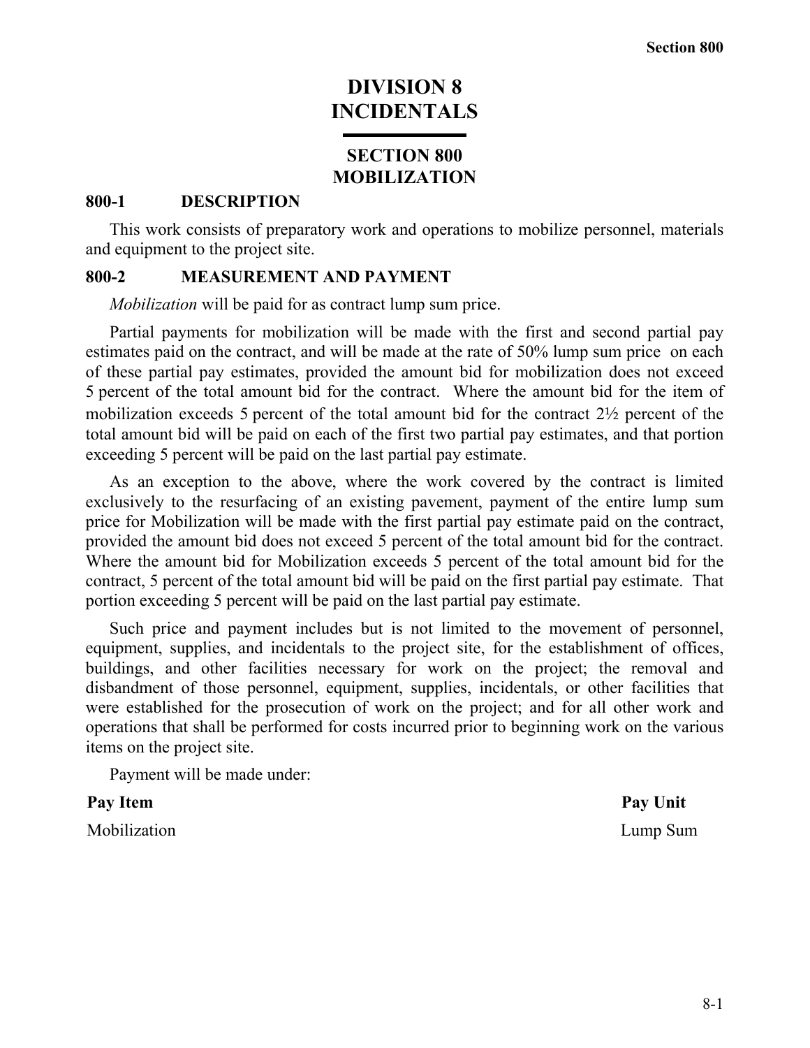# DIVISION 8
# INCIDENTALS

## SECTION 800
## MOBILIZATION

### 800-1 DESCRIPTION

This work consists of preparatory work and operations to mobilize personnel, materials and equipment to the project site.

### 800-2 MEASUREMENT AND PAYMENT

*Mobilization* will be paid for as contract lump sum price.

Partial payments for mobilization will be made with the first and second partial pay estimates paid on the contract, and will be made at the rate of 50% lump sum price on each of these partial pay estimates, provided the amount bid for mobilization does not exceed 5 percent of the total amount bid for the contract. Where the amount bid for the item of mobilization exceeds 5 percent of the total amount bid for the contract 2½ percent of the total amount bid will be paid on each of the first two partial pay estimates, and that portion exceeding 5 percent will be paid on the last partial pay estimate.

As an exception to the above, where the work covered by the contract is limited exclusively to the resurfacing of an existing pavement, payment of the entire lump sum price for Mobilization will be made with the first partial pay estimate paid on the contract, provided the amount bid does not exceed 5 percent of the total amount bid for the contract. Where the amount bid for Mobilization exceeds 5 percent of the total amount bid for the contract, 5 percent of the total amount bid will be paid on the first partial pay estimate. That portion exceeding 5 percent will be paid on the last partial pay estimate.

Such price and payment includes but is not limited to the movement of personnel, equipment, supplies, and incidentals to the project site, for the establishment of offices, buildings, and other facilities necessary for work on the project; the removal and disbandment of those personnel, equipment, supplies, incidentals, or other facilities that were established for the prosecution of work on the project; and for all other work and operations that shall be performed for costs incurred prior to beginning work on the various items on the project site.

Payment will be made under:

| Pay Item | Pay Unit |
| --- | --- |
| Mobilization | Lump Sum |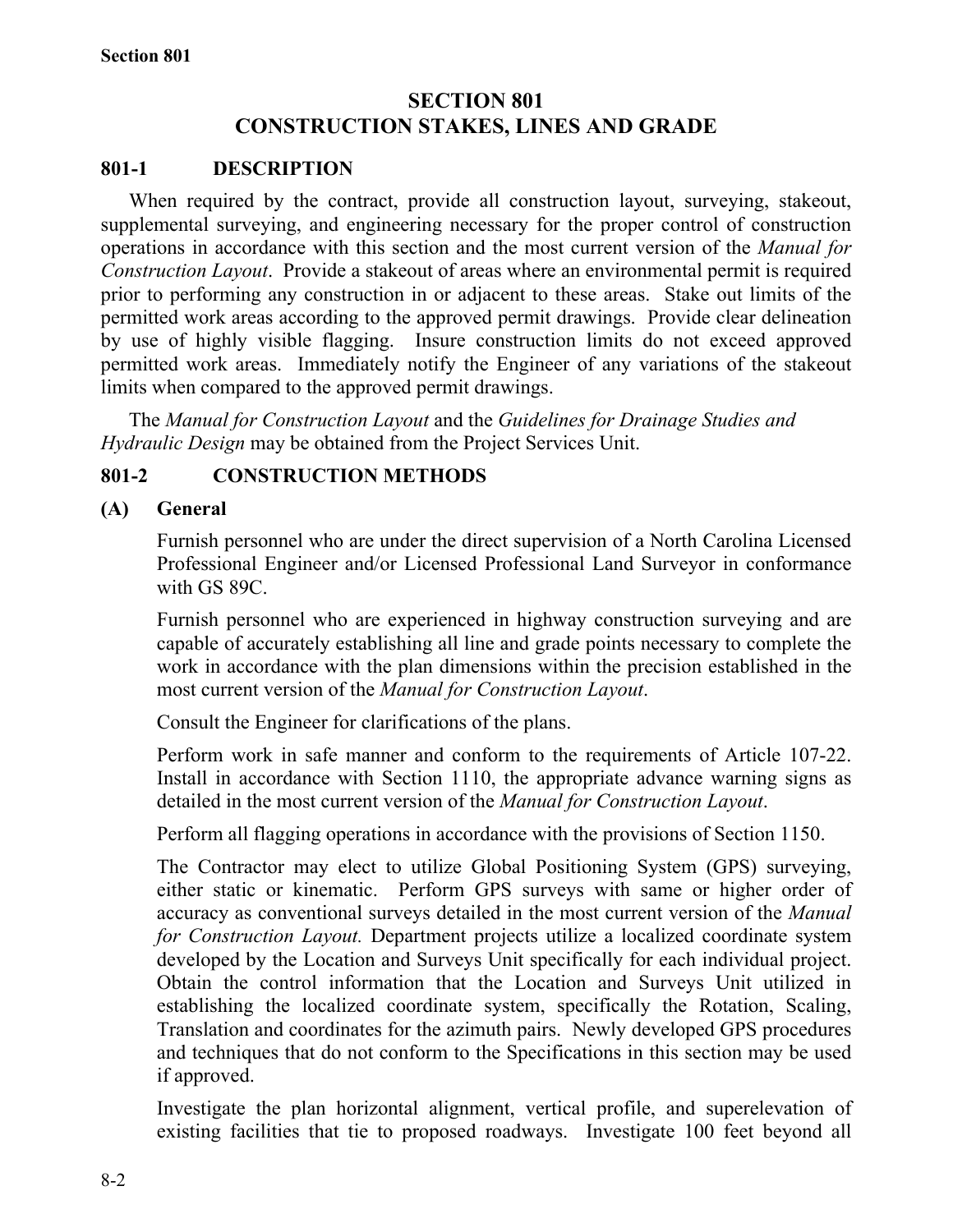# SECTION 801
# CONSTRUCTION STAKES, LINES AND GRADE

## 801-1 DESCRIPTION

When required by the contract, provide all construction layout, surveying, stakeout, supplemental surveying, and engineering necessary for the proper control of construction operations in accordance with this section and the most current version of the *Manual for Construction Layout*. Provide a stakeout of areas where an environmental permit is required prior to performing any construction in or adjacent to these areas. Stake out limits of the permitted work areas according to the approved permit drawings. Provide clear delineation by use of highly visible flagging. Insure construction limits do not exceed approved permitted work areas. Immediately notify the Engineer of any variations of the stakeout limits when compared to the approved permit drawings.

The *Manual for Construction Layout* and the *Guidelines for Drainage Studies and Hydraulic Design* may be obtained from the Project Services Unit.

## 801-2 CONSTRUCTION METHODS

### (A) General

Furnish personnel who are under the direct supervision of a North Carolina Licensed Professional Engineer and/or Licensed Professional Land Surveyor in conformance with GS 89C.

Furnish personnel who are experienced in highway construction surveying and are capable of accurately establishing all line and grade points necessary to complete the work in accordance with the plan dimensions within the precision established in the most current version of the *Manual for Construction Layout*.

Consult the Engineer for clarifications of the plans.

Perform work in safe manner and conform to the requirements of Article 107-22. Install in accordance with Section 1110, the appropriate advance warning signs as detailed in the most current version of the *Manual for Construction Layout*.

Perform all flagging operations in accordance with the provisions of Section 1150.

The Contractor may elect to utilize Global Positioning System (GPS) surveying, either static or kinematic. Perform GPS surveys with same or higher order of accuracy as conventional surveys detailed in the most current version of the *Manual for Construction Layout.* Department projects utilize a localized coordinate system developed by the Location and Surveys Unit specifically for each individual project. Obtain the control information that the Location and Surveys Unit utilized in establishing the localized coordinate system, specifically the Rotation, Scaling, Translation and coordinates for the azimuth pairs. Newly developed GPS procedures and techniques that do not conform to the Specifications in this section may be used if approved.

Investigate the plan horizontal alignment, vertical profile, and superelevation of existing facilities that tie to proposed roadways. Investigate 100 feet beyond all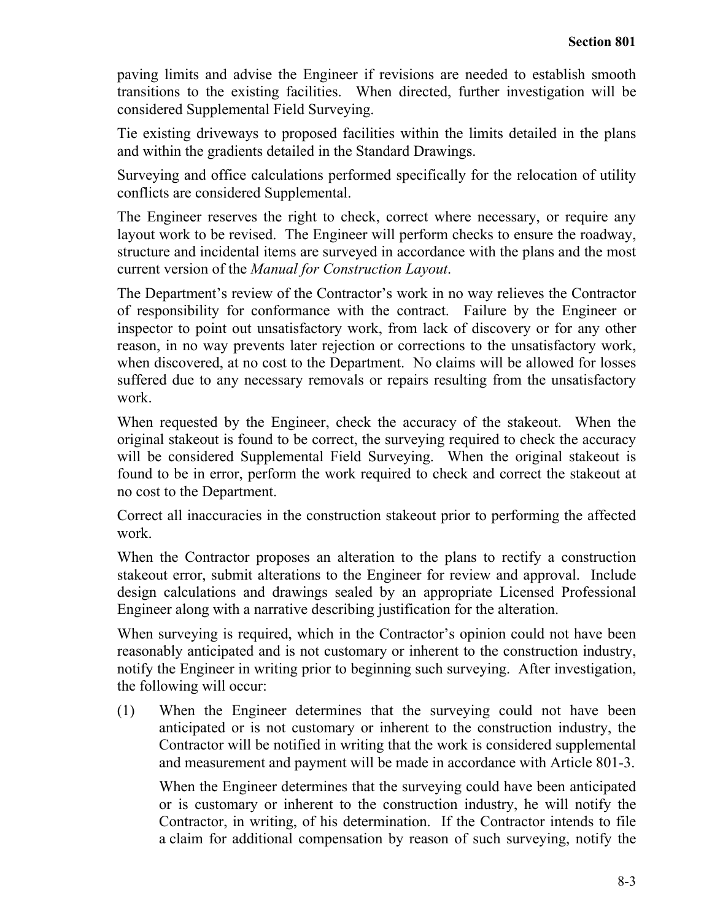paving limits and advise the Engineer if revisions are needed to establish smooth transitions to the existing facilities. When directed, further investigation will be considered Supplemental Field Surveying.

Tie existing driveways to proposed facilities within the limits detailed in the plans and within the gradients detailed in the Standard Drawings.

Surveying and office calculations performed specifically for the relocation of utility conflicts are considered Supplemental.

The Engineer reserves the right to check, correct where necessary, or require any layout work to be revised. The Engineer will perform checks to ensure the roadway, structure and incidental items are surveyed in accordance with the plans and the most current version of the *Manual for Construction Layout*.

The Department's review of the Contractor's work in no way relieves the Contractor of responsibility for conformance with the contract. Failure by the Engineer or inspector to point out unsatisfactory work, from lack of discovery or for any other reason, in no way prevents later rejection or corrections to the unsatisfactory work, when discovered, at no cost to the Department. No claims will be allowed for losses suffered due to any necessary removals or repairs resulting from the unsatisfactory work.

When requested by the Engineer, check the accuracy of the stakeout. When the original stakeout is found to be correct, the surveying required to check the accuracy will be considered Supplemental Field Surveying. When the original stakeout is found to be in error, perform the work required to check and correct the stakeout at no cost to the Department.

Correct all inaccuracies in the construction stakeout prior to performing the affected work.

When the Contractor proposes an alteration to the plans to rectify a construction stakeout error, submit alterations to the Engineer for review and approval. Include design calculations and drawings sealed by an appropriate Licensed Professional Engineer along with a narrative describing justification for the alteration.

When surveying is required, which in the Contractor's opinion could not have been reasonably anticipated and is not customary or inherent to the construction industry, notify the Engineer in writing prior to beginning such surveying. After investigation, the following will occur:

(1) When the Engineer determines that the surveying could not have been anticipated or is not customary or inherent to the construction industry, the Contractor will be notified in writing that the work is considered supplemental and measurement and payment will be made in accordance with Article 801-3.

    When the Engineer determines that the surveying could have been anticipated or is customary or inherent to the construction industry, he will notify the Contractor, in writing, of his determination. If the Contractor intends to file a claim for additional compensation by reason of such surveying, notify the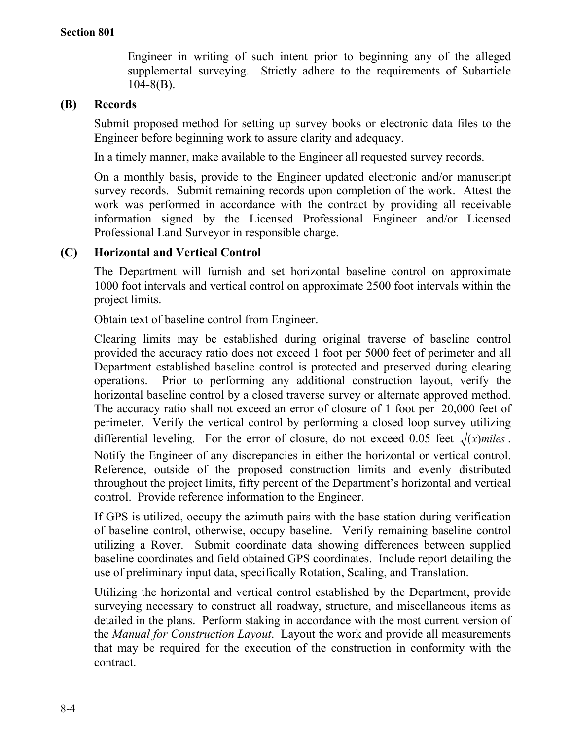Engineer in writing of such intent prior to beginning any of the alleged supplemental surveying. Strictly adhere to the requirements of Subarticle 104-8(B).

### (B) Records

Submit proposed method for setting up survey books or electronic data files to the Engineer before beginning work to assure clarity and adequacy.

In a timely manner, make available to the Engineer all requested survey records.

On a monthly basis, provide to the Engineer updated electronic and/or manuscript survey records. Submit remaining records upon completion of the work. Attest the work was performed in accordance with the contract by providing all receivable information signed by the Licensed Professional Engineer and/or Licensed Professional Land Surveyor in responsible charge.

### (C) Horizontal and Vertical Control

The Department will furnish and set horizontal baseline control on approximate 1000 foot intervals and vertical control on approximate 2500 foot intervals within the project limits.

Obtain text of baseline control from Engineer.

Clearing limits may be established during original traverse of baseline control provided the accuracy ratio does not exceed 1 foot per 5000 feet of perimeter and all Department established baseline control is protected and preserved during clearing operations. Prior to performing any additional construction layout, verify the horizontal baseline control by a closed traverse survey or alternate approved method. The accuracy ratio shall not exceed an error of closure of 1 foot per 20,000 feet of perimeter. Verify the vertical control by performing a closed loop survey utilizing differential leveling. For the error of closure, do not exceed 0.05 feet $\sqrt{(x)miles}$.

Notify the Engineer of any discrepancies in either the horizontal or vertical control. Reference, outside of the proposed construction limits and evenly distributed throughout the project limits, fifty percent of the Department's horizontal and vertical control. Provide reference information to the Engineer.

If GPS is utilized, occupy the azimuth pairs with the base station during verification of baseline control, otherwise, occupy baseline. Verify remaining baseline control utilizing a Rover. Submit coordinate data showing differences between supplied baseline coordinates and field obtained GPS coordinates. Include report detailing the use of preliminary input data, specifically Rotation, Scaling, and Translation.

Utilizing the horizontal and vertical control established by the Department, provide surveying necessary to construct all roadway, structure, and miscellaneous items as detailed in the plans. Perform staking in accordance with the most current version of the *Manual for Construction Layout*. Layout the work and provide all measurements that may be required for the execution of the construction in conformity with the contract.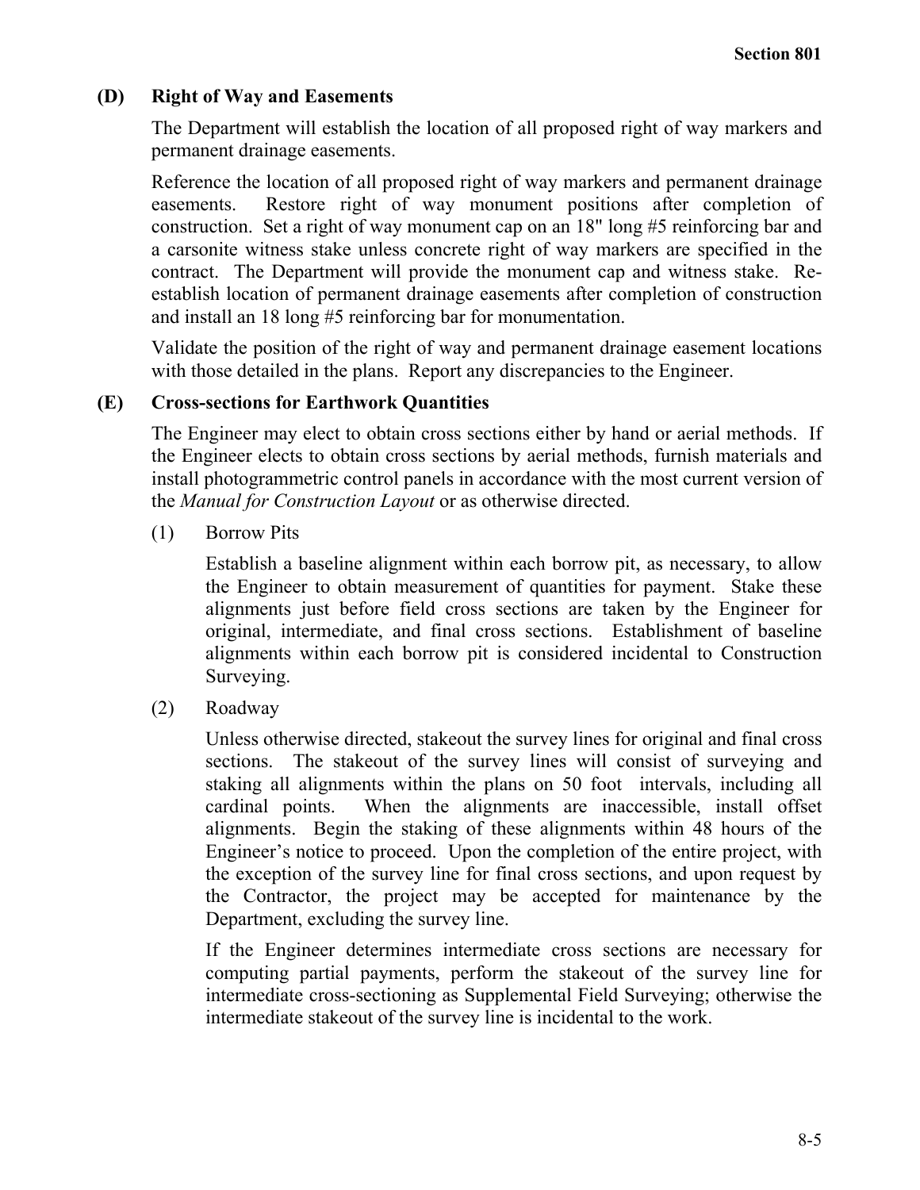### (D) Right of Way and Easements

The Department will establish the location of all proposed right of way markers and permanent drainage easements.

Reference the location of all proposed right of way markers and permanent drainage easements. Restore right of way monument positions after completion of construction. Set a right of way monument cap on an 18" long #5 reinforcing bar and a carsonite witness stake unless concrete right of way markers are specified in the contract. The Department will provide the monument cap and witness stake. Re-establish location of permanent drainage easements after completion of construction and install an 18 long #5 reinforcing bar for monumentation.

Validate the position of the right of way and permanent drainage easement locations with those detailed in the plans. Report any discrepancies to the Engineer.

### (E) Cross-sections for Earthwork Quantities

The Engineer may elect to obtain cross sections either by hand or aerial methods. If the Engineer elects to obtain cross sections by aerial methods, furnish materials and install photogrammetric control panels in accordance with the most current version of the *Manual for Construction Layout* or as otherwise directed.

(1) Borrow Pits

Establish a baseline alignment within each borrow pit, as necessary, to allow the Engineer to obtain measurement of quantities for payment. Stake these alignments just before field cross sections are taken by the Engineer for original, intermediate, and final cross sections. Establishment of baseline alignments within each borrow pit is considered incidental to Construction Surveying.

(2) Roadway

Unless otherwise directed, stakeout the survey lines for original and final cross sections. The stakeout of the survey lines will consist of surveying and staking all alignments within the plans on 50 foot intervals, including all cardinal points. When the alignments are inaccessible, install offset alignments. Begin the staking of these alignments within 48 hours of the Engineer's notice to proceed. Upon the completion of the entire project, with the exception of the survey line for final cross sections, and upon request by the Contractor, the project may be accepted for maintenance by the Department, excluding the survey line.

If the Engineer determines intermediate cross sections are necessary for computing partial payments, perform the stakeout of the survey line for intermediate cross-sectioning as Supplemental Field Surveying; otherwise the intermediate stakeout of the survey line is incidental to the work.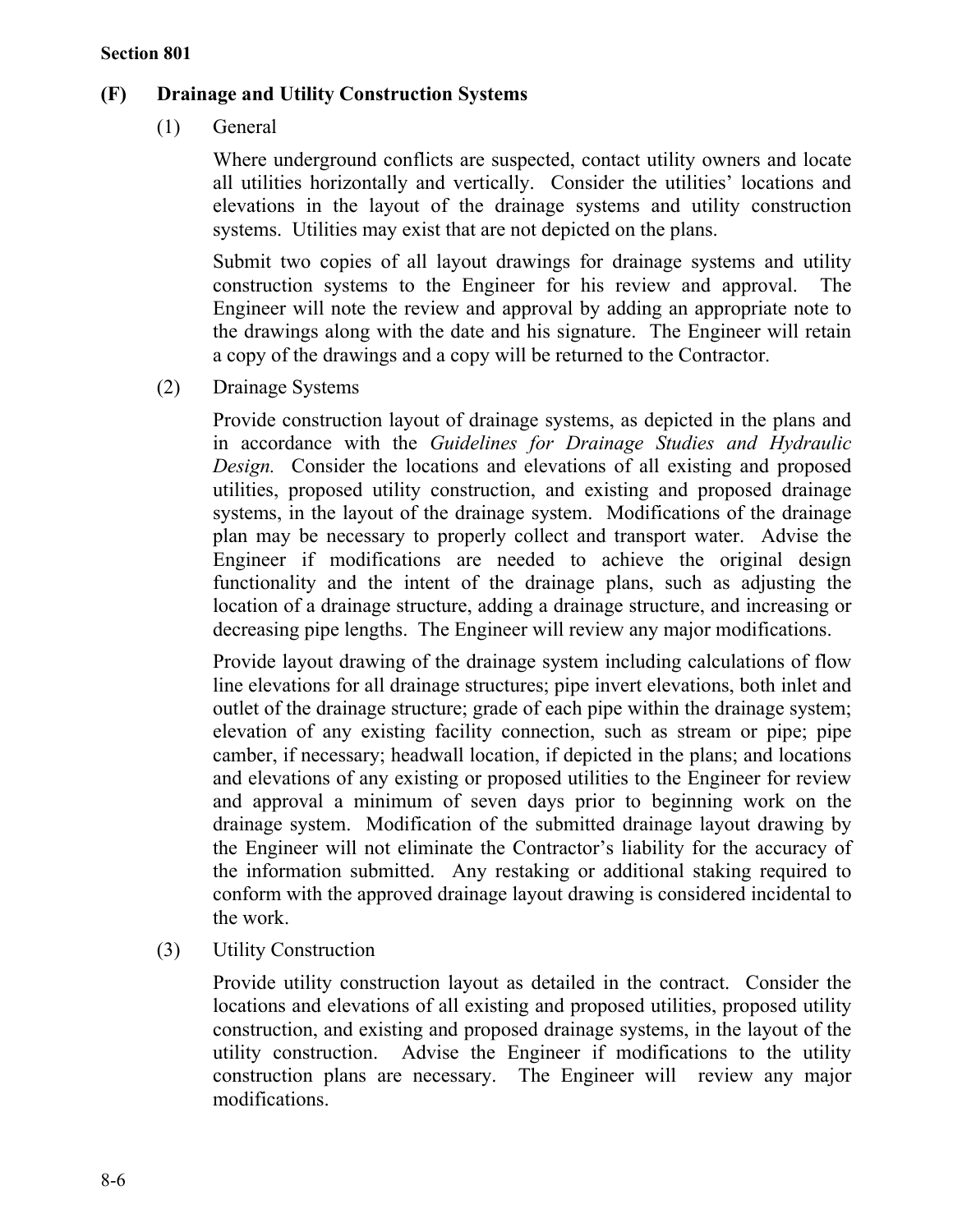### (F) Drainage and Utility Construction Systems

#### (1) General

Where underground conflicts are suspected, contact utility owners and locate all utilities horizontally and vertically. Consider the utilities' locations and elevations in the layout of the drainage systems and utility construction systems. Utilities may exist that are not depicted on the plans.

Submit two copies of all layout drawings for drainage systems and utility construction systems to the Engineer for his review and approval. The Engineer will note the review and approval by adding an appropriate note to the drawings along with the date and his signature. The Engineer will retain a copy of the drawings and a copy will be returned to the Contractor.

#### (2) Drainage Systems

Provide construction layout of drainage systems, as depicted in the plans and in accordance with the *Guidelines for Drainage Studies and Hydraulic Design.* Consider the locations and elevations of all existing and proposed utilities, proposed utility construction, and existing and proposed drainage systems, in the layout of the drainage system. Modifications of the drainage plan may be necessary to properly collect and transport water. Advise the Engineer if modifications are needed to achieve the original design functionality and the intent of the drainage plans, such as adjusting the location of a drainage structure, adding a drainage structure, and increasing or decreasing pipe lengths. The Engineer will review any major modifications.

Provide layout drawing of the drainage system including calculations of flow line elevations for all drainage structures; pipe invert elevations, both inlet and outlet of the drainage structure; grade of each pipe within the drainage system; elevation of any existing facility connection, such as stream or pipe; pipe camber, if necessary; headwall location, if depicted in the plans; and locations and elevations of any existing or proposed utilities to the Engineer for review and approval a minimum of seven days prior to beginning work on the drainage system. Modification of the submitted drainage layout drawing by the Engineer will not eliminate the Contractor's liability for the accuracy of the information submitted. Any restaking or additional staking required to conform with the approved drainage layout drawing is considered incidental to the work.

#### (3) Utility Construction

Provide utility construction layout as detailed in the contract. Consider the locations and elevations of all existing and proposed utilities, proposed utility construction, and existing and proposed drainage systems, in the layout of the utility construction. Advise the Engineer if modifications to the utility construction plans are necessary. The Engineer will review any major modifications.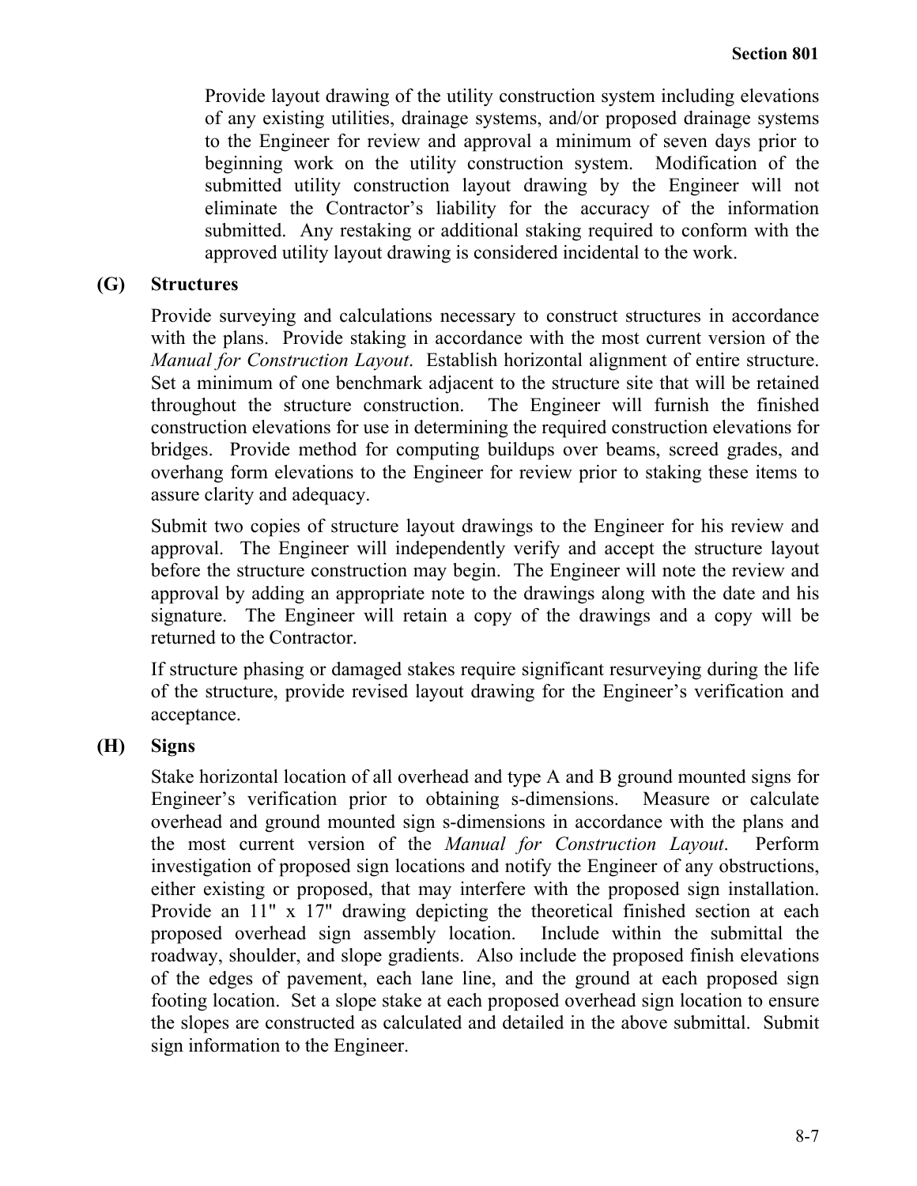Provide layout drawing of the utility construction system including elevations of any existing utilities, drainage systems, and/or proposed drainage systems to the Engineer for review and approval a minimum of seven days prior to beginning work on the utility construction system. Modification of the submitted utility construction layout drawing by the Engineer will not eliminate the Contractor's liability for the accuracy of the information submitted. Any restaking or additional staking required to conform with the approved utility layout drawing is considered incidental to the work.

**(G) Structures**

Provide surveying and calculations necessary to construct structures in accordance with the plans. Provide staking in accordance with the most current version of the *Manual for Construction Layout*. Establish horizontal alignment of entire structure. Set a minimum of one benchmark adjacent to the structure site that will be retained throughout the structure construction. The Engineer will furnish the finished construction elevations for use in determining the required construction elevations for bridges. Provide method for computing buildups over beams, screed grades, and overhang form elevations to the Engineer for review prior to staking these items to assure clarity and adequacy.

Submit two copies of structure layout drawings to the Engineer for his review and approval. The Engineer will independently verify and accept the structure layout before the structure construction may begin. The Engineer will note the review and approval by adding an appropriate note to the drawings along with the date and his signature. The Engineer will retain a copy of the drawings and a copy will be returned to the Contractor.

If structure phasing or damaged stakes require significant resurveying during the life of the structure, provide revised layout drawing for the Engineer's verification and acceptance.

**(H) Signs**

Stake horizontal location of all overhead and type A and B ground mounted signs for Engineer's verification prior to obtaining s-dimensions. Measure or calculate overhead and ground mounted sign s-dimensions in accordance with the plans and the most current version of the *Manual for Construction Layout*. Perform investigation of proposed sign locations and notify the Engineer of any obstructions, either existing or proposed, that may interfere with the proposed sign installation. Provide an 11" x 17" drawing depicting the theoretical finished section at each proposed overhead sign assembly location. Include within the submittal the roadway, shoulder, and slope gradients. Also include the proposed finish elevations of the edges of pavement, each lane line, and the ground at each proposed sign footing location. Set a slope stake at each proposed overhead sign location to ensure the slopes are constructed as calculated and detailed in the above submittal. Submit sign information to the Engineer.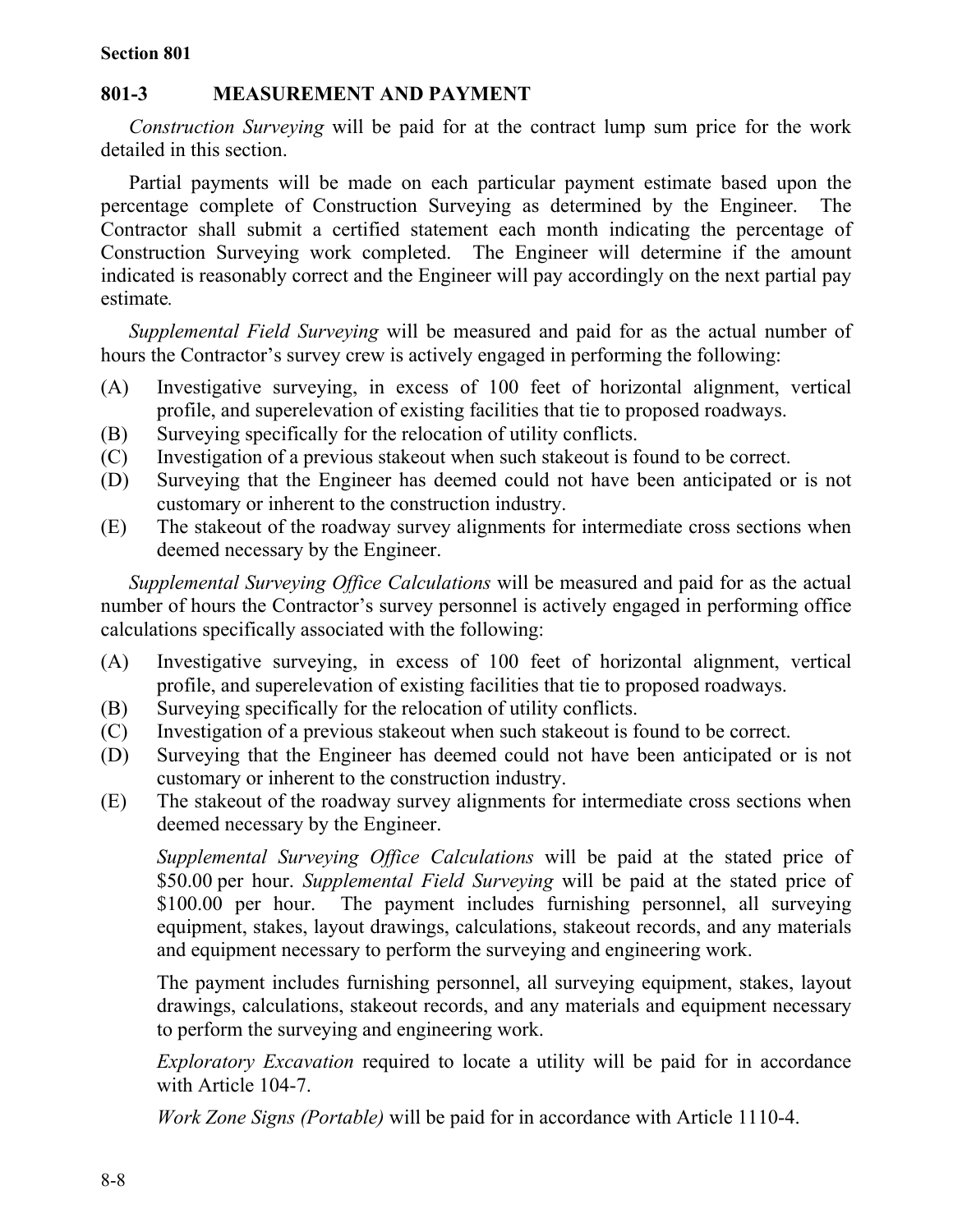## 801-3 MEASUREMENT AND PAYMENT

*Construction Surveying* will be paid for at the contract lump sum price for the work detailed in this section.

Partial payments will be made on each particular payment estimate based upon the percentage complete of Construction Surveying as determined by the Engineer. The Contractor shall submit a certified statement each month indicating the percentage of Construction Surveying work completed. The Engineer will determine if the amount indicated is reasonably correct and the Engineer will pay accordingly on the next partial pay estimate.

*Supplemental Field Surveying* will be measured and paid for as the actual number of hours the Contractor's survey crew is actively engaged in performing the following:

(A) Investigative surveying, in excess of 100 feet of horizontal alignment, vertical profile, and superelevation of existing facilities that tie to proposed roadways.
(B) Surveying specifically for the relocation of utility conflicts.
(C) Investigation of a previous stakeout when such stakeout is found to be correct.
(D) Surveying that the Engineer has deemed could not have been anticipated or is not customary or inherent to the construction industry.
(E) The stakeout of the roadway survey alignments for intermediate cross sections when deemed necessary by the Engineer.

*Supplemental Surveying Office Calculations* will be measured and paid for as the actual number of hours the Contractor's survey personnel is actively engaged in performing office calculations specifically associated with the following:

(A) Investigative surveying, in excess of 100 feet of horizontal alignment, vertical profile, and superelevation of existing facilities that tie to proposed roadways.
(B) Surveying specifically for the relocation of utility conflicts.
(C) Investigation of a previous stakeout when such stakeout is found to be correct.
(D) Surveying that the Engineer has deemed could not have been anticipated or is not customary or inherent to the construction industry.
(E) The stakeout of the roadway survey alignments for intermediate cross sections when deemed necessary by the Engineer.

*Supplemental Surveying Office Calculations* will be paid at the stated price of $50.00 per hour. *Supplemental Field Surveying* will be paid at the stated price of $100.00 per hour. The payment includes furnishing personnel, all surveying equipment, stakes, layout drawings, calculations, stakeout records, and any materials and equipment necessary to perform the surveying and engineering work.

The payment includes furnishing personnel, all surveying equipment, stakes, layout drawings, calculations, stakeout records, and any materials and equipment necessary to perform the surveying and engineering work.

*Exploratory Excavation* required to locate a utility will be paid for in accordance with Article 104-7.

*Work Zone Signs (Portable)* will be paid for in accordance with Article 1110-4.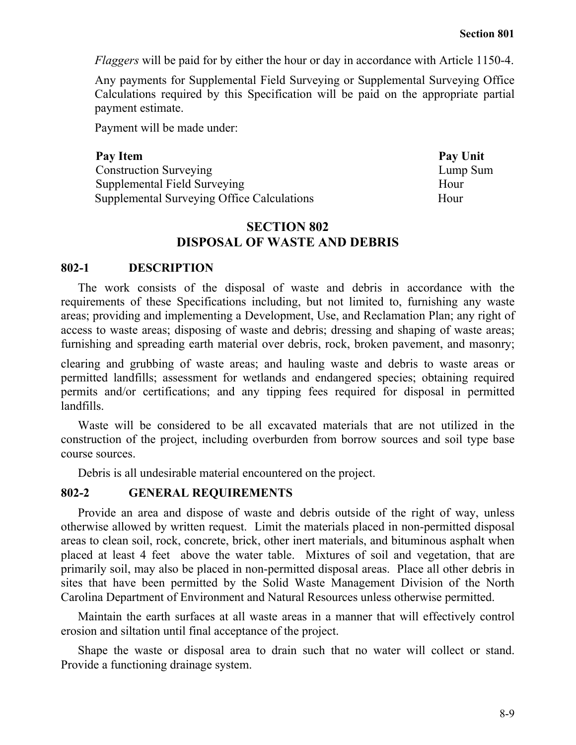*Flaggers* will be paid for by either the hour or day in accordance with Article 1150-4.

Any payments for Supplemental Field Surveying or Supplemental Surveying Office Calculations required by this Specification will be paid on the appropriate partial payment estimate.

Payment will be made under:

| Pay Item | Pay Unit |
|---|---|
| Construction Surveying | Lump Sum |
| Supplemental Field Surveying | Hour |
| Supplemental Surveying Office Calculations | Hour |

## SECTION 802
## DISPOSAL OF WASTE AND DEBRIS

### 802-1 DESCRIPTION

The work consists of the disposal of waste and debris in accordance with the requirements of these Specifications including, but not limited to, furnishing any waste areas; providing and implementing a Development, Use, and Reclamation Plan; any right of access to waste areas; disposing of waste and debris; dressing and shaping of waste areas; furnishing and spreading earth material over debris, rock, broken pavement, and masonry; clearing and grubbing of waste areas; and hauling waste and debris to waste areas or permitted landfills; assessment for wetlands and endangered species; obtaining required permits and/or certifications; and any tipping fees required for disposal in permitted landfills.

Waste will be considered to be all excavated materials that are not utilized in the construction of the project, including overburden from borrow sources and soil type base course sources.

Debris is all undesirable material encountered on the project.

### 802-2 GENERAL REQUIREMENTS

Provide an area and dispose of waste and debris outside of the right of way, unless otherwise allowed by written request. Limit the materials placed in non-permitted disposal areas to clean soil, rock, concrete, brick, other inert materials, and bituminous asphalt when placed at least 4 feet above the water table. Mixtures of soil and vegetation, that are primarily soil, may also be placed in non-permitted disposal areas. Place all other debris in sites that have been permitted by the Solid Waste Management Division of the North Carolina Department of Environment and Natural Resources unless otherwise permitted.

Maintain the earth surfaces at all waste areas in a manner that will effectively control erosion and siltation until final acceptance of the project.

Shape the waste or disposal area to drain such that no water will collect or stand. Provide a functioning drainage system.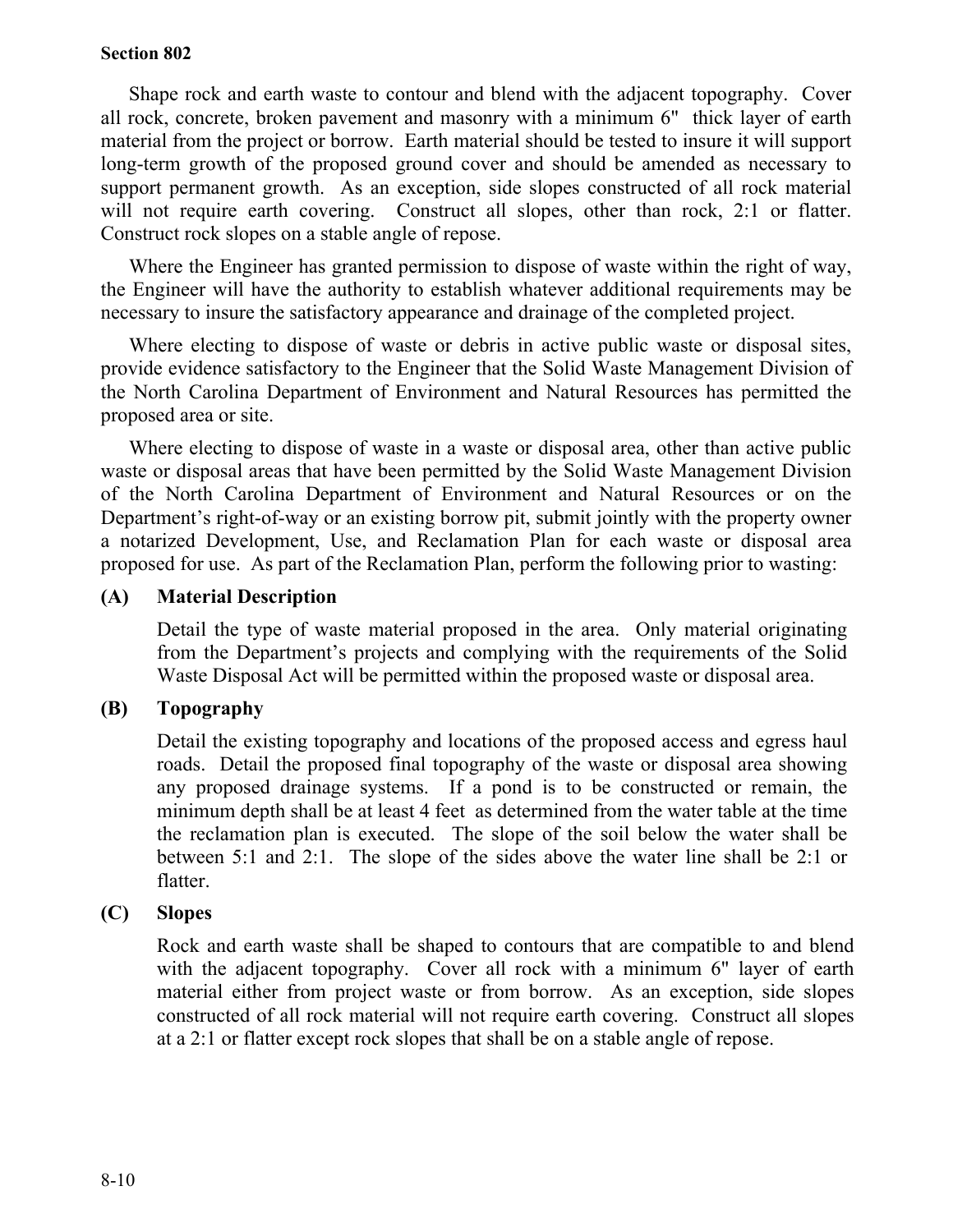## Section 802

Shape rock and earth waste to contour and blend with the adjacent topography. Cover all rock, concrete, broken pavement and masonry with a minimum 6" thick layer of earth material from the project or borrow. Earth material should be tested to insure it will support long-term growth of the proposed ground cover and should be amended as necessary to support permanent growth. As an exception, side slopes constructed of all rock material will not require earth covering. Construct all slopes, other than rock, 2:1 or flatter. Construct rock slopes on a stable angle of repose.

Where the Engineer has granted permission to dispose of waste within the right of way, the Engineer will have the authority to establish whatever additional requirements may be necessary to insure the satisfactory appearance and drainage of the completed project.

Where electing to dispose of waste or debris in active public waste or disposal sites, provide evidence satisfactory to the Engineer that the Solid Waste Management Division of the North Carolina Department of Environment and Natural Resources has permitted the proposed area or site.

Where electing to dispose of waste in a waste or disposal area, other than active public waste or disposal areas that have been permitted by the Solid Waste Management Division of the North Carolina Department of Environment and Natural Resources or on the Department's right-of-way or an existing borrow pit, submit jointly with the property owner a notarized Development, Use, and Reclamation Plan for each waste or disposal area proposed for use. As part of the Reclamation Plan, perform the following prior to wasting:

### (A) Material Description

Detail the type of waste material proposed in the area. Only material originating from the Department's projects and complying with the requirements of the Solid Waste Disposal Act will be permitted within the proposed waste or disposal area.

### (B) Topography

Detail the existing topography and locations of the proposed access and egress haul roads. Detail the proposed final topography of the waste or disposal area showing any proposed drainage systems. If a pond is to be constructed or remain, the minimum depth shall be at least 4 feet as determined from the water table at the time the reclamation plan is executed. The slope of the soil below the water shall be between 5:1 and 2:1. The slope of the sides above the water line shall be 2:1 or flatter.

### (C) Slopes

Rock and earth waste shall be shaped to contours that are compatible to and blend with the adjacent topography. Cover all rock with a minimum 6" layer of earth material either from project waste or from borrow. As an exception, side slopes constructed of all rock material will not require earth covering. Construct all slopes at a 2:1 or flatter except rock slopes that shall be on a stable angle of repose.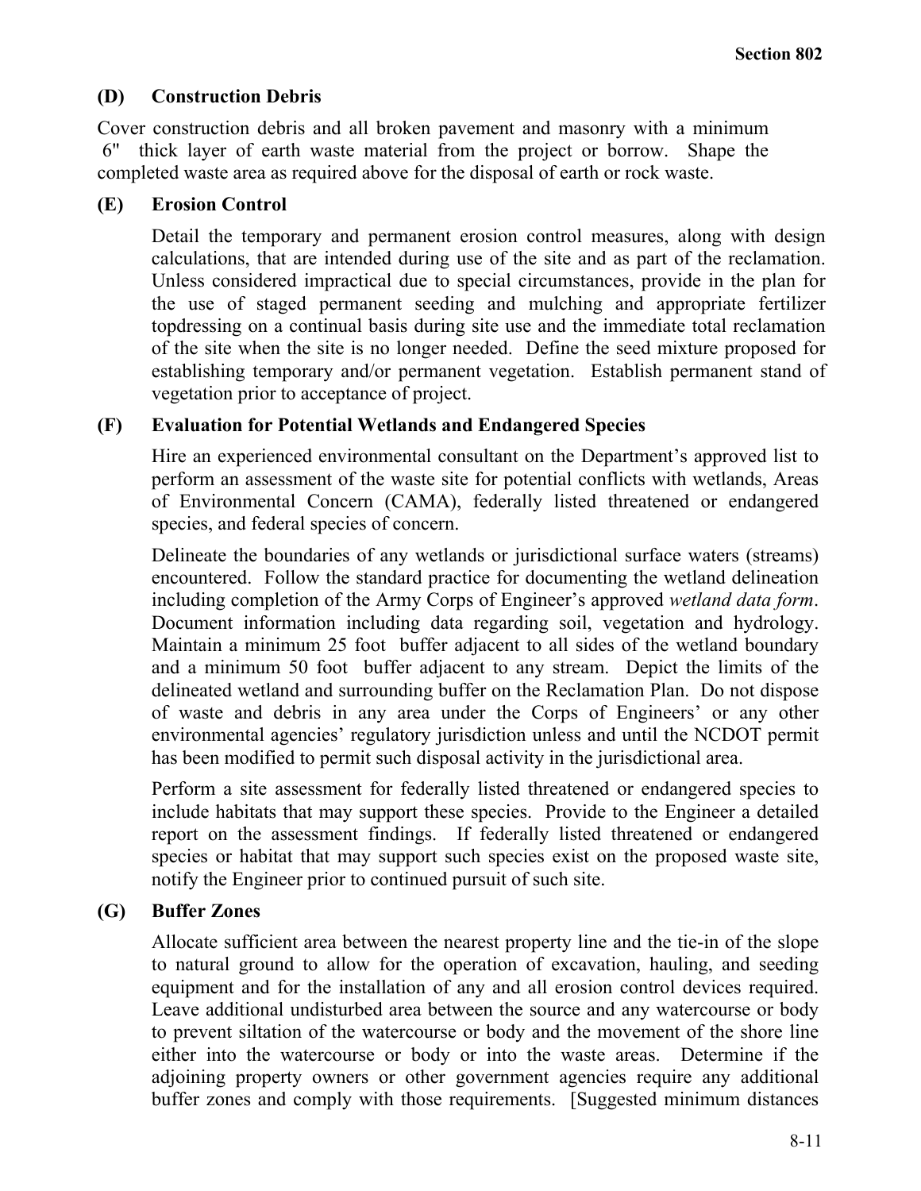### (D) Construction Debris

Cover construction debris and all broken pavement and masonry with a minimum 6" thick layer of earth waste material from the project or borrow. Shape the completed waste area as required above for the disposal of earth or rock waste.

### (E) Erosion Control

Detail the temporary and permanent erosion control measures, along with design calculations, that are intended during use of the site and as part of the reclamation. Unless considered impractical due to special circumstances, provide in the plan for the use of staged permanent seeding and mulching and appropriate fertilizer topdressing on a continual basis during site use and the immediate total reclamation of the site when the site is no longer needed. Define the seed mixture proposed for establishing temporary and/or permanent vegetation. Establish permanent stand of vegetation prior to acceptance of project.

### (F) Evaluation for Potential Wetlands and Endangered Species

Hire an experienced environmental consultant on the Department's approved list to perform an assessment of the waste site for potential conflicts with wetlands, Areas of Environmental Concern (CAMA), federally listed threatened or endangered species, and federal species of concern.

Delineate the boundaries of any wetlands or jurisdictional surface waters (streams) encountered. Follow the standard practice for documenting the wetland delineation including completion of the Army Corps of Engineer's approved *wetland data form*. Document information including data regarding soil, vegetation and hydrology. Maintain a minimum 25 foot buffer adjacent to all sides of the wetland boundary and a minimum 50 foot buffer adjacent to any stream. Depict the limits of the delineated wetland and surrounding buffer on the Reclamation Plan. Do not dispose of waste and debris in any area under the Corps of Engineers' or any other environmental agencies' regulatory jurisdiction unless and until the NCDOT permit has been modified to permit such disposal activity in the jurisdictional area.

Perform a site assessment for federally listed threatened or endangered species to include habitats that may support these species. Provide to the Engineer a detailed report on the assessment findings. If federally listed threatened or endangered species or habitat that may support such species exist on the proposed waste site, notify the Engineer prior to continued pursuit of such site.

### (G) Buffer Zones

Allocate sufficient area between the nearest property line and the tie-in of the slope to natural ground to allow for the operation of excavation, hauling, and seeding equipment and for the installation of any and all erosion control devices required. Leave additional undisturbed area between the source and any watercourse or body to prevent siltation of the watercourse or body and the movement of the shore line either into the watercourse or body or into the waste areas. Determine if the adjoining property owners or other government agencies require any additional buffer zones and comply with those requirements. [Suggested minimum distances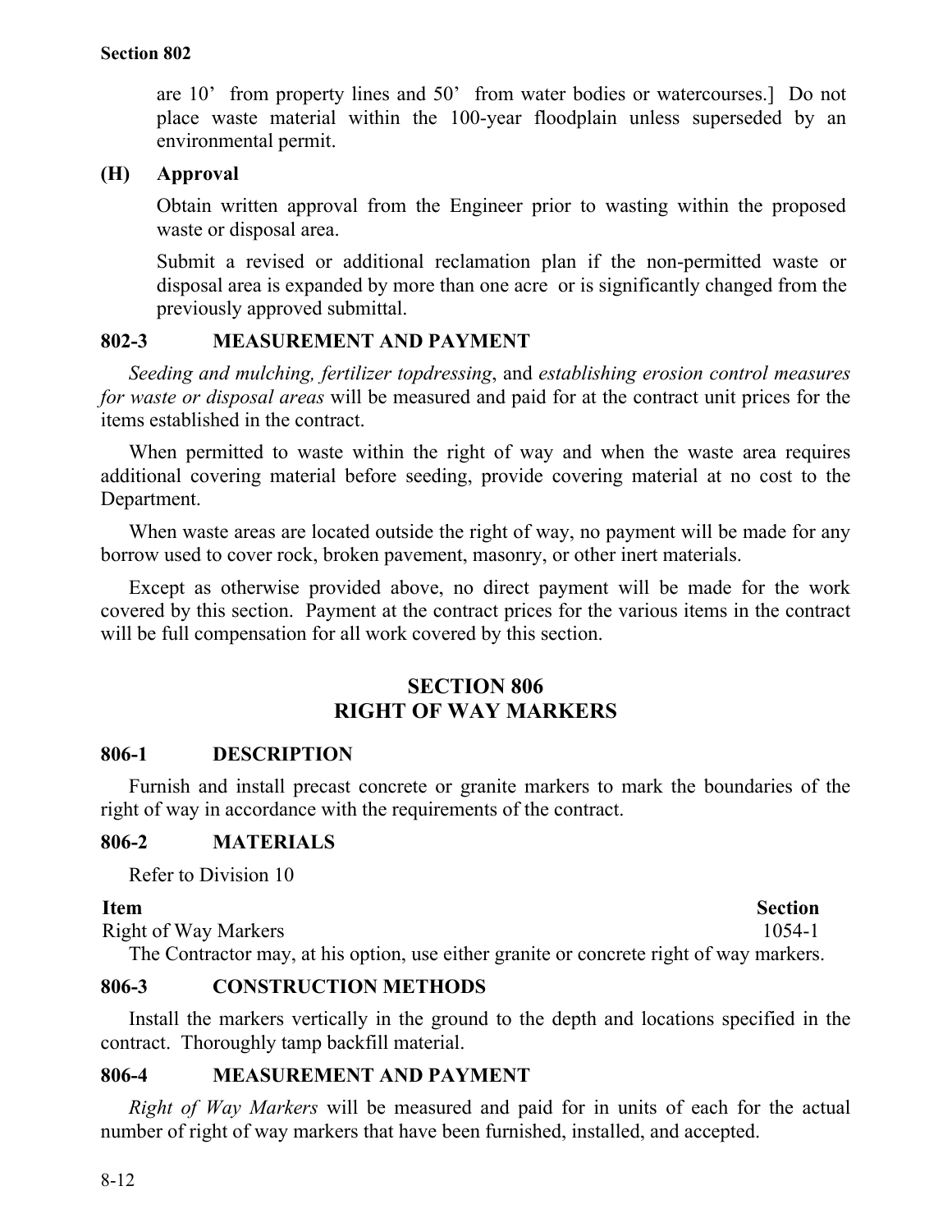are 10' from property lines and 50' from water bodies or watercourses.] Do not place waste material within the 100-year floodplain unless superseded by an environmental permit.

**(H) Approval**

Obtain written approval from the Engineer prior to wasting within the proposed waste or disposal area.

Submit a revised or additional reclamation plan if the non-permitted waste or disposal area is expanded by more than one acre or is significantly changed from the previously approved submittal.

### 802-3 MEASUREMENT AND PAYMENT

*Seeding and mulching, fertilizer topdressing*, and *establishing erosion control measures for waste or disposal areas* will be measured and paid for at the contract unit prices for the items established in the contract.

When permitted to waste within the right of way and when the waste area requires additional covering material before seeding, provide covering material at no cost to the Department.

When waste areas are located outside the right of way, no payment will be made for any borrow used to cover rock, broken pavement, masonry, or other inert materials.

Except as otherwise provided above, no direct payment will be made for the work covered by this section. Payment at the contract prices for the various items in the contract will be full compensation for all work covered by this section.

## SECTION 806
## RIGHT OF WAY MARKERS

### 806-1 DESCRIPTION

Furnish and install precast concrete or granite markers to mark the boundaries of the right of way in accordance with the requirements of the contract.

### 806-2 MATERIALS

Refer to Division 10

| Item | Section |
|---|---|
| Right of Way Markers | 1054-1 |

The Contractor may, at his option, use either granite or concrete right of way markers.

### 806-3 CONSTRUCTION METHODS

Install the markers vertically in the ground to the depth and locations specified in the contract. Thoroughly tamp backfill material.

### 806-4 MEASUREMENT AND PAYMENT

*Right of Way Markers* will be measured and paid for in units of each for the actual number of right of way markers that have been furnished, installed, and accepted.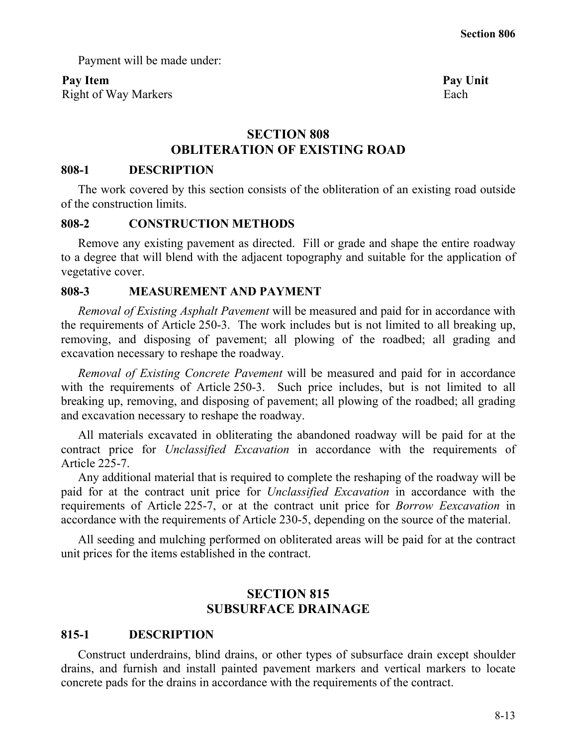Payment will be made under:

| Pay Item | Pay Unit |
|---|---|
| Right of Way Markers | Each |

## SECTION 808
## OBLITERATION OF EXISTING ROAD

### 808-1 DESCRIPTION

The work covered by this section consists of the obliteration of an existing road outside of the construction limits.

### 808-2 CONSTRUCTION METHODS

Remove any existing pavement as directed. Fill or grade and shape the entire roadway to a degree that will blend with the adjacent topography and suitable for the application of vegetative cover.

### 808-3 MEASUREMENT AND PAYMENT

*Removal of Existing Asphalt Pavement* will be measured and paid for in accordance with the requirements of Article 250-3. The work includes but is not limited to all breaking up, removing, and disposing of pavement; all plowing of the roadbed; all grading and excavation necessary to reshape the roadway.

*Removal of Existing Concrete Pavement* will be measured and paid for in accordance with the requirements of Article 250-3. Such price includes, but is not limited to all breaking up, removing, and disposing of pavement; all plowing of the roadbed; all grading and excavation necessary to reshape the roadway.

All materials excavated in obliterating the abandoned roadway will be paid for at the contract price for *Unclassified Excavation* in accordance with the requirements of Article 225-7.

Any additional material that is required to complete the reshaping of the roadway will be paid for at the contract unit price for *Unclassified Excavation* in accordance with the requirements of Article 225-7, or at the contract unit price for *Borrow Eexcavation* in accordance with the requirements of Article 230-5, depending on the source of the material.

All seeding and mulching performed on obliterated areas will be paid for at the contract unit prices for the items established in the contract.

## SECTION 815
## SUBSURFACE DRAINAGE

### 815-1 DESCRIPTION

Construct underdrains, blind drains, or other types of subsurface drain except shoulder drains, and furnish and install painted pavement markers and vertical markers to locate concrete pads for the drains in accordance with the requirements of the contract.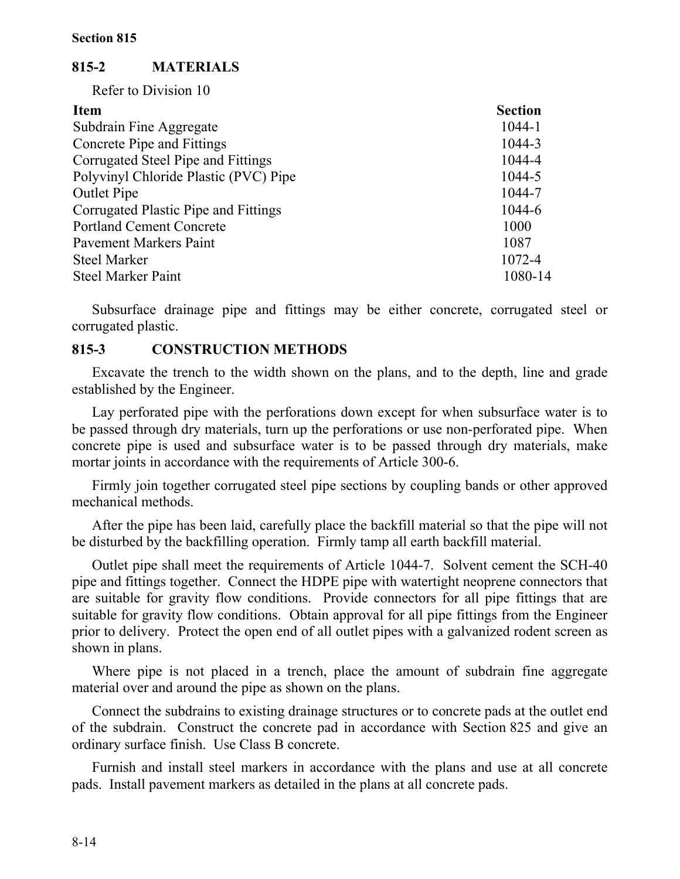## 815-2 MATERIALS

Refer to Division 10

| Item | Section |
|---|---|
| Subdrain Fine Aggregate | 1044-1 |
| Concrete Pipe and Fittings | 1044-3 |
| Corrugated Steel Pipe and Fittings | 1044-4 |
| Polyvinyl Chloride Plastic (PVC) Pipe | 1044-5 |
| Outlet Pipe | 1044-7 |
| Corrugated Plastic Pipe and Fittings | 1044-6 |
| Portland Cement Concrete | 1000 |
| Pavement Markers Paint | 1087 |
| Steel Marker | 1072-4 |
| Steel Marker Paint | 1080-14 |

Subsurface drainage pipe and fittings may be either concrete, corrugated steel or corrugated plastic.

## 815-3 CONSTRUCTION METHODS

Excavate the trench to the width shown on the plans, and to the depth, line and grade established by the Engineer.

Lay perforated pipe with the perforations down except for when subsurface water is to be passed through dry materials, turn up the perforations or use non-perforated pipe. When concrete pipe is used and subsurface water is to be passed through dry materials, make mortar joints in accordance with the requirements of Article 300-6.

Firmly join together corrugated steel pipe sections by coupling bands or other approved mechanical methods.

After the pipe has been laid, carefully place the backfill material so that the pipe will not be disturbed by the backfilling operation. Firmly tamp all earth backfill material.

Outlet pipe shall meet the requirements of Article 1044-7. Solvent cement the SCH-40 pipe and fittings together. Connect the HDPE pipe with watertight neoprene connectors that are suitable for gravity flow conditions. Provide connectors for all pipe fittings that are suitable for gravity flow conditions. Obtain approval for all pipe fittings from the Engineer prior to delivery. Protect the open end of all outlet pipes with a galvanized rodent screen as shown in plans.

Where pipe is not placed in a trench, place the amount of subdrain fine aggregate material over and around the pipe as shown on the plans.

Connect the subdrains to existing drainage structures or to concrete pads at the outlet end of the subdrain. Construct the concrete pad in accordance with Section 825 and give an ordinary surface finish. Use Class B concrete.

Furnish and install steel markers in accordance with the plans and use at all concrete pads. Install pavement markers as detailed in the plans at all concrete pads.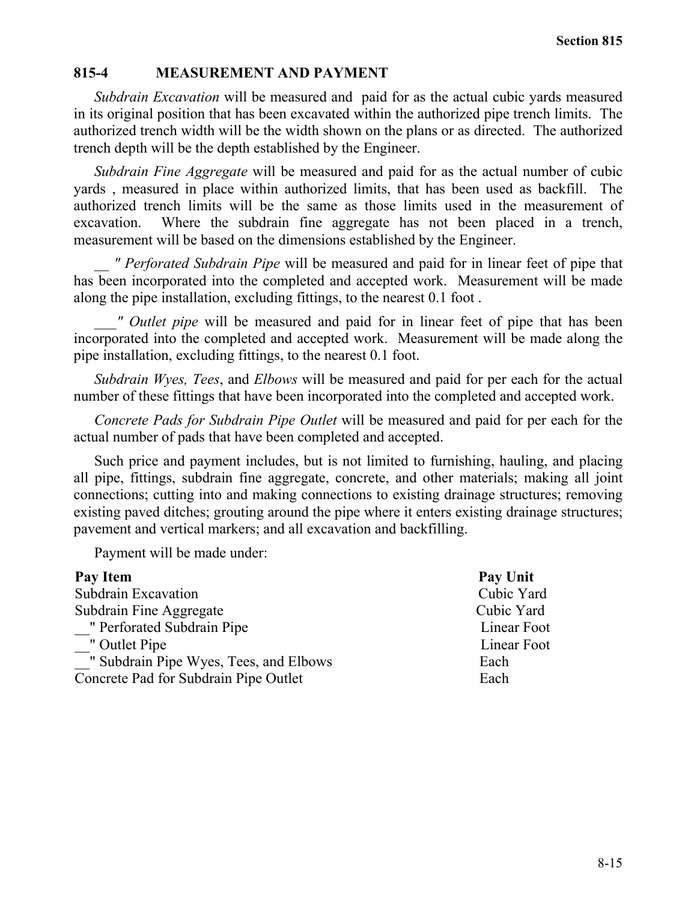## 815-4 MEASUREMENT AND PAYMENT

*Subdrain Excavation* will be measured and paid for as the actual cubic yards measured in its original position that has been excavated within the authorized pipe trench limits. The authorized trench width will be the width shown on the plans or as directed. The authorized trench depth will be the depth established by the Engineer.

*Subdrain Fine Aggregate* will be measured and paid for as the actual number of cubic yards , measured in place within authorized limits, that has been used as backfill. The authorized trench limits will be the same as those limits used in the measurement of excavation. Where the subdrain fine aggregate has not been placed in a trench, measurement will be based on the dimensions established by the Engineer.

__ *" Perforated Subdrain Pipe* will be measured and paid for in linear feet of pipe that has been incorporated into the completed and accepted work. Measurement will be made along the pipe installation, excluding fittings, to the nearest 0.1 foot .

___*" Outlet pipe* will be measured and paid for in linear feet of pipe that has been incorporated into the completed and accepted work. Measurement will be made along the pipe installation, excluding fittings, to the nearest 0.1 foot.

*Subdrain Wyes, Tees*, and *Elbows* will be measured and paid for per each for the actual number of these fittings that have been incorporated into the completed and accepted work.

*Concrete Pads for Subdrain Pipe Outlet* will be measured and paid for per each for the actual number of pads that have been completed and accepted.

Such price and payment includes, but is not limited to furnishing, hauling, and placing all pipe, fittings, subdrain fine aggregate, concrete, and other materials; making all joint connections; cutting into and making connections to existing drainage structures; removing existing paved ditches; grouting around the pipe where it enters existing drainage structures; pavement and vertical markers; and all excavation and backfilling.

Payment will be made under:

| Pay Item | Pay Unit |
|---|---|
| Subdrain Excavation | Cubic Yard |
| Subdrain Fine Aggregate | Cubic Yard |
| __" Perforated Subdrain Pipe | Linear Foot |
| __" Outlet Pipe | Linear Foot |
| __" Subdrain Pipe Wyes, Tees, and Elbows | Each |
| Concrete Pad for Subdrain Pipe Outlet | Each |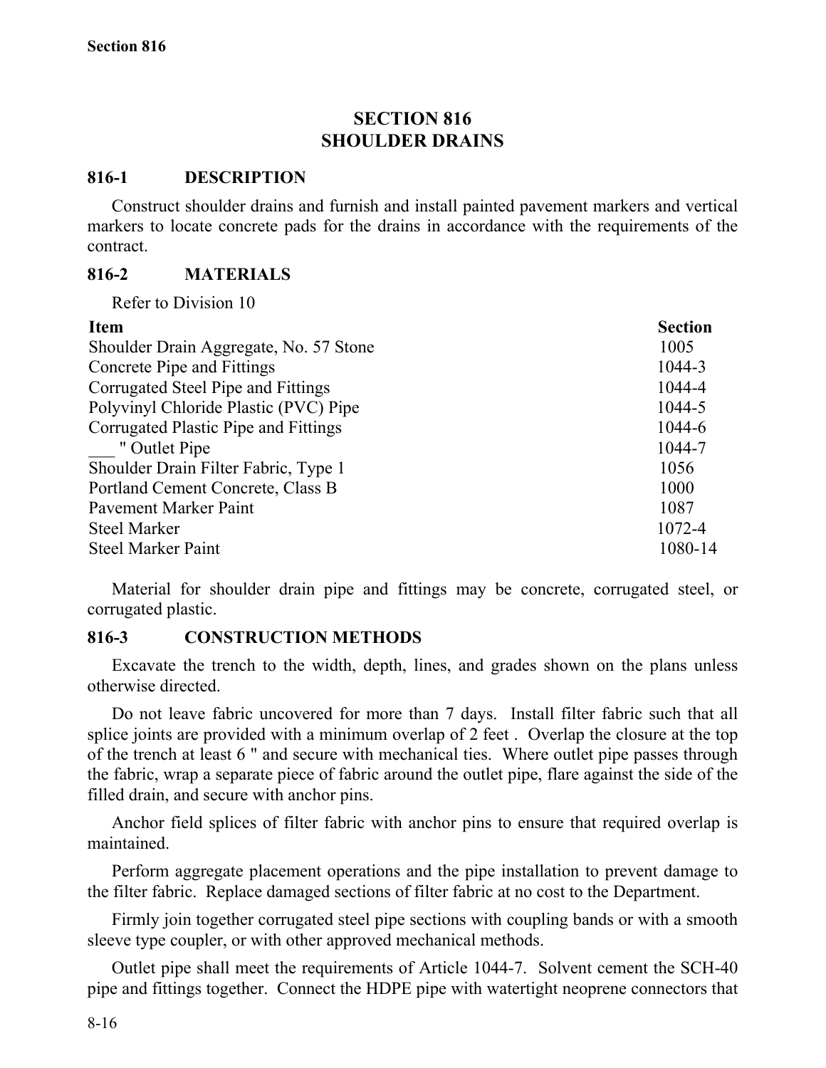# SECTION 816
# SHOULDER DRAINS

## 816-1 DESCRIPTION

Construct shoulder drains and furnish and install painted pavement markers and vertical markers to locate concrete pads for the drains in accordance with the requirements of the contract.

## 816-2 MATERIALS

Refer to Division 10

| Item | Section |
|---|---|
| Shoulder Drain Aggregate, No. 57 Stone | 1005 |
| Concrete Pipe and Fittings | 1044-3 |
| Corrugated Steel Pipe and Fittings | 1044-4 |
| Polyvinyl Chloride Plastic (PVC) Pipe | 1044-5 |
| Corrugated Plastic Pipe and Fittings | 1044-6 |
| ___ " Outlet Pipe | 1044-7 |
| Shoulder Drain Filter Fabric, Type 1 | 1056 |
| Portland Cement Concrete, Class B | 1000 |
| Pavement Marker Paint | 1087 |
| Steel Marker | 1072-4 |
| Steel Marker Paint | 1080-14 |

Material for shoulder drain pipe and fittings may be concrete, corrugated steel, or corrugated plastic.

## 816-3 CONSTRUCTION METHODS

Excavate the trench to the width, depth, lines, and grades shown on the plans unless otherwise directed.

Do not leave fabric uncovered for more than 7 days. Install filter fabric such that all splice joints are provided with a minimum overlap of 2 feet . Overlap the closure at the top of the trench at least 6 " and secure with mechanical ties. Where outlet pipe passes through the fabric, wrap a separate piece of fabric around the outlet pipe, flare against the side of the filled drain, and secure with anchor pins.

Anchor field splices of filter fabric with anchor pins to ensure that required overlap is maintained.

Perform aggregate placement operations and the pipe installation to prevent damage to the filter fabric. Replace damaged sections of filter fabric at no cost to the Department.

Firmly join together corrugated steel pipe sections with coupling bands or with a smooth sleeve type coupler, or with other approved mechanical methods.

Outlet pipe shall meet the requirements of Article 1044-7. Solvent cement the SCH-40 pipe and fittings together. Connect the HDPE pipe with watertight neoprene connectors that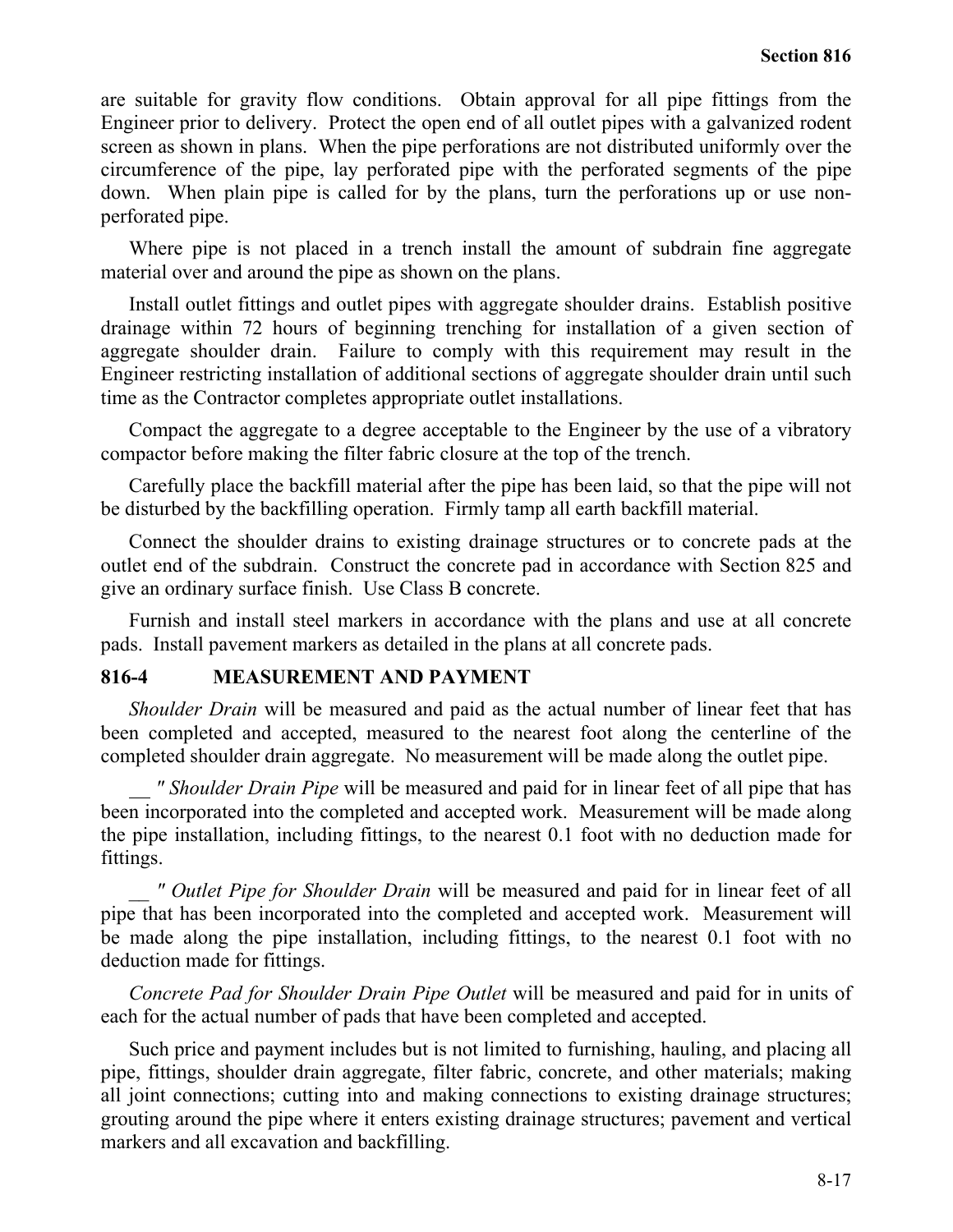are suitable for gravity flow conditions. Obtain approval for all pipe fittings from the Engineer prior to delivery. Protect the open end of all outlet pipes with a galvanized rodent screen as shown in plans. When the pipe perforations are not distributed uniformly over the circumference of the pipe, lay perforated pipe with the perforated segments of the pipe down. When plain pipe is called for by the plans, turn the perforations up or use non-perforated pipe.

Where pipe is not placed in a trench install the amount of subdrain fine aggregate material over and around the pipe as shown on the plans.

Install outlet fittings and outlet pipes with aggregate shoulder drains. Establish positive drainage within 72 hours of beginning trenching for installation of a given section of aggregate shoulder drain. Failure to comply with this requirement may result in the Engineer restricting installation of additional sections of aggregate shoulder drain until such time as the Contractor completes appropriate outlet installations.

Compact the aggregate to a degree acceptable to the Engineer by the use of a vibratory compactor before making the filter fabric closure at the top of the trench.

Carefully place the backfill material after the pipe has been laid, so that the pipe will not be disturbed by the backfilling operation. Firmly tamp all earth backfill material.

Connect the shoulder drains to existing drainage structures or to concrete pads at the outlet end of the subdrain. Construct the concrete pad in accordance with Section 825 and give an ordinary surface finish. Use Class B concrete.

Furnish and install steel markers in accordance with the plans and use at all concrete pads. Install pavement markers as detailed in the plans at all concrete pads.

## 816-4 MEASUREMENT AND PAYMENT

*Shoulder Drain* will be measured and paid as the actual number of linear feet that has been completed and accepted, measured to the nearest foot along the centerline of the completed shoulder drain aggregate. No measurement will be made along the outlet pipe.

__ *" Shoulder Drain Pipe* will be measured and paid for in linear feet of all pipe that has been incorporated into the completed and accepted work. Measurement will be made along the pipe installation, including fittings, to the nearest 0.1 foot with no deduction made for fittings.

__ *" Outlet Pipe for Shoulder Drain* will be measured and paid for in linear feet of all pipe that has been incorporated into the completed and accepted work. Measurement will be made along the pipe installation, including fittings, to the nearest 0.1 foot with no deduction made for fittings.

*Concrete Pad for Shoulder Drain Pipe Outlet* will be measured and paid for in units of each for the actual number of pads that have been completed and accepted.

Such price and payment includes but is not limited to furnishing, hauling, and placing all pipe, fittings, shoulder drain aggregate, filter fabric, concrete, and other materials; making all joint connections; cutting into and making connections to existing drainage structures; grouting around the pipe where it enters existing drainage structures; pavement and vertical markers and all excavation and backfilling.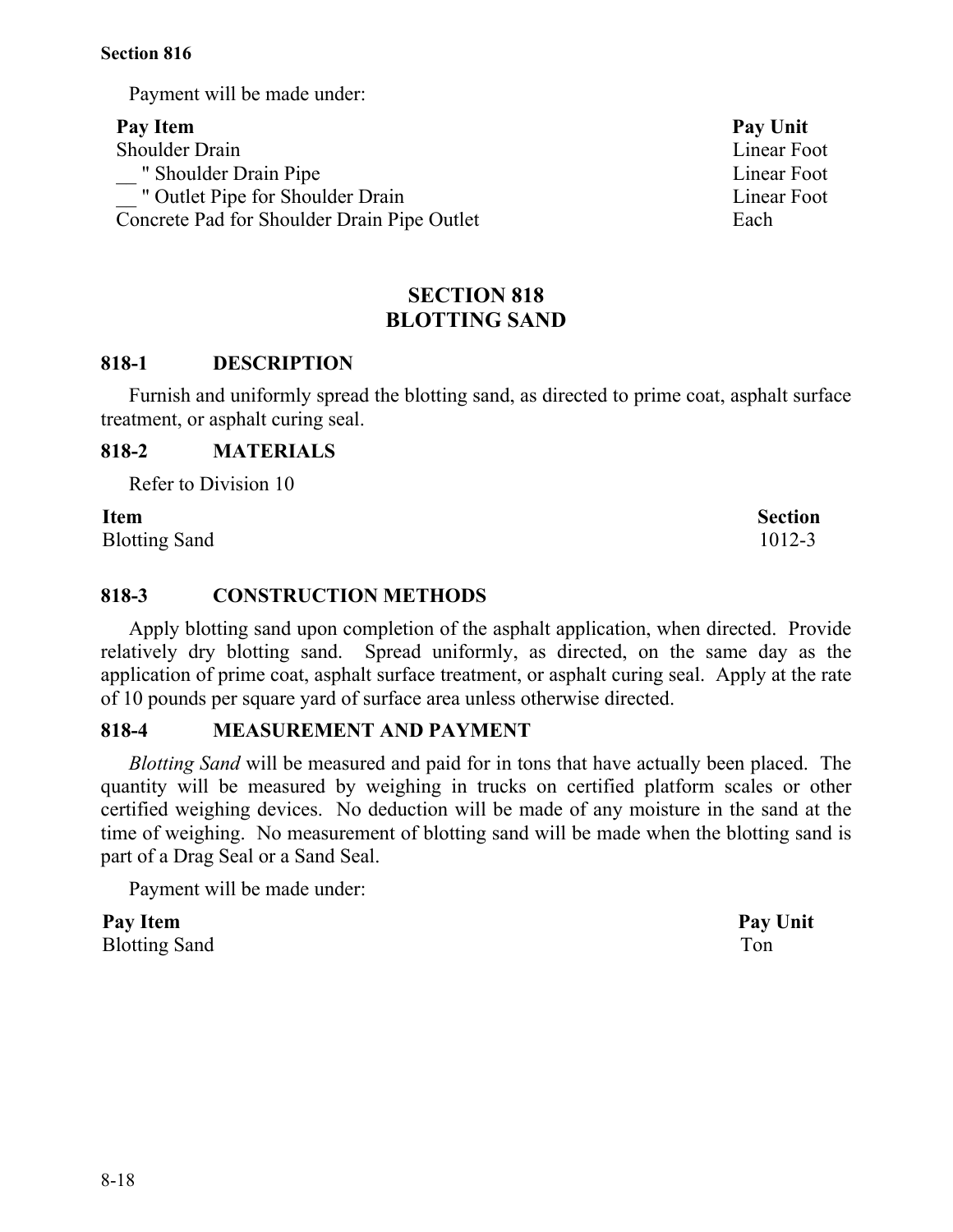Payment will be made under:

| Pay Item | Pay Unit |
|---|---|
| Shoulder Drain | Linear Foot |
| __ " Shoulder Drain Pipe | Linear Foot |
| __ " Outlet Pipe for Shoulder Drain | Linear Foot |
| Concrete Pad for Shoulder Drain Pipe Outlet | Each |

# SECTION 818
# BLOTTING SAND

## 818-1 DESCRIPTION

Furnish and uniformly spread the blotting sand, as directed to prime coat, asphalt surface treatment, or asphalt curing seal.

## 818-2 MATERIALS

Refer to Division 10

| Item | Section |
|---|---|
| Blotting Sand | 1012-3 |

## 818-3 CONSTRUCTION METHODS

Apply blotting sand upon completion of the asphalt application, when directed. Provide relatively dry blotting sand. Spread uniformly, as directed, on the same day as the application of prime coat, asphalt surface treatment, or asphalt curing seal. Apply at the rate of 10 pounds per square yard of surface area unless otherwise directed.

## 818-4 MEASUREMENT AND PAYMENT

*Blotting Sand* will be measured and paid for in tons that have actually been placed. The quantity will be measured by weighing in trucks on certified platform scales or other certified weighing devices. No deduction will be made of any moisture in the sand at the time of weighing. No measurement of blotting sand will be made when the blotting sand is part of a Drag Seal or a Sand Seal.

Payment will be made under:

| Pay Item | Pay Unit |
|---|---|
| Blotting Sand | Ton |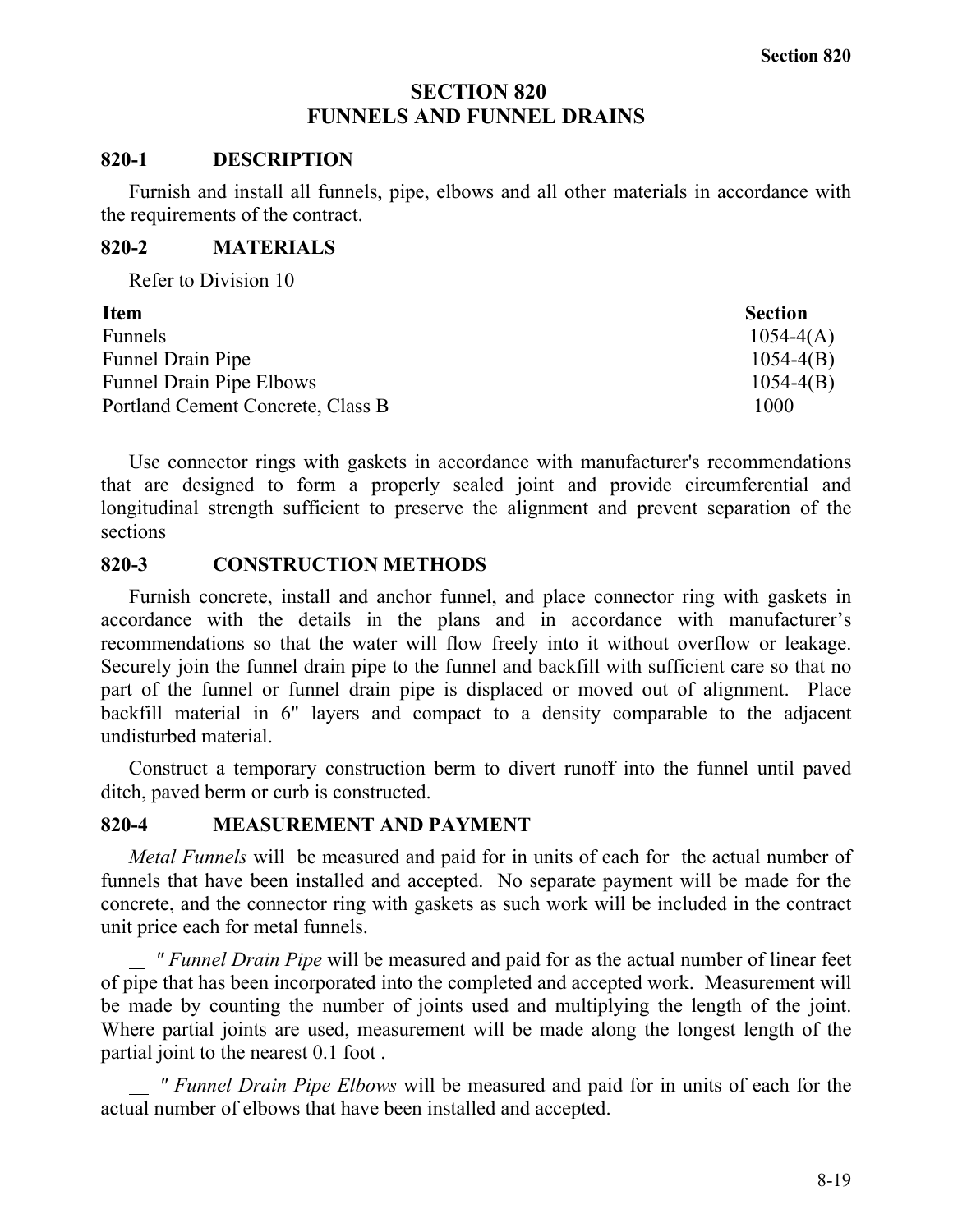# SECTION 820
# FUNNELS AND FUNNEL DRAINS

## 820-1 DESCRIPTION

Furnish and install all funnels, pipe, elbows and all other materials in accordance with the requirements of the contract.

## 820-2 MATERIALS

Refer to Division 10

| Item | Section |
|---|---|
| Funnels | 1054-4(A) |
| Funnel Drain Pipe | 1054-4(B) |
| Funnel Drain Pipe Elbows | 1054-4(B) |
| Portland Cement Concrete, Class B | 1000 |

Use connector rings with gaskets in accordance with manufacturer's recommendations that are designed to form a properly sealed joint and provide circumferential and longitudinal strength sufficient to preserve the alignment and prevent separation of the sections

## 820-3 CONSTRUCTION METHODS

Furnish concrete, install and anchor funnel, and place connector ring with gaskets in accordance with the details in the plans and in accordance with manufacturer's recommendations so that the water will flow freely into it without overflow or leakage. Securely join the funnel drain pipe to the funnel and backfill with sufficient care so that no part of the funnel or funnel drain pipe is displaced or moved out of alignment. Place backfill material in 6" layers and compact to a density comparable to the adjacent undisturbed material.

Construct a temporary construction berm to divert runoff into the funnel until paved ditch, paved berm or curb is constructed.

## 820-4 MEASUREMENT AND PAYMENT

*Metal Funnels* will be measured and paid for in units of each for the actual number of funnels that have been installed and accepted. No separate payment will be made for the concrete, and the connector ring with gaskets as such work will be included in the contract unit price each for metal funnels.

__ *" Funnel Drain Pipe* will be measured and paid for as the actual number of linear feet of pipe that has been incorporated into the completed and accepted work. Measurement will be made by counting the number of joints used and multiplying the length of the joint. Where partial joints are used, measurement will be made along the longest length of the partial joint to the nearest 0.1 foot .

__ *" Funnel Drain Pipe Elbows* will be measured and paid for in units of each for the actual number of elbows that have been installed and accepted.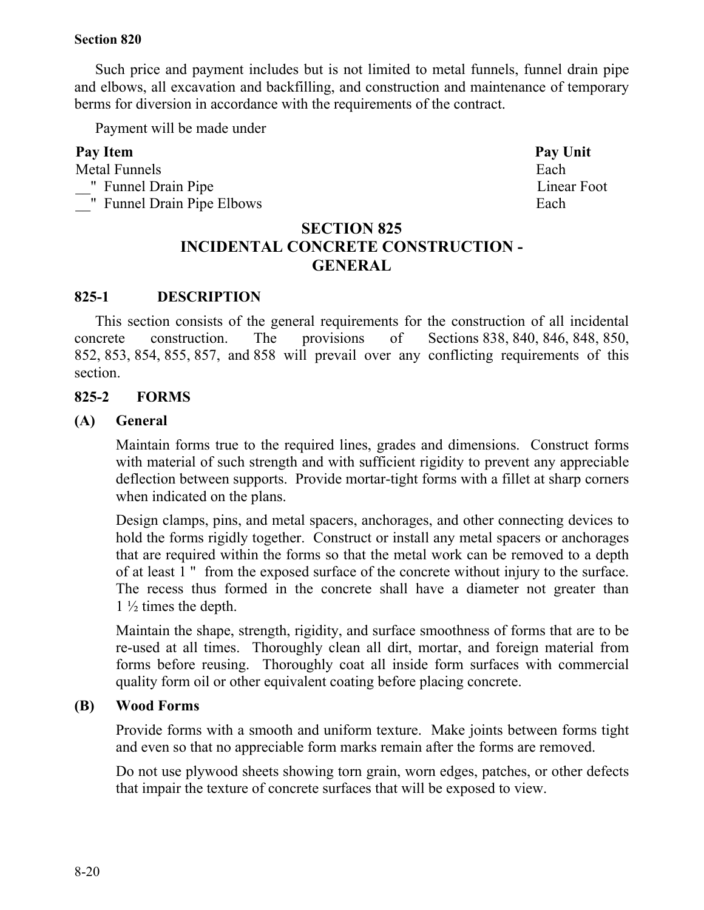Such price and payment includes but is not limited to metal funnels, funnel drain pipe and elbows, all excavation and backfilling, and construction and maintenance of temporary berms for diversion in accordance with the requirements of the contract.

Payment will be made under

| Pay Item | Pay Unit |
| --- | --- |
| Metal Funnels | Each |
| __" Funnel Drain Pipe | Linear Foot |
| __" Funnel Drain Pipe Elbows | Each |

# SECTION 825 INCIDENTAL CONCRETE CONSTRUCTION - GENERAL

## 825-1 DESCRIPTION

This section consists of the general requirements for the construction of all incidental concrete construction. The provisions of Sections 838, 840, 846, 848, 850, 852, 853, 854, 855, 857, and 858 will prevail over any conflicting requirements of this section.

## 825-2 FORMS

### (A) General

Maintain forms true to the required lines, grades and dimensions. Construct forms with material of such strength and with sufficient rigidity to prevent any appreciable deflection between supports. Provide mortar-tight forms with a fillet at sharp corners when indicated on the plans.

Design clamps, pins, and metal spacers, anchorages, and other connecting devices to hold the forms rigidly together. Construct or install any metal spacers or anchorages that are required within the forms so that the metal work can be removed to a depth of at least 1 " from the exposed surface of the concrete without injury to the surface. The recess thus formed in the concrete shall have a diameter not greater than 1 ½ times the depth.

Maintain the shape, strength, rigidity, and surface smoothness of forms that are to be re-used at all times. Thoroughly clean all dirt, mortar, and foreign material from forms before reusing. Thoroughly coat all inside form surfaces with commercial quality form oil or other equivalent coating before placing concrete.

### (B) Wood Forms

Provide forms with a smooth and uniform texture. Make joints between forms tight and even so that no appreciable form marks remain after the forms are removed.

Do not use plywood sheets showing torn grain, worn edges, patches, or other defects that impair the texture of concrete surfaces that will be exposed to view.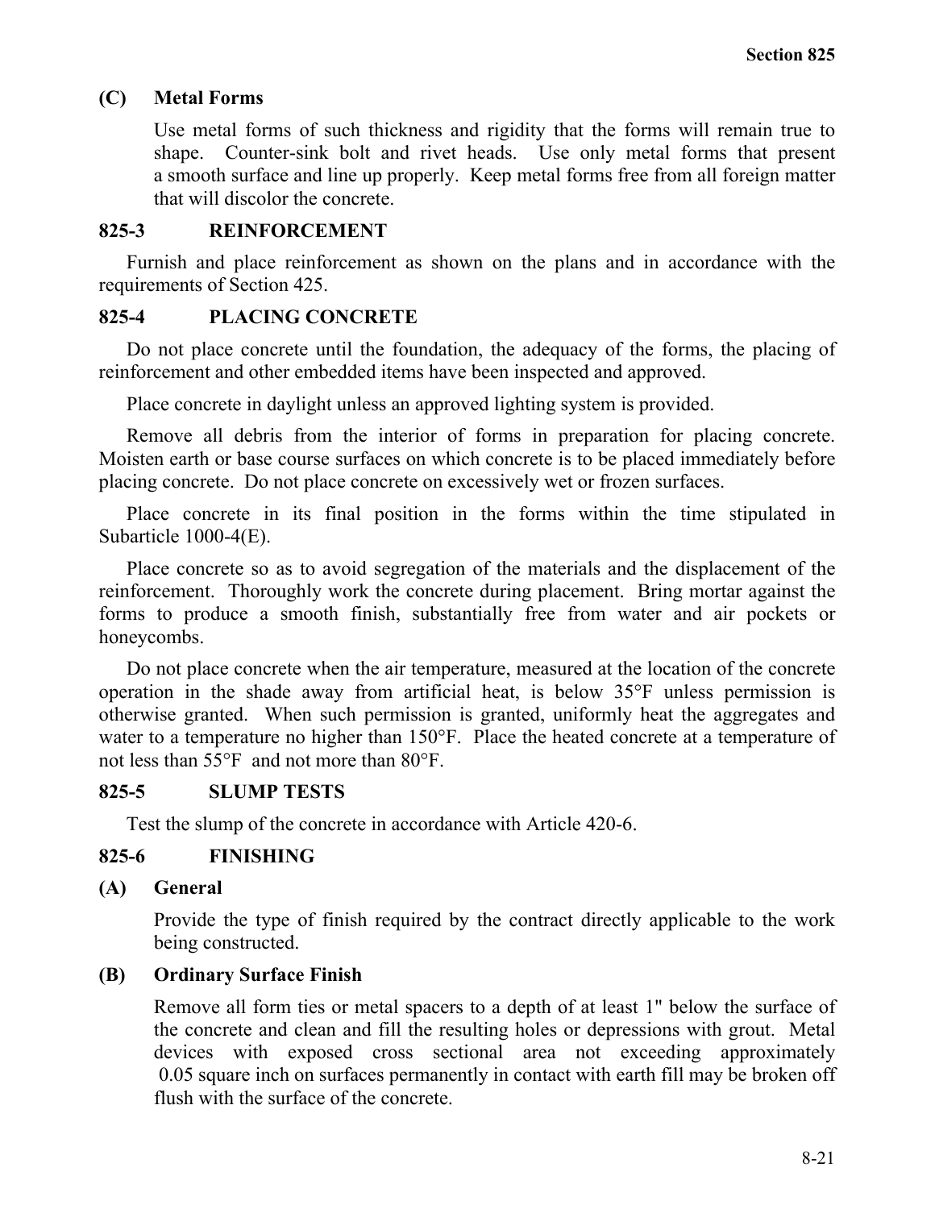### (C) Metal Forms

Use metal forms of such thickness and rigidity that the forms will remain true to shape. Counter-sink bolt and rivet heads. Use only metal forms that present a smooth surface and line up properly. Keep metal forms free from all foreign matter that will discolor the concrete.

## 825-3 REINFORCEMENT

Furnish and place reinforcement as shown on the plans and in accordance with the requirements of Section 425.

## 825-4 PLACING CONCRETE

Do not place concrete until the foundation, the adequacy of the forms, the placing of reinforcement and other embedded items have been inspected and approved.

Place concrete in daylight unless an approved lighting system is provided.

Remove all debris from the interior of forms in preparation for placing concrete. Moisten earth or base course surfaces on which concrete is to be placed immediately before placing concrete. Do not place concrete on excessively wet or frozen surfaces.

Place concrete in its final position in the forms within the time stipulated in Subarticle 1000-4(E).

Place concrete so as to avoid segregation of the materials and the displacement of the reinforcement. Thoroughly work the concrete during placement. Bring mortar against the forms to produce a smooth finish, substantially free from water and air pockets or honeycombs.

Do not place concrete when the air temperature, measured at the location of the concrete operation in the shade away from artificial heat, is below 35°F unless permission is otherwise granted. When such permission is granted, uniformly heat the aggregates and water to a temperature no higher than 150°F. Place the heated concrete at a temperature of not less than 55°F and not more than 80°F.

## 825-5 SLUMP TESTS

Test the slump of the concrete in accordance with Article 420-6.

## 825-6 FINISHING

### (A) General

Provide the type of finish required by the contract directly applicable to the work being constructed.

### (B) Ordinary Surface Finish

Remove all form ties or metal spacers to a depth of at least 1" below the surface of the concrete and clean and fill the resulting holes or depressions with grout. Metal devices with exposed cross sectional area not exceeding approximately 0.05 square inch on surfaces permanently in contact with earth fill may be broken off flush with the surface of the concrete.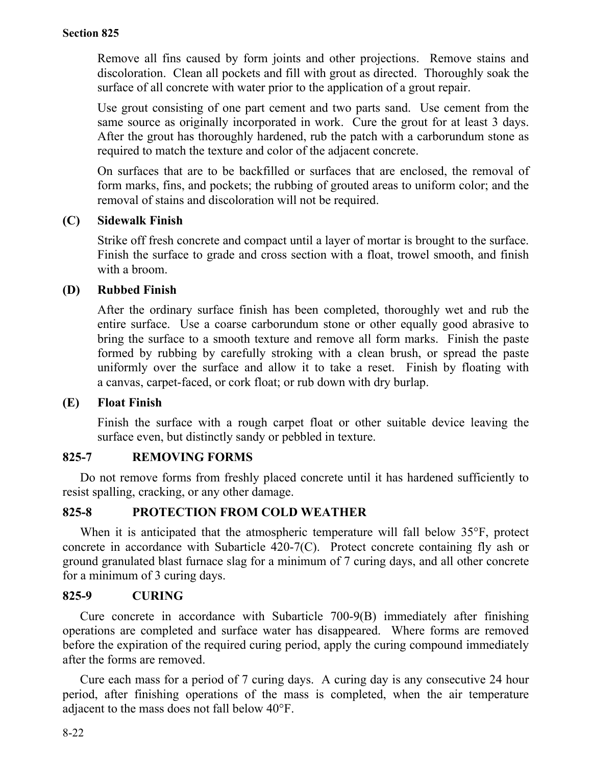Remove all fins caused by form joints and other projections. Remove stains and discoloration. Clean all pockets and fill with grout as directed. Thoroughly soak the surface of all concrete with water prior to the application of a grout repair.

Use grout consisting of one part cement and two parts sand. Use cement from the same source as originally incorporated in work. Cure the grout for at least 3 days. After the grout has thoroughly hardened, rub the patch with a carborundum stone as required to match the texture and color of the adjacent concrete.

On surfaces that are to be backfilled or surfaces that are enclosed, the removal of form marks, fins, and pockets; the rubbing of grouted areas to uniform color; and the removal of stains and discoloration will not be required.

**(C) Sidewalk Finish**

Strike off fresh concrete and compact until a layer of mortar is brought to the surface. Finish the surface to grade and cross section with a float, trowel smooth, and finish with a broom.

**(D) Rubbed Finish**

After the ordinary surface finish has been completed, thoroughly wet and rub the entire surface. Use a coarse carborundum stone or other equally good abrasive to bring the surface to a smooth texture and remove all form marks. Finish the paste formed by rubbing by carefully stroking with a clean brush, or spread the paste uniformly over the surface and allow it to take a reset. Finish by floating with a canvas, carpet-faced, or cork float; or rub down with dry burlap.

**(E) Float Finish**

Finish the surface with a rough carpet float or other suitable device leaving the surface even, but distinctly sandy or pebbled in texture.

## 825-7 REMOVING FORMS

Do not remove forms from freshly placed concrete until it has hardened sufficiently to resist spalling, cracking, or any other damage.

## 825-8 PROTECTION FROM COLD WEATHER

When it is anticipated that the atmospheric temperature will fall below 35°F, protect concrete in accordance with Subarticle 420-7(C). Protect concrete containing fly ash or ground granulated blast furnace slag for a minimum of 7 curing days, and all other concrete for a minimum of 3 curing days.

## 825-9 CURING

Cure concrete in accordance with Subarticle 700-9(B) immediately after finishing operations are completed and surface water has disappeared. Where forms are removed before the expiration of the required curing period, apply the curing compound immediately after the forms are removed.

Cure each mass for a period of 7 curing days. A curing day is any consecutive 24 hour period, after finishing operations of the mass is completed, when the air temperature adjacent to the mass does not fall below 40°F.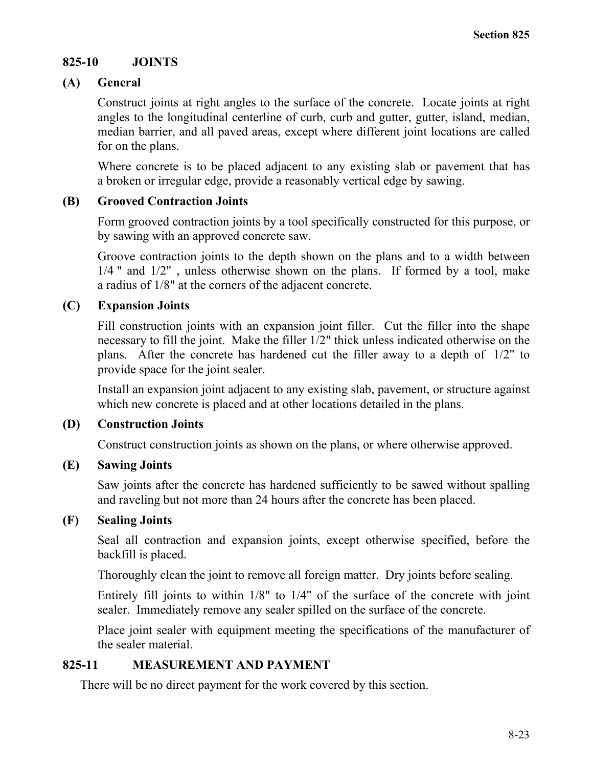## 825-10 JOINTS

### (A) General

Construct joints at right angles to the surface of the concrete. Locate joints at right angles to the longitudinal centerline of curb, curb and gutter, gutter, island, median, median barrier, and all paved areas, except where different joint locations are called for on the plans.

Where concrete is to be placed adjacent to any existing slab or pavement that has a broken or irregular edge, provide a reasonably vertical edge by sawing.

### (B) Grooved Contraction Joints

Form grooved contraction joints by a tool specifically constructed for this purpose, or by sawing with an approved concrete saw.

Groove contraction joints to the depth shown on the plans and to a width between 1/4 " and 1/2" , unless otherwise shown on the plans. If formed by a tool, make a radius of 1/8" at the corners of the adjacent concrete.

### (C) Expansion Joints

Fill construction joints with an expansion joint filler. Cut the filler into the shape necessary to fill the joint. Make the filler 1/2" thick unless indicated otherwise on the plans. After the concrete has hardened cut the filler away to a depth of 1/2" to provide space for the joint sealer.

Install an expansion joint adjacent to any existing slab, pavement, or structure against which new concrete is placed and at other locations detailed in the plans.

### (D) Construction Joints

Construct construction joints as shown on the plans, or where otherwise approved.

### (E) Sawing Joints

Saw joints after the concrete has hardened sufficiently to be sawed without spalling and raveling but not more than 24 hours after the concrete has been placed.

### (F) Sealing Joints

Seal all contraction and expansion joints, except otherwise specified, before the backfill is placed.

Thoroughly clean the joint to remove all foreign matter. Dry joints before sealing.

Entirely fill joints to within 1/8" to 1/4" of the surface of the concrete with joint sealer. Immediately remove any sealer spilled on the surface of the concrete.

Place joint sealer with equipment meeting the specifications of the manufacturer of the sealer material.

## 825-11 MEASUREMENT AND PAYMENT

There will be no direct payment for the work covered by this section.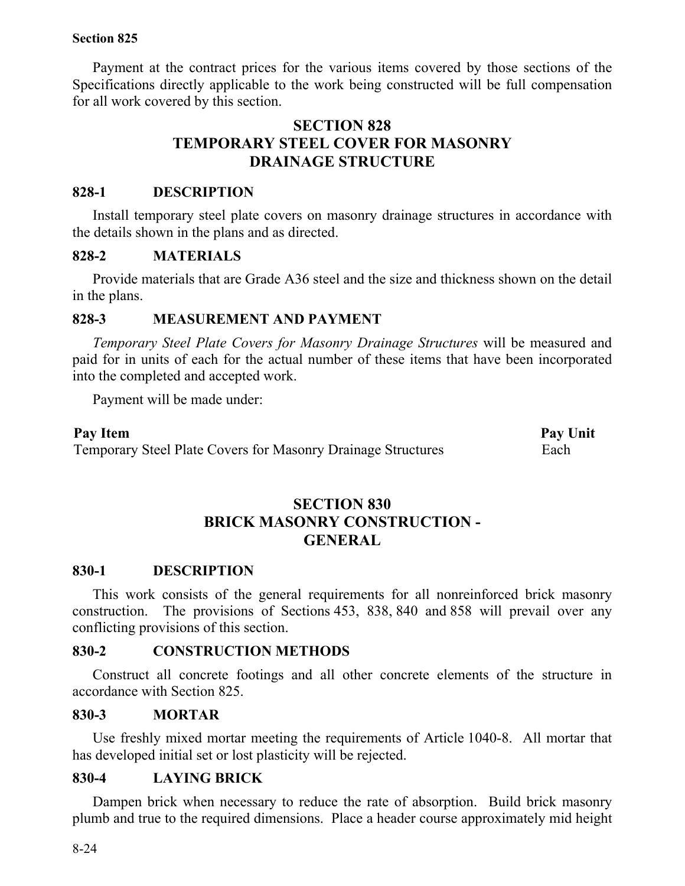Payment at the contract prices for the various items covered by those sections of the Specifications directly applicable to the work being constructed will be full compensation for all work covered by this section.

# SECTION 828
# TEMPORARY STEEL COVER FOR MASONRY DRAINAGE STRUCTURE

## 828-1 DESCRIPTION

Install temporary steel plate covers on masonry drainage structures in accordance with the details shown in the plans and as directed.

## 828-2 MATERIALS

Provide materials that are Grade A36 steel and the size and thickness shown on the detail in the plans.

## 828-3 MEASUREMENT AND PAYMENT

*Temporary Steel Plate Covers for Masonry Drainage Structures* will be measured and paid for in units of each for the actual number of these items that have been incorporated into the completed and accepted work.

Payment will be made under:

| Pay Item | Pay Unit |
|---|---|
| Temporary Steel Plate Covers for Masonry Drainage Structures | Each |

# SECTION 830
# BRICK MASONRY CONSTRUCTION - GENERAL

## 830-1 DESCRIPTION

This work consists of the general requirements for all nonreinforced brick masonry construction. The provisions of Sections 453, 838, 840 and 858 will prevail over any conflicting provisions of this section.

## 830-2 CONSTRUCTION METHODS

Construct all concrete footings and all other concrete elements of the structure in accordance with Section 825.

## 830-3 MORTAR

Use freshly mixed mortar meeting the requirements of Article 1040-8. All mortar that has developed initial set or lost plasticity will be rejected.

## 830-4 LAYING BRICK

Dampen brick when necessary to reduce the rate of absorption. Build brick masonry plumb and true to the required dimensions. Place a header course approximately mid height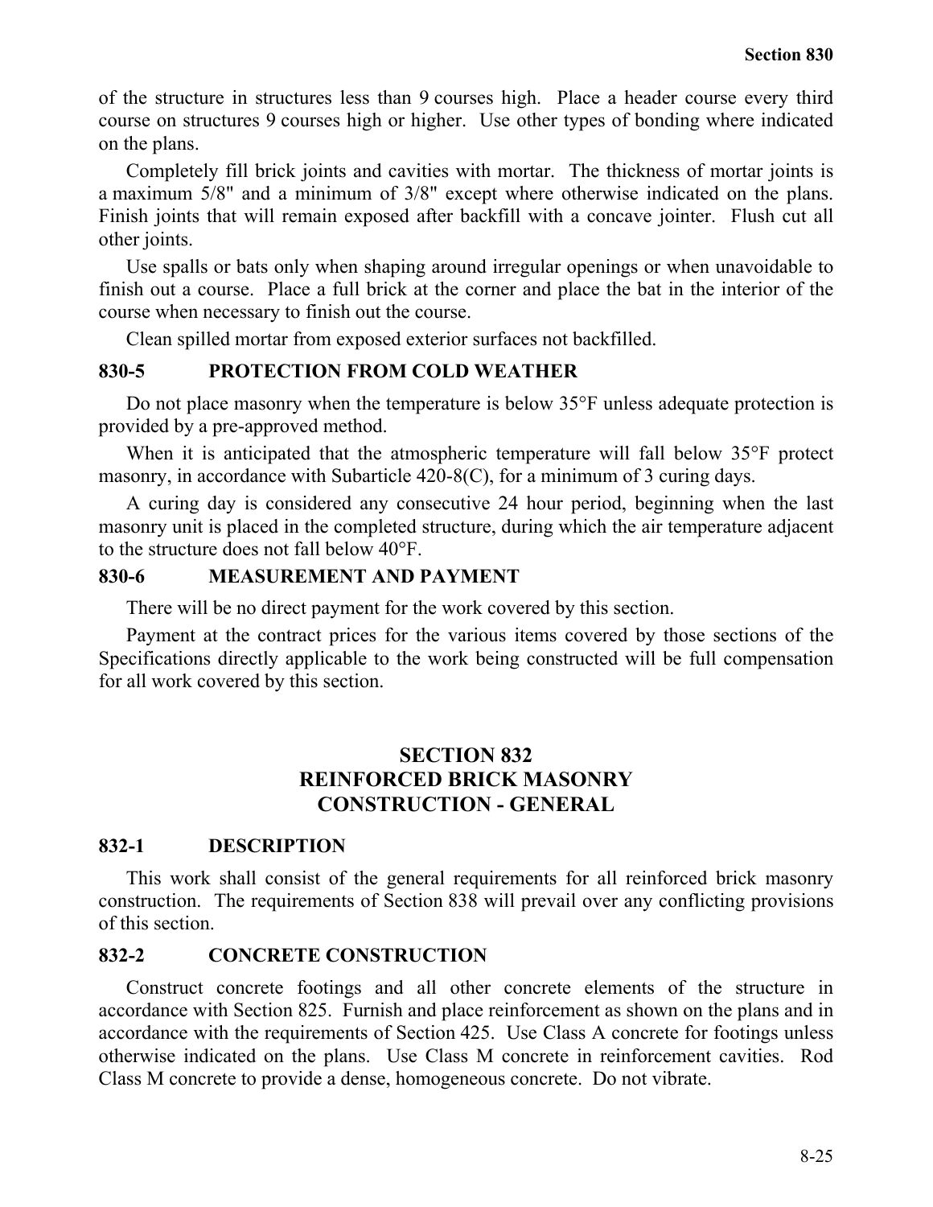of the structure in structures less than 9 courses high. Place a header course every third course on structures 9 courses high or higher. Use other types of bonding where indicated on the plans.

Completely fill brick joints and cavities with mortar. The thickness of mortar joints is a maximum 5/8" and a minimum of 3/8" except where otherwise indicated on the plans. Finish joints that will remain exposed after backfill with a concave jointer. Flush cut all other joints.

Use spalls or bats only when shaping around irregular openings or when unavoidable to finish out a course. Place a full brick at the corner and place the bat in the interior of the course when necessary to finish out the course.

Clean spilled mortar from exposed exterior surfaces not backfilled.

### 830-5 PROTECTION FROM COLD WEATHER

Do not place masonry when the temperature is below 35°F unless adequate protection is provided by a pre-approved method.

When it is anticipated that the atmospheric temperature will fall below 35°F protect masonry, in accordance with Subarticle 420-8(C), for a minimum of 3 curing days.

A curing day is considered any consecutive 24 hour period, beginning when the last masonry unit is placed in the completed structure, during which the air temperature adjacent to the structure does not fall below 40°F.

### 830-6 MEASUREMENT AND PAYMENT

There will be no direct payment for the work covered by this section.

Payment at the contract prices for the various items covered by those sections of the Specifications directly applicable to the work being constructed will be full compensation for all work covered by this section.

## SECTION 832
## REINFORCED BRICK MASONRY CONSTRUCTION - GENERAL

### 832-1 DESCRIPTION

This work shall consist of the general requirements for all reinforced brick masonry construction. The requirements of Section 838 will prevail over any conflicting provisions of this section.

### 832-2 CONCRETE CONSTRUCTION

Construct concrete footings and all other concrete elements of the structure in accordance with Section 825. Furnish and place reinforcement as shown on the plans and in accordance with the requirements of Section 425. Use Class A concrete for footings unless otherwise indicated on the plans. Use Class M concrete in reinforcement cavities. Rod Class M concrete to provide a dense, homogeneous concrete. Do not vibrate.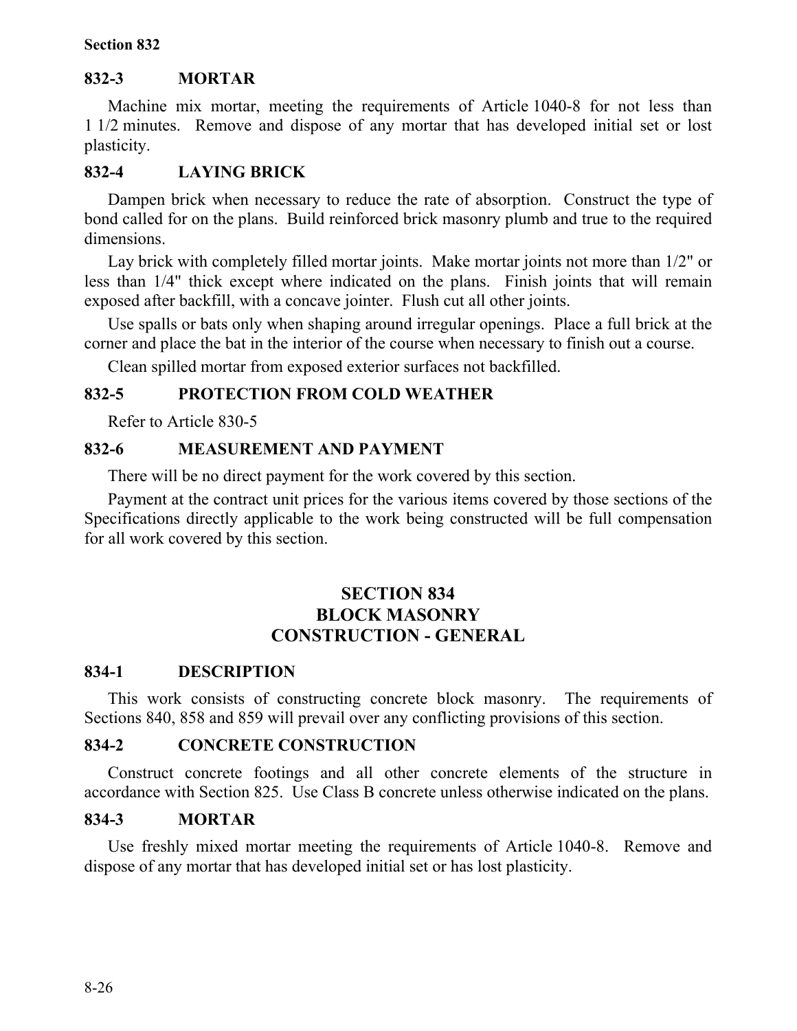## 832-3 MORTAR

Machine mix mortar, meeting the requirements of Article 1040-8 for not less than 1 1/2 minutes. Remove and dispose of any mortar that has developed initial set or lost plasticity.

## 832-4 LAYING BRICK

Dampen brick when necessary to reduce the rate of absorption. Construct the type of bond called for on the plans. Build reinforced brick masonry plumb and true to the required dimensions.

Lay brick with completely filled mortar joints. Make mortar joints not more than 1/2" or less than 1/4" thick except where indicated on the plans. Finish joints that will remain exposed after backfill, with a concave jointer. Flush cut all other joints.

Use spalls or bats only when shaping around irregular openings. Place a full brick at the corner and place the bat in the interior of the course when necessary to finish out a course.

Clean spilled mortar from exposed exterior surfaces not backfilled.

## 832-5 PROTECTION FROM COLD WEATHER

Refer to Article 830-5

## 832-6 MEASUREMENT AND PAYMENT

There will be no direct payment for the work covered by this section.

Payment at the contract unit prices for the various items covered by those sections of the Specifications directly applicable to the work being constructed will be full compensation for all work covered by this section.

# SECTION 834 BLOCK MASONRY CONSTRUCTION - GENERAL

## 834-1 DESCRIPTION

This work consists of constructing concrete block masonry. The requirements of Sections 840, 858 and 859 will prevail over any conflicting provisions of this section.

## 834-2 CONCRETE CONSTRUCTION

Construct concrete footings and all other concrete elements of the structure in accordance with Section 825. Use Class B concrete unless otherwise indicated on the plans.

## 834-3 MORTAR

Use freshly mixed mortar meeting the requirements of Article 1040-8. Remove and dispose of any mortar that has developed initial set or has lost plasticity.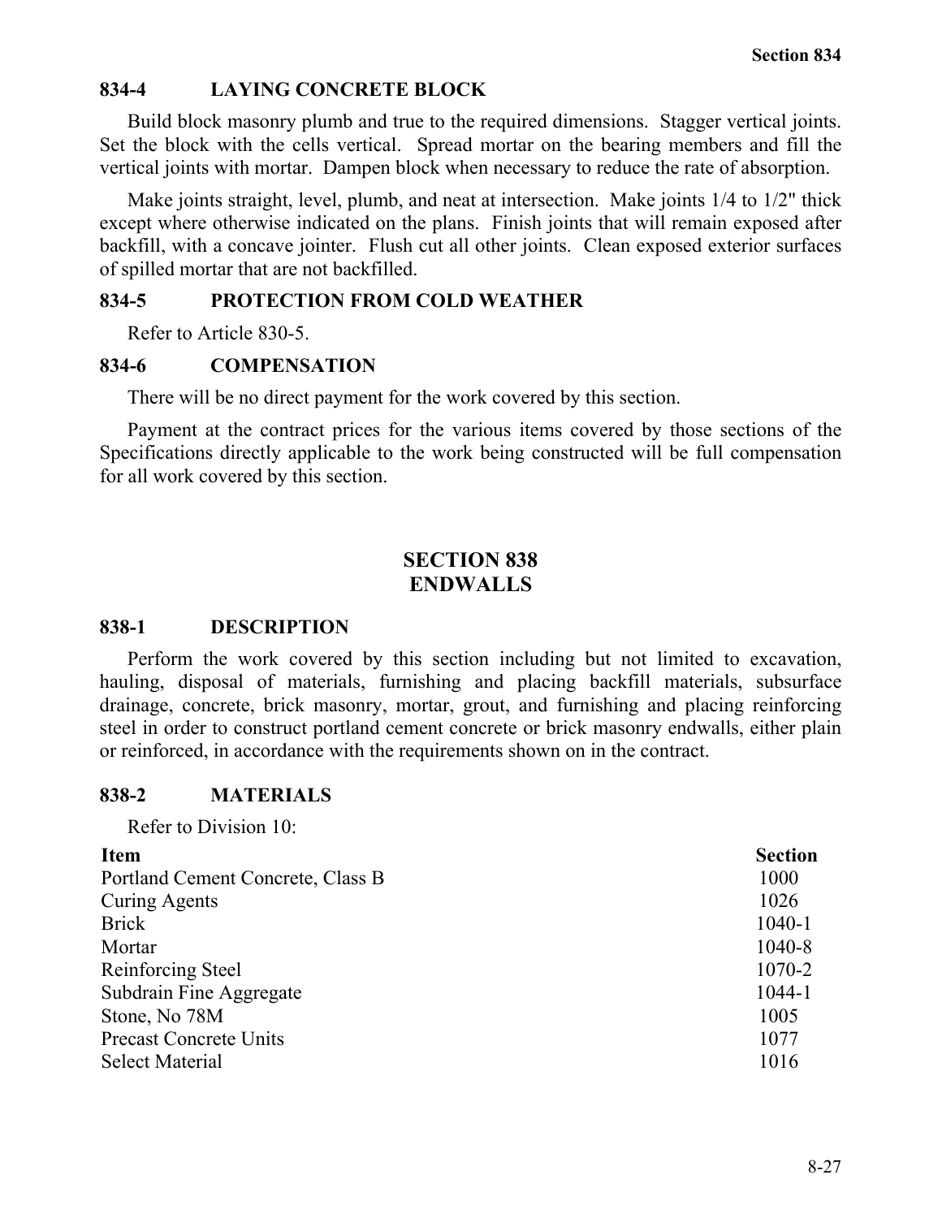### 834-4 LAYING CONCRETE BLOCK

Build block masonry plumb and true to the required dimensions. Stagger vertical joints. Set the block with the cells vertical. Spread mortar on the bearing members and fill the vertical joints with mortar. Dampen block when necessary to reduce the rate of absorption.

Make joints straight, level, plumb, and neat at intersection. Make joints 1/4 to 1/2" thick except where otherwise indicated on the plans. Finish joints that will remain exposed after backfill, with a concave jointer. Flush cut all other joints. Clean exposed exterior surfaces of spilled mortar that are not backfilled.

### 834-5 PROTECTION FROM COLD WEATHER

Refer to Article 830-5.

### 834-6 COMPENSATION

There will be no direct payment for the work covered by this section.

Payment at the contract prices for the various items covered by those sections of the Specifications directly applicable to the work being constructed will be full compensation for all work covered by this section.

## SECTION 838
## ENDWALLS

### 838-1 DESCRIPTION

Perform the work covered by this section including but not limited to excavation, hauling, disposal of materials, furnishing and placing backfill materials, subsurface drainage, concrete, brick masonry, mortar, grout, and furnishing and placing reinforcing steel in order to construct portland cement concrete or brick masonry endwalls, either plain or reinforced, in accordance with the requirements shown on in the contract.

### 838-2 MATERIALS

Refer to Division 10:

| Item | Section |
|---|---|
| Portland Cement Concrete, Class B | 1000 |
| Curing Agents | 1026 |
| Brick | 1040-1 |
| Mortar | 1040-8 |
| Reinforcing Steel | 1070-2 |
| Subdrain Fine Aggregate | 1044-1 |
| Stone, No 78M | 1005 |
| Precast Concrete Units | 1077 |
| Select Material | 1016 |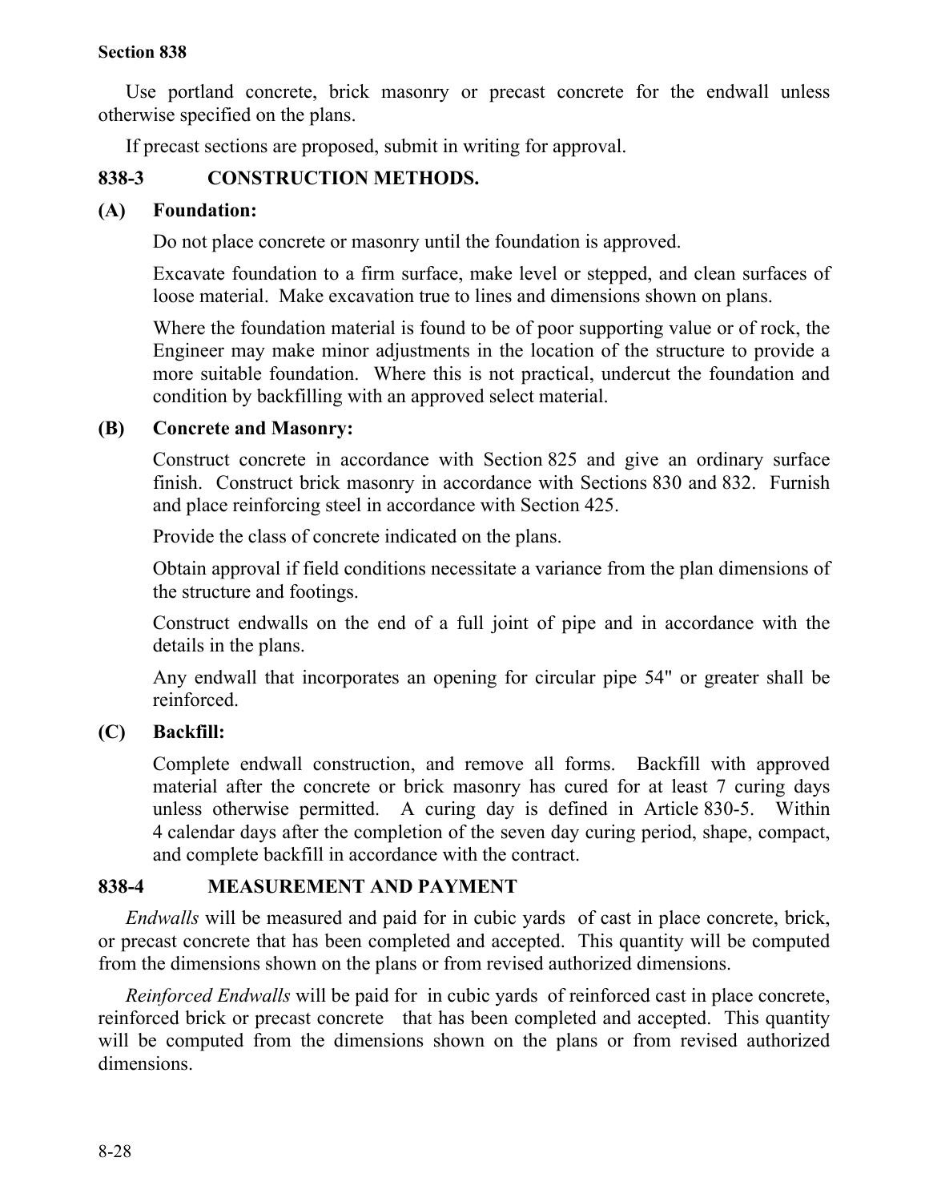Use portland concrete, brick masonry or precast concrete for the endwall unless otherwise specified on the plans.

If precast sections are proposed, submit in writing for approval.

## 838-3 CONSTRUCTION METHODS.

### (A) Foundation:

Do not place concrete or masonry until the foundation is approved.

Excavate foundation to a firm surface, make level or stepped, and clean surfaces of loose material. Make excavation true to lines and dimensions shown on plans.

Where the foundation material is found to be of poor supporting value or of rock, the Engineer may make minor adjustments in the location of the structure to provide a more suitable foundation. Where this is not practical, undercut the foundation and condition by backfilling with an approved select material.

### (B) Concrete and Masonry:

Construct concrete in accordance with Section 825 and give an ordinary surface finish. Construct brick masonry in accordance with Sections 830 and 832. Furnish and place reinforcing steel in accordance with Section 425.

Provide the class of concrete indicated on the plans.

Obtain approval if field conditions necessitate a variance from the plan dimensions of the structure and footings.

Construct endwalls on the end of a full joint of pipe and in accordance with the details in the plans.

Any endwall that incorporates an opening for circular pipe 54" or greater shall be reinforced.

### (C) Backfill:

Complete endwall construction, and remove all forms. Backfill with approved material after the concrete or brick masonry has cured for at least 7 curing days unless otherwise permitted. A curing day is defined in Article 830-5. Within 4 calendar days after the completion of the seven day curing period, shape, compact, and complete backfill in accordance with the contract.

## 838-4 MEASUREMENT AND PAYMENT

*Endwalls* will be measured and paid for in cubic yards of cast in place concrete, brick, or precast concrete that has been completed and accepted. This quantity will be computed from the dimensions shown on the plans or from revised authorized dimensions.

*Reinforced Endwalls* will be paid for in cubic yards of reinforced cast in place concrete, reinforced brick or precast concrete that has been completed and accepted. This quantity will be computed from the dimensions shown on the plans or from revised authorized dimensions.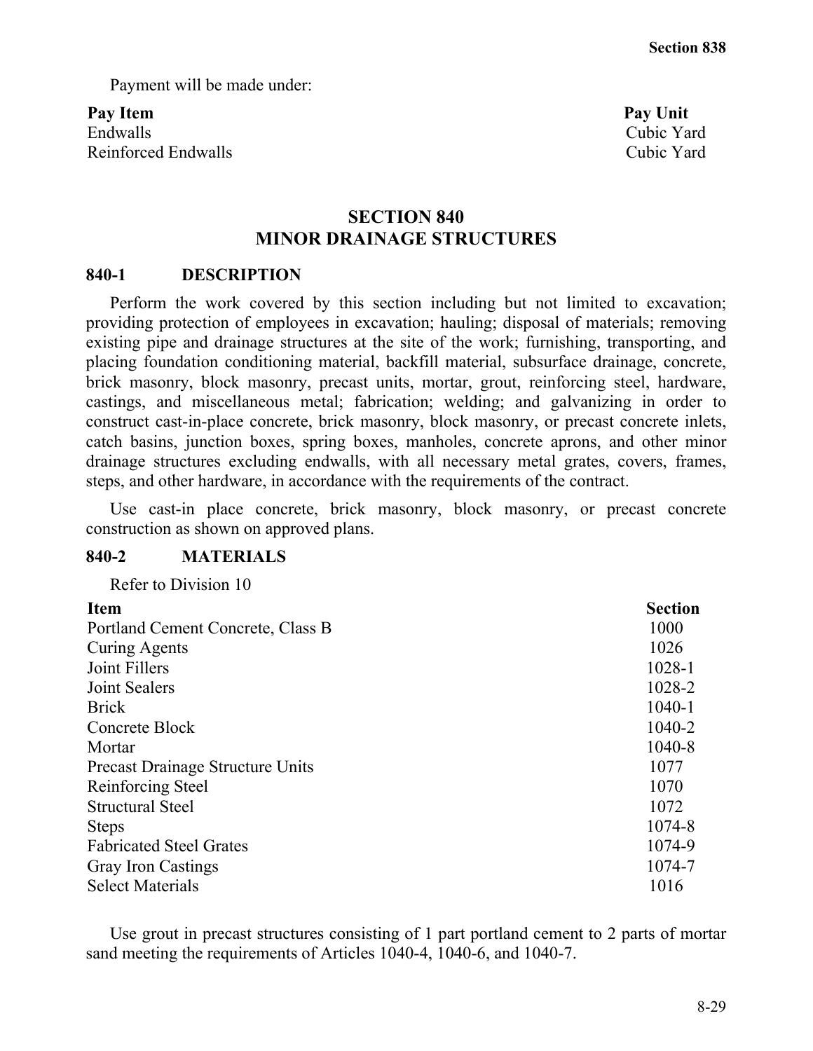Payment will be made under:

| Pay Item | Pay Unit |
|---|---|
| Endwalls | Cubic Yard |
| Reinforced Endwalls | Cubic Yard |

# SECTION 840
# MINOR DRAINAGE STRUCTURES

## 840-1 DESCRIPTION

Perform the work covered by this section including but not limited to excavation; providing protection of employees in excavation; hauling; disposal of materials; removing existing pipe and drainage structures at the site of the work; furnishing, transporting, and placing foundation conditioning material, backfill material, subsurface drainage, concrete, brick masonry, block masonry, precast units, mortar, grout, reinforcing steel, hardware, castings, and miscellaneous metal; fabrication; welding; and galvanizing in order to construct cast-in-place concrete, brick masonry, block masonry, or precast concrete inlets, catch basins, junction boxes, spring boxes, manholes, concrete aprons, and other minor drainage structures excluding endwalls, with all necessary metal grates, covers, frames, steps, and other hardware, in accordance with the requirements of the contract.

Use cast-in place concrete, brick masonry, block masonry, or precast concrete construction as shown on approved plans.

## 840-2 MATERIALS

Refer to Division 10

| Item | Section |
|---|---|
| Portland Cement Concrete, Class B | 1000 |
| Curing Agents | 1026 |
| Joint Fillers | 1028-1 |
| Joint Sealers | 1028-2 |
| Brick | 1040-1 |
| Concrete Block | 1040-2 |
| Mortar | 1040-8 |
| Precast Drainage Structure Units | 1077 |
| Reinforcing Steel | 1070 |
| Structural Steel | 1072 |
| Steps | 1074-8 |
| Fabricated Steel Grates | 1074-9 |
| Gray Iron Castings | 1074-7 |
| Select Materials | 1016 |

Use grout in precast structures consisting of 1 part portland cement to 2 parts of mortar sand meeting the requirements of Articles 1040-4, 1040-6, and 1040-7.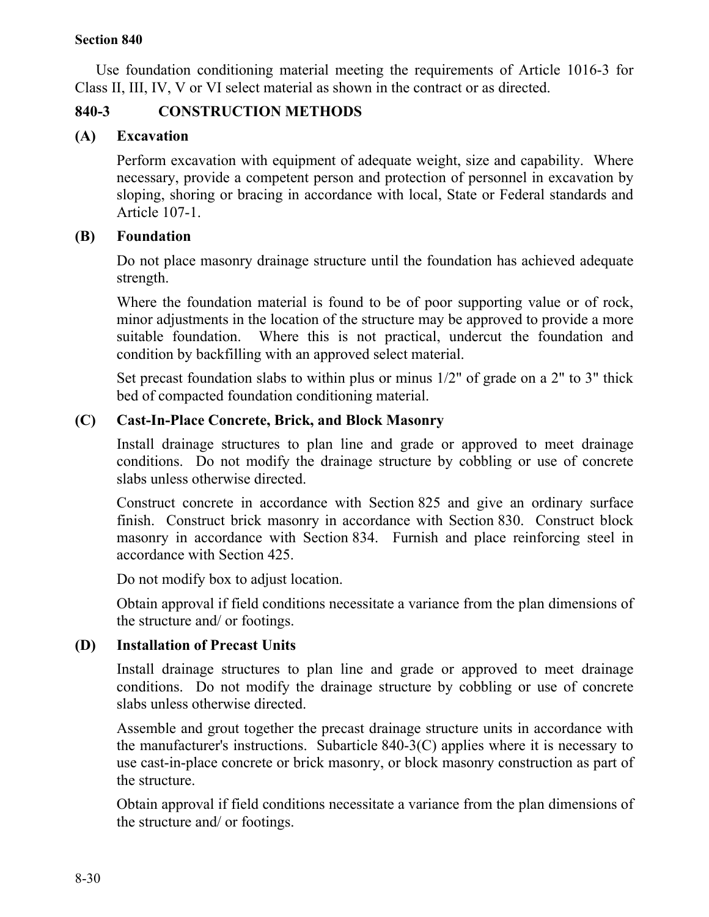Use foundation conditioning material meeting the requirements of Article 1016-3 for Class II, III, IV, V or VI select material as shown in the contract or as directed.

## 840-3 CONSTRUCTION METHODS

### (A) Excavation

Perform excavation with equipment of adequate weight, size and capability. Where necessary, provide a competent person and protection of personnel in excavation by sloping, shoring or bracing in accordance with local, State or Federal standards and Article 107-1.

### (B) Foundation

Do not place masonry drainage structure until the foundation has achieved adequate strength.

Where the foundation material is found to be of poor supporting value or of rock, minor adjustments in the location of the structure may be approved to provide a more suitable foundation. Where this is not practical, undercut the foundation and condition by backfilling with an approved select material.

Set precast foundation slabs to within plus or minus 1/2" of grade on a 2" to 3" thick bed of compacted foundation conditioning material.

### (C) Cast-In-Place Concrete, Brick, and Block Masonry

Install drainage structures to plan line and grade or approved to meet drainage conditions. Do not modify the drainage structure by cobbling or use of concrete slabs unless otherwise directed.

Construct concrete in accordance with Section 825 and give an ordinary surface finish. Construct brick masonry in accordance with Section 830. Construct block masonry in accordance with Section 834. Furnish and place reinforcing steel in accordance with Section 425.

Do not modify box to adjust location.

Obtain approval if field conditions necessitate a variance from the plan dimensions of the structure and/ or footings.

### (D) Installation of Precast Units

Install drainage structures to plan line and grade or approved to meet drainage conditions. Do not modify the drainage structure by cobbling or use of concrete slabs unless otherwise directed.

Assemble and grout together the precast drainage structure units in accordance with the manufacturer's instructions. Subarticle 840-3(C) applies where it is necessary to use cast-in-place concrete or brick masonry, or block masonry construction as part of the structure.

Obtain approval if field conditions necessitate a variance from the plan dimensions of the structure and/ or footings.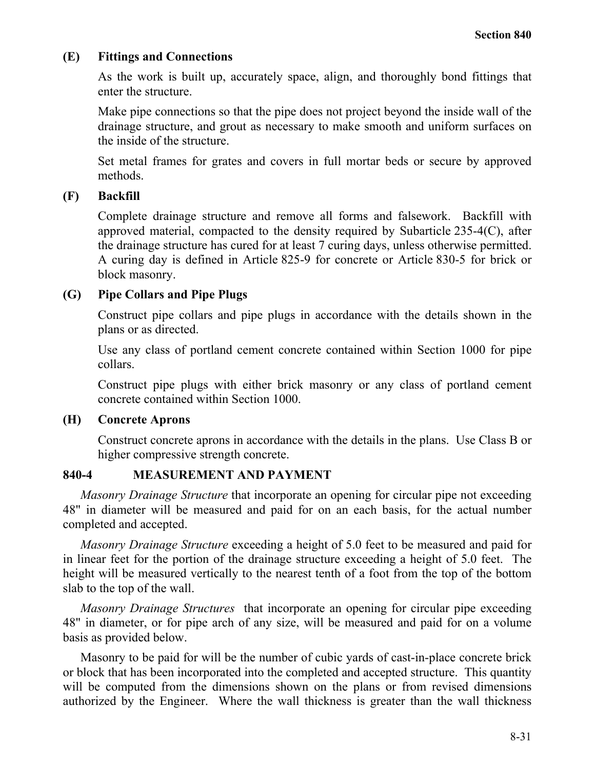### (E) Fittings and Connections

As the work is built up, accurately space, align, and thoroughly bond fittings that enter the structure.

Make pipe connections so that the pipe does not project beyond the inside wall of the drainage structure, and grout as necessary to make smooth and uniform surfaces on the inside of the structure.

Set metal frames for grates and covers in full mortar beds or secure by approved methods.

### (F) Backfill

Complete drainage structure and remove all forms and falsework. Backfill with approved material, compacted to the density required by Subarticle 235-4(C), after the drainage structure has cured for at least 7 curing days, unless otherwise permitted. A curing day is defined in Article 825-9 for concrete or Article 830-5 for brick or block masonry.

### (G) Pipe Collars and Pipe Plugs

Construct pipe collars and pipe plugs in accordance with the details shown in the plans or as directed.

Use any class of portland cement concrete contained within Section 1000 for pipe collars.

Construct pipe plugs with either brick masonry or any class of portland cement concrete contained within Section 1000.

### (H) Concrete Aprons

Construct concrete aprons in accordance with the details in the plans. Use Class B or higher compressive strength concrete.

## 840-4 MEASUREMENT AND PAYMENT

*Masonry Drainage Structure* that incorporate an opening for circular pipe not exceeding 48" in diameter will be measured and paid for on an each basis, for the actual number completed and accepted.

*Masonry Drainage Structure* exceeding a height of 5.0 feet to be measured and paid for in linear feet for the portion of the drainage structure exceeding a height of 5.0 feet. The height will be measured vertically to the nearest tenth of a foot from the top of the bottom slab to the top of the wall.

*Masonry Drainage Structures* that incorporate an opening for circular pipe exceeding 48" in diameter, or for pipe arch of any size, will be measured and paid for on a volume basis as provided below.

Masonry to be paid for will be the number of cubic yards of cast-in-place concrete brick or block that has been incorporated into the completed and accepted structure. This quantity will be computed from the dimensions shown on the plans or from revised dimensions authorized by the Engineer. Where the wall thickness is greater than the wall thickness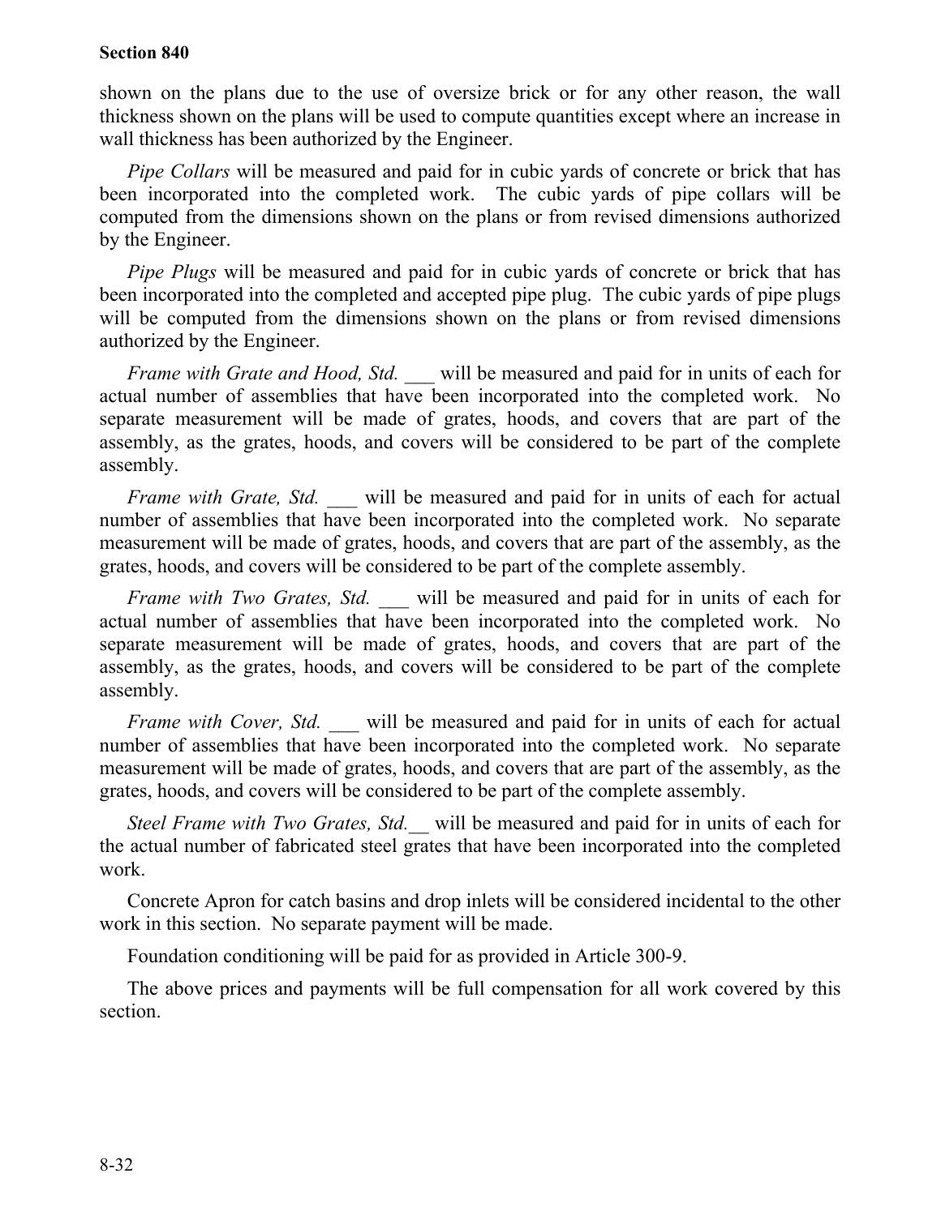shown on the plans due to the use of oversize brick or for any other reason, the wall thickness shown on the plans will be used to compute quantities except where an increase in wall thickness has been authorized by the Engineer.

*Pipe Collars* will be measured and paid for in cubic yards of concrete or brick that has been incorporated into the completed work. The cubic yards of pipe collars will be computed from the dimensions shown on the plans or from revised dimensions authorized by the Engineer.

*Pipe Plugs* will be measured and paid for in cubic yards of concrete or brick that has been incorporated into the completed and accepted pipe plug. The cubic yards of pipe plugs will be computed from the dimensions shown on the plans or from revised dimensions authorized by the Engineer.

*Frame with Grate and Hood, Std.* ___ will be measured and paid for in units of each for actual number of assemblies that have been incorporated into the completed work. No separate measurement will be made of grates, hoods, and covers that are part of the assembly, as the grates, hoods, and covers will be considered to be part of the complete assembly.

*Frame with Grate, Std.* ___ will be measured and paid for in units of each for actual number of assemblies that have been incorporated into the completed work. No separate measurement will be made of grates, hoods, and covers that are part of the assembly, as the grates, hoods, and covers will be considered to be part of the complete assembly.

*Frame with Two Grates, Std.* ___ will be measured and paid for in units of each for actual number of assemblies that have been incorporated into the completed work. No separate measurement will be made of grates, hoods, and covers that are part of the assembly, as the grates, hoods, and covers will be considered to be part of the complete assembly.

*Frame with Cover, Std.* ___ will be measured and paid for in units of each for actual number of assemblies that have been incorporated into the completed work. No separate measurement will be made of grates, hoods, and covers that are part of the assembly, as the grates, hoods, and covers will be considered to be part of the complete assembly.

*Steel Frame with Two Grates, Std.*__ will be measured and paid for in units of each for the actual number of fabricated steel grates that have been incorporated into the completed work.

Concrete Apron for catch basins and drop inlets will be considered incidental to the other work in this section. No separate payment will be made.

Foundation conditioning will be paid for as provided in Article 300-9.

The above prices and payments will be full compensation for all work covered by this section.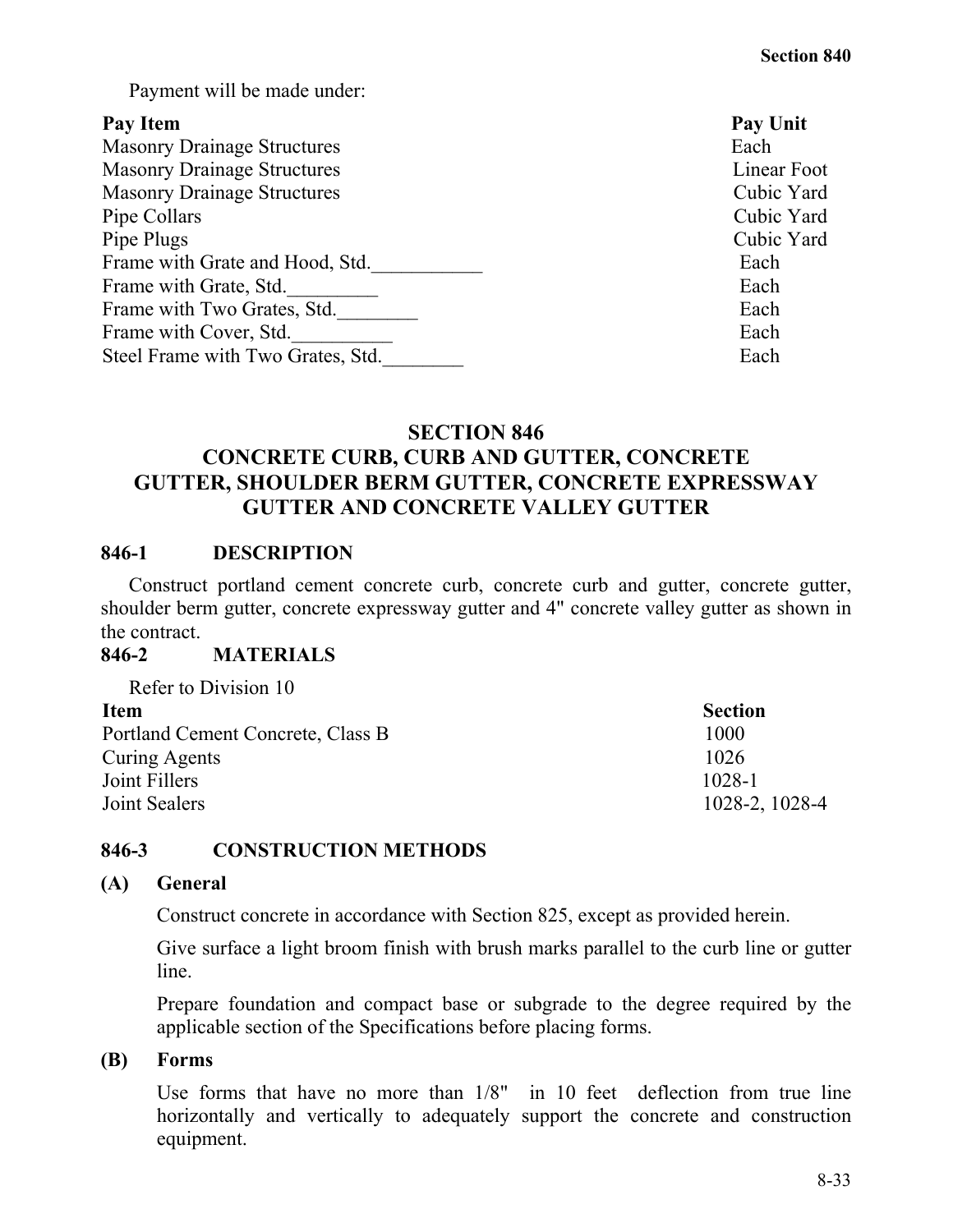Payment will be made under:

| Pay Item | Pay Unit |
|---|---|
| Masonry Drainage Structures | Each |
| Masonry Drainage Structures | Linear Foot |
| Masonry Drainage Structures | Cubic Yard |
| Pipe Collars | Cubic Yard |
| Pipe Plugs | Cubic Yard |
| Frame with Grate and Hood, Std.___________ | Each |
| Frame with Grate, Std._________ | Each |
| Frame with Two Grates, Std.________ | Each |
| Frame with Cover, Std.__________ | Each |
| Steel Frame with Two Grates, Std.________ | Each |

# SECTION 846
# CONCRETE CURB, CURB AND GUTTER, CONCRETE GUTTER, SHOULDER BERM GUTTER, CONCRETE EXPRESSWAY GUTTER AND CONCRETE VALLEY GUTTER

## 846-1 DESCRIPTION

Construct portland cement concrete curb, concrete curb and gutter, concrete gutter, shoulder berm gutter, concrete expressway gutter and 4" concrete valley gutter as shown in the contract.

## 846-2 MATERIALS

Refer to Division 10

| Item | Section |
|---|---|
| Portland Cement Concrete, Class B | 1000 |
| Curing Agents | 1026 |
| Joint Fillers | 1028-1 |
| Joint Sealers | 1028-2, 1028-4 |

## 846-3 CONSTRUCTION METHODS

### (A) General

Construct concrete in accordance with Section 825, except as provided herein.

Give surface a light broom finish with brush marks parallel to the curb line or gutter line.

Prepare foundation and compact base or subgrade to the degree required by the applicable section of the Specifications before placing forms.

### (B) Forms

Use forms that have no more than 1/8" in 10 feet deflection from true line horizontally and vertically to adequately support the concrete and construction equipment.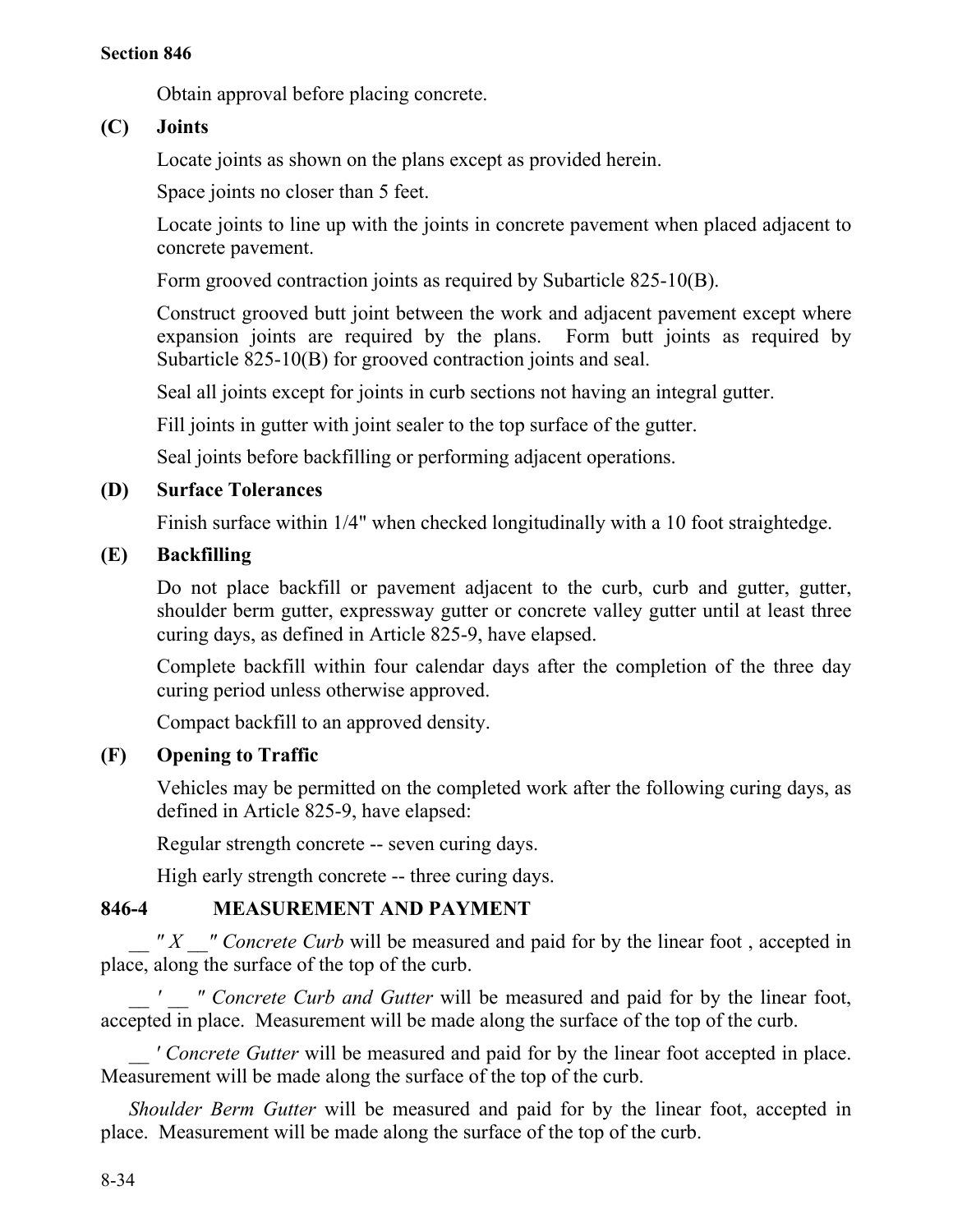Obtain approval before placing concrete.

### (C) Joints

Locate joints as shown on the plans except as provided herein.

Space joints no closer than 5 feet.

Locate joints to line up with the joints in concrete pavement when placed adjacent to concrete pavement.

Form grooved contraction joints as required by Subarticle 825-10(B).

Construct grooved butt joint between the work and adjacent pavement except where expansion joints are required by the plans. Form butt joints as required by Subarticle 825-10(B) for grooved contraction joints and seal.

Seal all joints except for joints in curb sections not having an integral gutter.

Fill joints in gutter with joint sealer to the top surface of the gutter.

Seal joints before backfilling or performing adjacent operations.

### (D) Surface Tolerances

Finish surface within 1/4" when checked longitudinally with a 10 foot straightedge.

### (E) Backfilling

Do not place backfill or pavement adjacent to the curb, curb and gutter, gutter, shoulder berm gutter, expressway gutter or concrete valley gutter until at least three curing days, as defined in Article 825-9, have elapsed.

Complete backfill within four calendar days after the completion of the three day curing period unless otherwise approved.

Compact backfill to an approved density.

### (F) Opening to Traffic

Vehicles may be permitted on the completed work after the following curing days, as defined in Article 825-9, have elapsed:

Regular strength concrete -- seven curing days.

High early strength concrete -- three curing days.

## 846-4 MEASUREMENT AND PAYMENT

*__ " X __" Concrete Curb* will be measured and paid for by the linear foot , accepted in place, along the surface of the top of the curb.

*__ ' __ " Concrete Curb and Gutter* will be measured and paid for by the linear foot, accepted in place. Measurement will be made along the surface of the top of the curb.

*__ ' Concrete Gutter* will be measured and paid for by the linear foot accepted in place. Measurement will be made along the surface of the top of the curb.

*Shoulder Berm Gutter* will be measured and paid for by the linear foot, accepted in place. Measurement will be made along the surface of the top of the curb.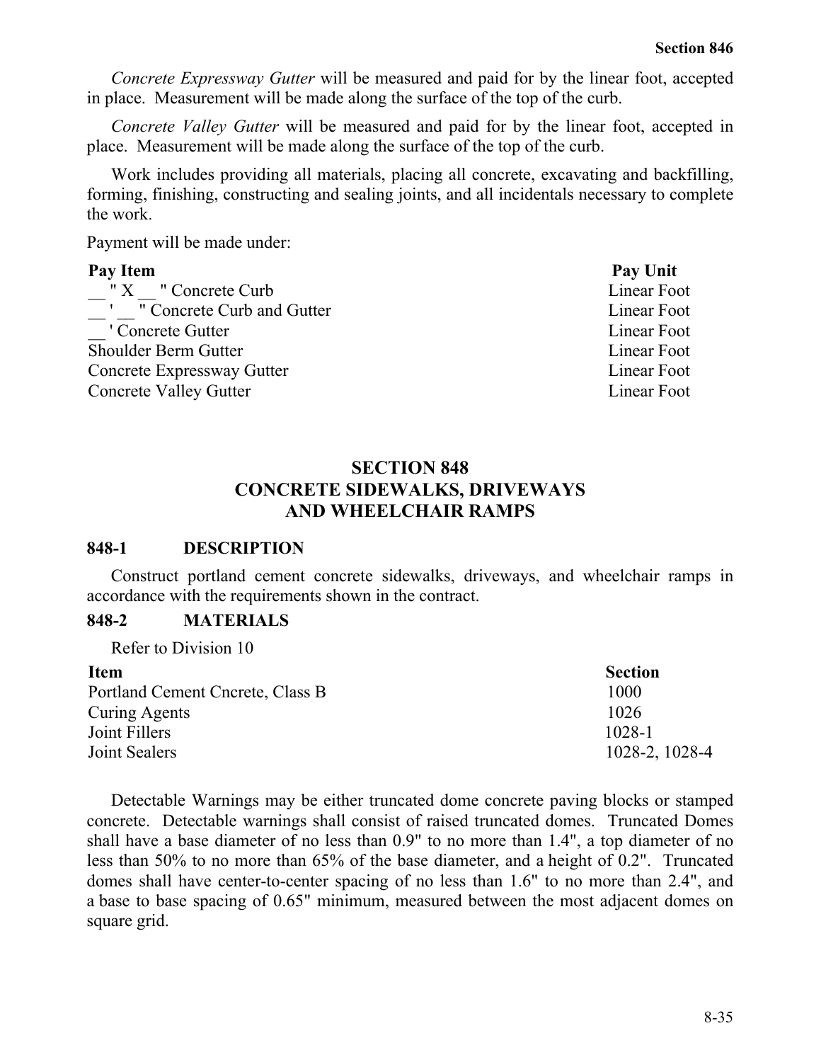*Concrete Expressway Gutter* will be measured and paid for by the linear foot, accepted in place. Measurement will be made along the surface of the top of the curb.

*Concrete Valley Gutter* will be measured and paid for by the linear foot, accepted in place. Measurement will be made along the surface of the top of the curb.

Work includes providing all materials, placing all concrete, excavating and backfilling, forming, finishing, constructing and sealing joints, and all incidentals necessary to complete the work.

Payment will be made under:

| Pay Item | Pay Unit |
|---|---|
| __ " X __ " Concrete Curb | Linear Foot |
| __ ' __ " Concrete Curb and Gutter | Linear Foot |
| __ ' Concrete Gutter | Linear Foot |
| Shoulder Berm Gutter | Linear Foot |
| Concrete Expressway Gutter | Linear Foot |
| Concrete Valley Gutter | Linear Foot |

# SECTION 848
# CONCRETE SIDEWALKS, DRIVEWAYS AND WHEELCHAIR RAMPS

## 848-1 DESCRIPTION

Construct portland cement concrete sidewalks, driveways, and wheelchair ramps in accordance with the requirements shown in the contract.

## 848-2 MATERIALS

Refer to Division 10

| Item | Section |
|---|---|
| Portland Cement Cncrete, Class B | 1000 |
| Curing Agents | 1026 |
| Joint Fillers | 1028-1 |
| Joint Sealers | 1028-2, 1028-4 |

Detectable Warnings may be either truncated dome concrete paving blocks or stamped concrete. Detectable warnings shall consist of raised truncated domes. Truncated Domes shall have a base diameter of no less than 0.9" to no more than 1.4", a top diameter of no less than 50% to no more than 65% of the base diameter, and a height of 0.2". Truncated domes shall have center-to-center spacing of no less than 1.6" to no more than 2.4", and a base to base spacing of 0.65" minimum, measured between the most adjacent domes on square grid.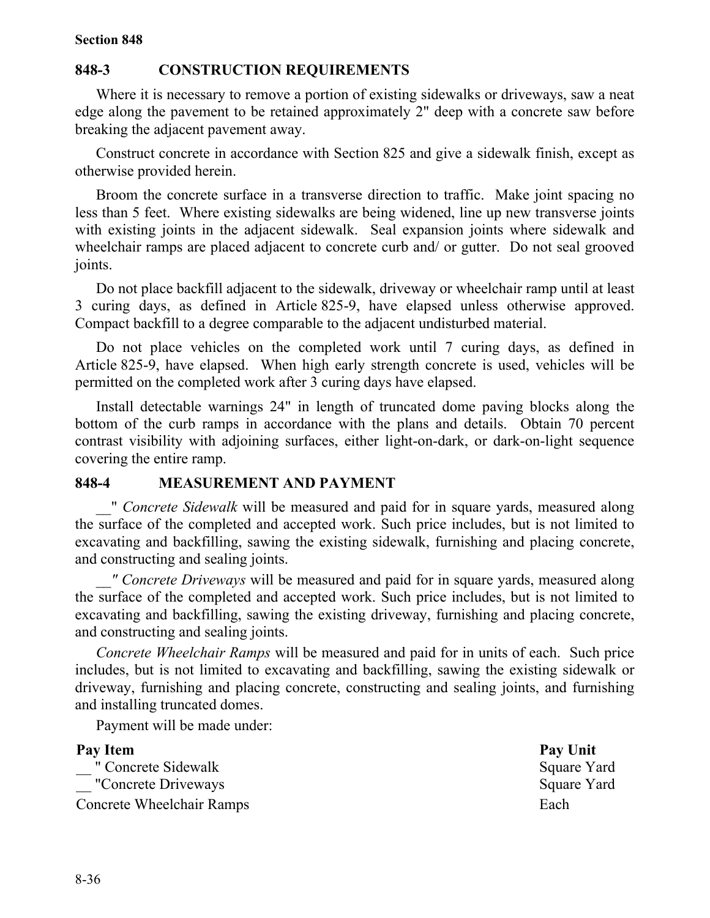## 848-3 CONSTRUCTION REQUIREMENTS

Where it is necessary to remove a portion of existing sidewalks or driveways, saw a neat edge along the pavement to be retained approximately 2" deep with a concrete saw before breaking the adjacent pavement away.

Construct concrete in accordance with Section 825 and give a sidewalk finish, except as otherwise provided herein.

Broom the concrete surface in a transverse direction to traffic. Make joint spacing no less than 5 feet. Where existing sidewalks are being widened, line up new transverse joints with existing joints in the adjacent sidewalk. Seal expansion joints where sidewalk and wheelchair ramps are placed adjacent to concrete curb and/ or gutter. Do not seal grooved joints.

Do not place backfill adjacent to the sidewalk, driveway or wheelchair ramp until at least 3 curing days, as defined in Article 825-9, have elapsed unless otherwise approved. Compact backfill to a degree comparable to the adjacent undisturbed material.

Do not place vehicles on the completed work until 7 curing days, as defined in Article 825-9, have elapsed. When high early strength concrete is used, vehicles will be permitted on the completed work after 3 curing days have elapsed.

Install detectable warnings 24" in length of truncated dome paving blocks along the bottom of the curb ramps in accordance with the plans and details. Obtain 70 percent contrast visibility with adjoining surfaces, either light-on-dark, or dark-on-light sequence covering the entire ramp.

## 848-4 MEASUREMENT AND PAYMENT

__" *Concrete Sidewalk* will be measured and paid for in square yards, measured along the surface of the completed and accepted work. Such price includes, but is not limited to excavating and backfilling, sawing the existing sidewalk, furnishing and placing concrete, and constructing and sealing joints.

__" *Concrete Driveways* will be measured and paid for in square yards, measured along the surface of the completed and accepted work. Such price includes, but is not limited to excavating and backfilling, sawing the existing driveway, furnishing and placing concrete, and constructing and sealing joints.

*Concrete Wheelchair Ramps* will be measured and paid for in units of each. Such price includes, but is not limited to excavating and backfilling, sawing the existing sidewalk or driveway, furnishing and placing concrete, constructing and sealing joints, and furnishing and installing truncated domes.

Payment will be made under:

| Pay Item | Pay Unit |
|---|---|
| __ " Concrete Sidewalk | Square Yard |
| __ "Concrete Driveways | Square Yard |
| Concrete Wheelchair Ramps | Each |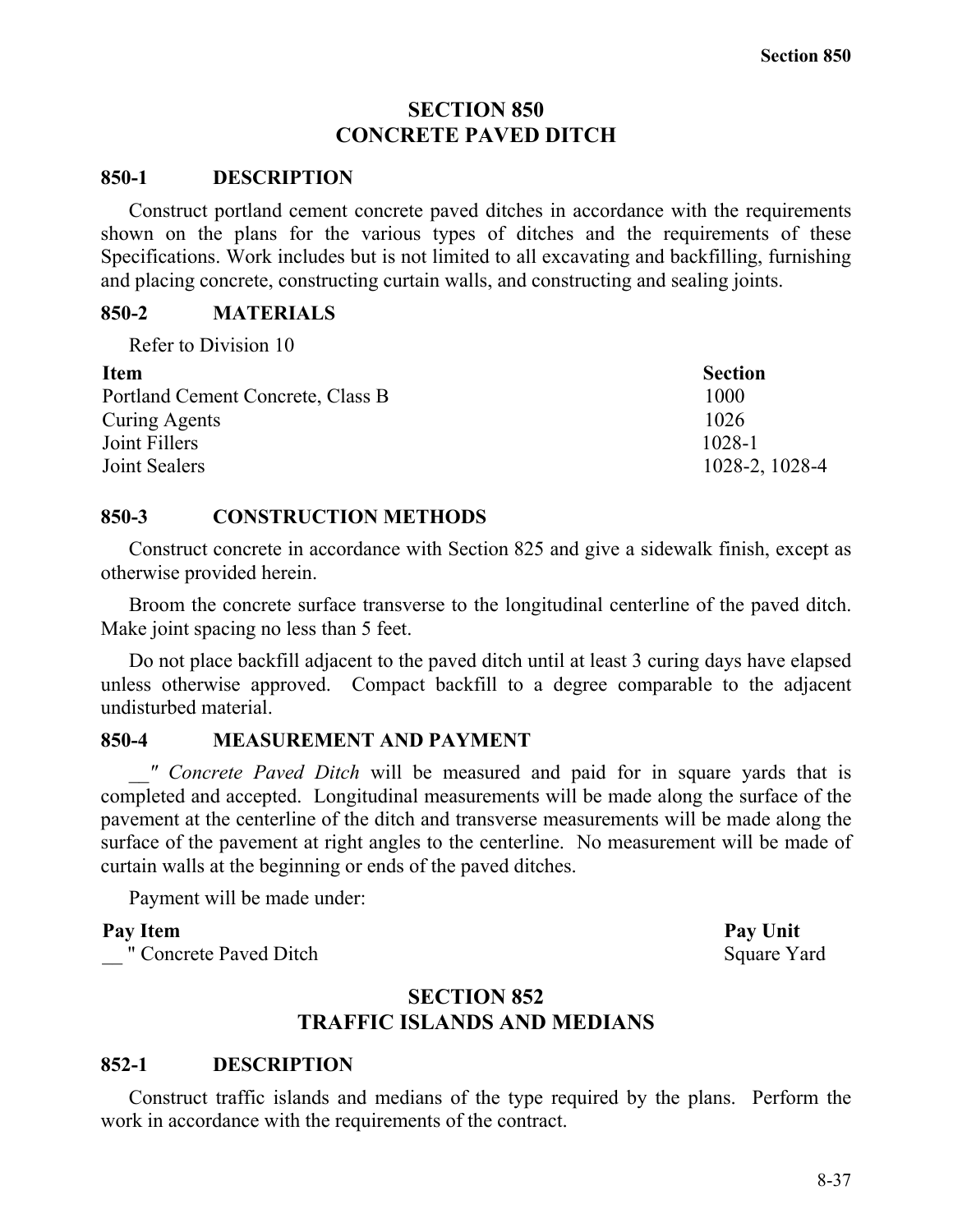# SECTION 850
# CONCRETE PAVED DITCH

## 850-1 DESCRIPTION

Construct portland cement concrete paved ditches in accordance with the requirements shown on the plans for the various types of ditches and the requirements of these Specifications. Work includes but is not limited to all excavating and backfilling, furnishing and placing concrete, constructing curtain walls, and constructing and sealing joints.

## 850-2 MATERIALS

Refer to Division 10

| Item | Section |
|---|---|
| Portland Cement Concrete, Class B | 1000 |
| Curing Agents | 1026 |
| Joint Fillers | 1028-1 |
| Joint Sealers | 1028-2, 1028-4 |

## 850-3 CONSTRUCTION METHODS

Construct concrete in accordance with Section 825 and give a sidewalk finish, except as otherwise provided herein.

Broom the concrete surface transverse to the longitudinal centerline of the paved ditch. Make joint spacing no less than 5 feet.

Do not place backfill adjacent to the paved ditch until at least 3 curing days have elapsed unless otherwise approved. Compact backfill to a degree comparable to the adjacent undisturbed material.

## 850-4 MEASUREMENT AND PAYMENT

*__″ Concrete Paved Ditch* will be measured and paid for in square yards that is completed and accepted. Longitudinal measurements will be made along the surface of the pavement at the centerline of the ditch and transverse measurements will be made along the surface of the pavement at right angles to the centerline. No measurement will be made of curtain walls at the beginning or ends of the paved ditches.

Payment will be made under:

| Pay Item | Pay Unit |
|---|---|
| __ " Concrete Paved Ditch | Square Yard |

# SECTION 852
# TRAFFIC ISLANDS AND MEDIANS

## 852-1 DESCRIPTION

Construct traffic islands and medians of the type required by the plans. Perform the work in accordance with the requirements of the contract.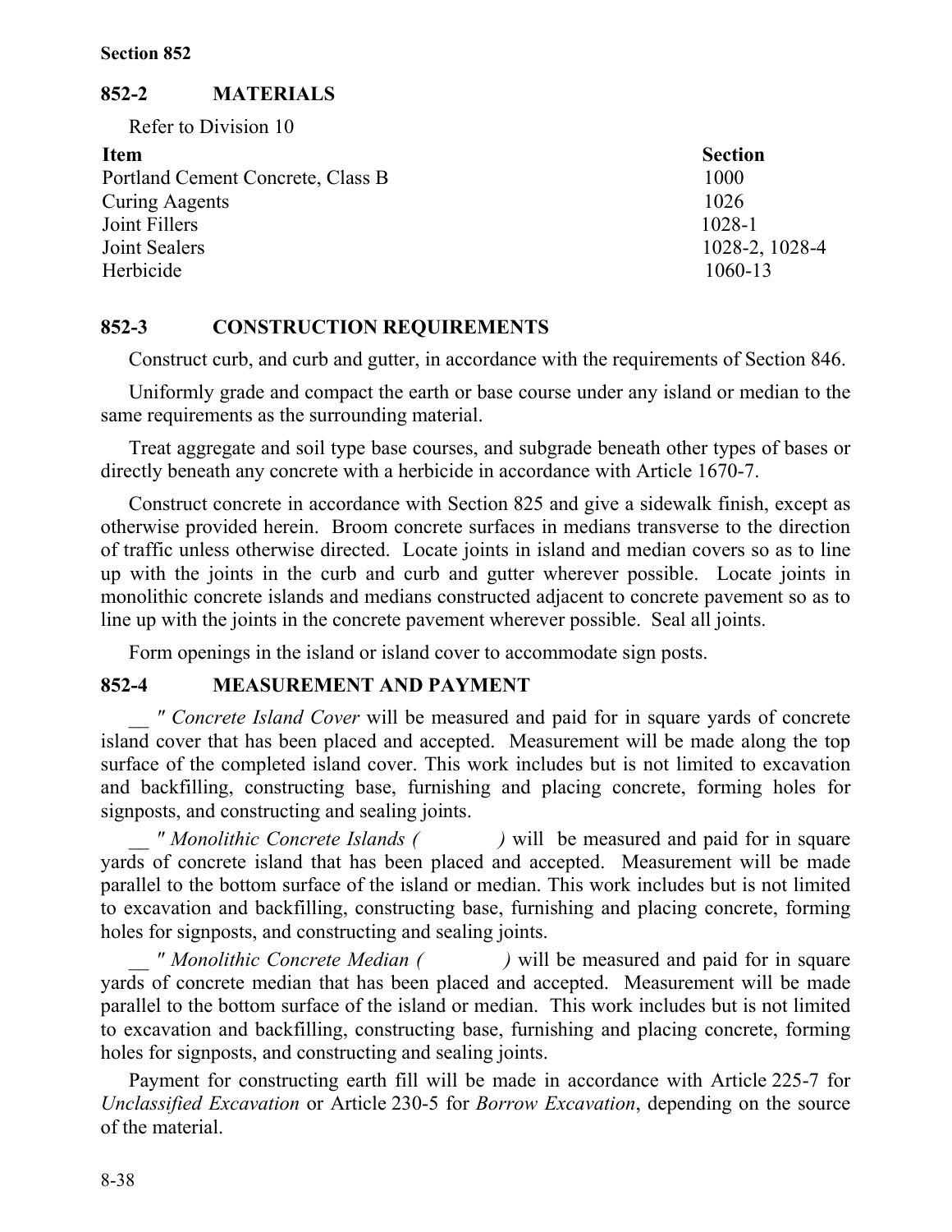## 852-2 MATERIALS

Refer to Division 10

| Item | Section |
|---|---|
| Portland Cement Concrete, Class B | 1000 |
| Curing Aagents | 1026 |
| Joint Fillers | 1028-1 |
| Joint Sealers | 1028-2, 1028-4 |
| Herbicide | 1060-13 |

## 852-3 CONSTRUCTION REQUIREMENTS

Construct curb, and curb and gutter, in accordance with the requirements of Section 846.

Uniformly grade and compact the earth or base course under any island or median to the same requirements as the surrounding material.

Treat aggregate and soil type base courses, and subgrade beneath other types of bases or directly beneath any concrete with a herbicide in accordance with Article 1670-7.

Construct concrete in accordance with Section 825 and give a sidewalk finish, except as otherwise provided herein. Broom concrete surfaces in medians transverse to the direction of traffic unless otherwise directed. Locate joints in island and median covers so as to line up with the joints in the curb and curb and gutter wherever possible. Locate joints in monolithic concrete islands and medians constructed adjacent to concrete pavement so as to line up with the joints in the concrete pavement wherever possible. Seal all joints.

Form openings in the island or island cover to accommodate sign posts.

## 852-4 MEASUREMENT AND PAYMENT

__ *″ Concrete Island Cover* will be measured and paid for in square yards of concrete island cover that has been placed and accepted. Measurement will be made along the top surface of the completed island cover. This work includes but is not limited to excavation and backfilling, constructing base, furnishing and placing concrete, forming holes for signposts, and constructing and sealing joints.

__ *″ Monolithic Concrete Islands (            )* will be measured and paid for in square yards of concrete island that has been placed and accepted. Measurement will be made parallel to the bottom surface of the island or median. This work includes but is not limited to excavation and backfilling, constructing base, furnishing and placing concrete, forming holes for signposts, and constructing and sealing joints.

__ *″ Monolithic Concrete Median (            )* will be measured and paid for in square yards of concrete median that has been placed and accepted. Measurement will be made parallel to the bottom surface of the island or median. This work includes but is not limited to excavation and backfilling, constructing base, furnishing and placing concrete, forming holes for signposts, and constructing and sealing joints.

Payment for constructing earth fill will be made in accordance with Article 225-7 for *Unclassified Excavation* or Article 230-5 for *Borrow Excavation*, depending on the source of the material.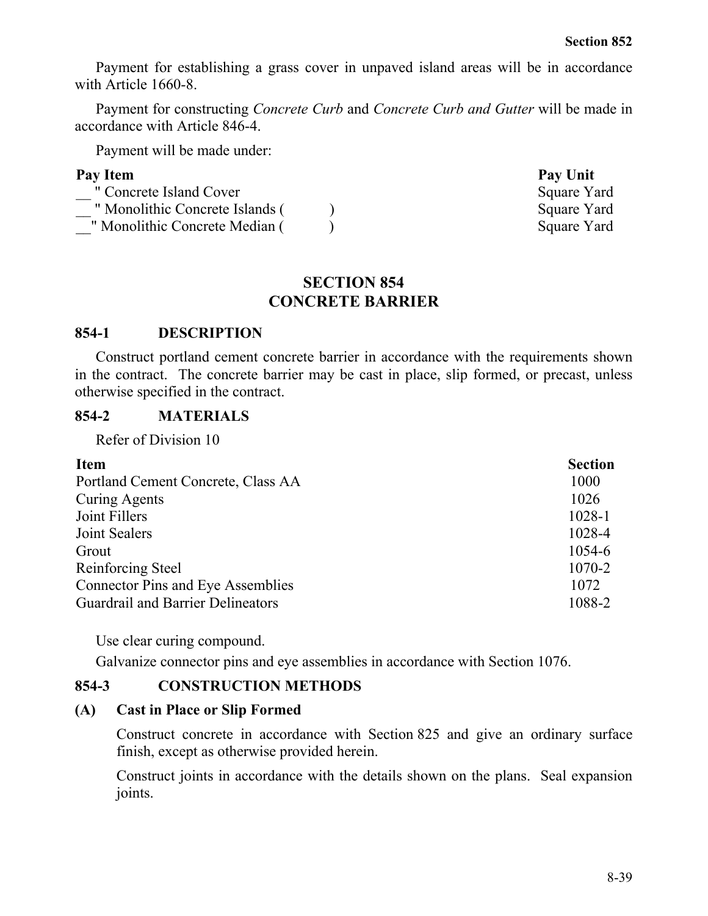Payment for establishing a grass cover in unpaved island areas will be in accordance with Article 1660-8.

Payment for constructing *Concrete Curb* and *Concrete Curb and Gutter* will be made in accordance with Article 846-4.

Payment will be made under:

| Pay Item | Pay Unit |
| --- | --- |
| __ " Concrete Island Cover | Square Yard |
| __ " Monolithic Concrete Islands (          ) | Square Yard |
| __" Monolithic Concrete Median (          ) | Square Yard |

# SECTION 854
# CONCRETE BARRIER

## 854-1 DESCRIPTION

Construct portland cement concrete barrier in accordance with the requirements shown in the contract. The concrete barrier may be cast in place, slip formed, or precast, unless otherwise specified in the contract.

## 854-2 MATERIALS

Refer of Division 10

| Item | Section |
| --- | --- |
| Portland Cement Concrete, Class AA | 1000 |
| Curing Agents | 1026 |
| Joint Fillers | 1028-1 |
| Joint Sealers | 1028-4 |
| Grout | 1054-6 |
| Reinforcing Steel | 1070-2 |
| Connector Pins and Eye Assemblies | 1072 |
| Guardrail and Barrier Delineators | 1088-2 |

Use clear curing compound.

Galvanize connector pins and eye assemblies in accordance with Section 1076.

## 854-3 CONSTRUCTION METHODS

### (A) Cast in Place or Slip Formed

Construct concrete in accordance with Section 825 and give an ordinary surface finish, except as otherwise provided herein.

Construct joints in accordance with the details shown on the plans. Seal expansion joints.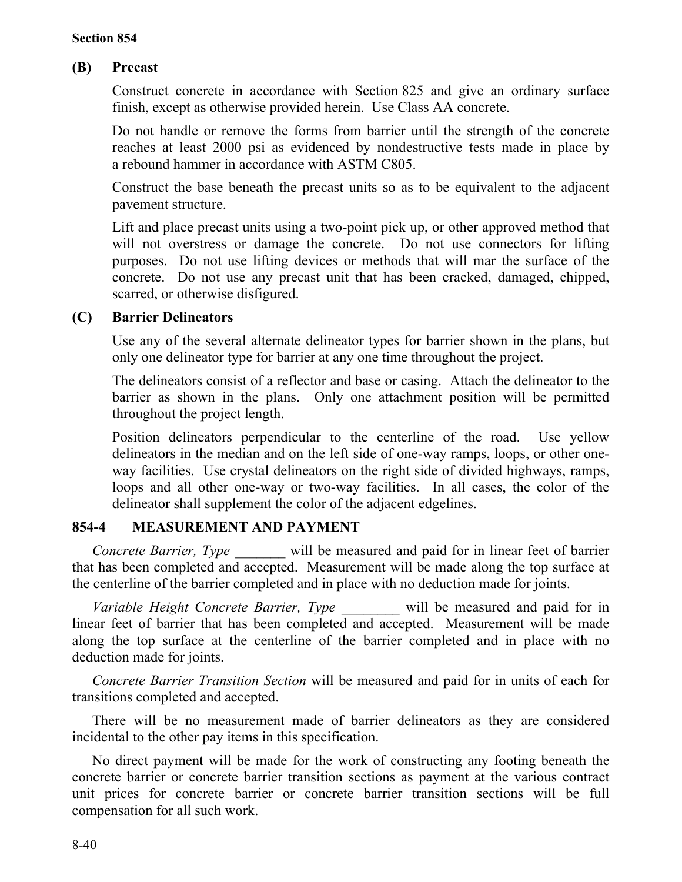**(B) Precast**

Construct concrete in accordance with Section 825 and give an ordinary surface finish, except as otherwise provided herein. Use Class AA concrete.

Do not handle or remove the forms from barrier until the strength of the concrete reaches at least 2000 psi as evidenced by nondestructive tests made in place by a rebound hammer in accordance with ASTM C805.

Construct the base beneath the precast units so as to be equivalent to the adjacent pavement structure.

Lift and place precast units using a two-point pick up, or other approved method that will not overstress or damage the concrete. Do not use connectors for lifting purposes. Do not use lifting devices or methods that will mar the surface of the concrete. Do not use any precast unit that has been cracked, damaged, chipped, scarred, or otherwise disfigured.

**(C) Barrier Delineators**

Use any of the several alternate delineator types for barrier shown in the plans, but only one delineator type for barrier at any one time throughout the project.

The delineators consist of a reflector and base or casing. Attach the delineator to the barrier as shown in the plans. Only one attachment position will be permitted throughout the project length.

Position delineators perpendicular to the centerline of the road. Use yellow delineators in the median and on the left side of one-way ramps, loops, or other one-way facilities. Use crystal delineators on the right side of divided highways, ramps, loops and all other one-way or two-way facilities. In all cases, the color of the delineator shall supplement the color of the adjacent edgelines.

## 854-4 MEASUREMENT AND PAYMENT

*Concrete Barrier, Type* _______ will be measured and paid for in linear feet of barrier that has been completed and accepted. Measurement will be made along the top surface at the centerline of the barrier completed and in place with no deduction made for joints.

*Variable Height Concrete Barrier, Type* ________ will be measured and paid for in linear feet of barrier that has been completed and accepted. Measurement will be made along the top surface at the centerline of the barrier completed and in place with no deduction made for joints.

*Concrete Barrier Transition Section* will be measured and paid for in units of each for transitions completed and accepted.

There will be no measurement made of barrier delineators as they are considered incidental to the other pay items in this specification.

No direct payment will be made for the work of constructing any footing beneath the concrete barrier or concrete barrier transition sections as payment at the various contract unit prices for concrete barrier or concrete barrier transition sections will be full compensation for all such work.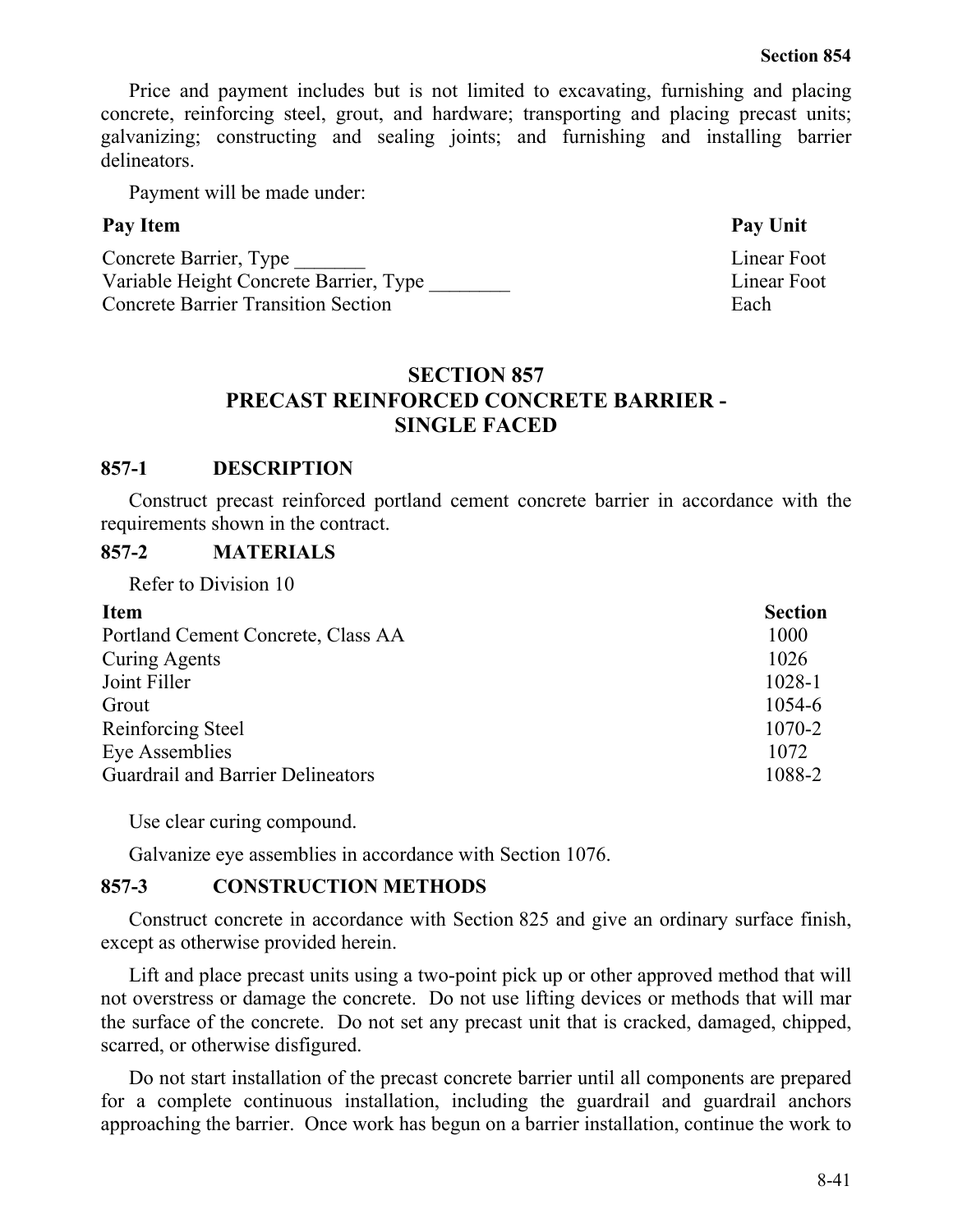Price and payment includes but is not limited to excavating, furnishing and placing concrete, reinforcing steel, grout, and hardware; transporting and placing precast units; galvanizing; constructing and sealing joints; and furnishing and installing barrier delineators.

Payment will be made under:

| Pay Item | Pay Unit |
| --- | --- |
| Concrete Barrier, Type _______ | Linear Foot |
| Variable Height Concrete Barrier, Type ________ | Linear Foot |
| Concrete Barrier Transition Section | Each |

# SECTION 857
# PRECAST REINFORCED CONCRETE BARRIER - SINGLE FACED

## 857-1 DESCRIPTION

Construct precast reinforced portland cement concrete barrier in accordance with the requirements shown in the contract.

## 857-2 MATERIALS

Refer to Division 10

| Item | Section |
| --- | --- |
| Portland Cement Concrete, Class AA | 1000 |
| Curing Agents | 1026 |
| Joint Filler | 1028-1 |
| Grout | 1054-6 |
| Reinforcing Steel | 1070-2 |
| Eye Assemblies | 1072 |
| Guardrail and Barrier Delineators | 1088-2 |

Use clear curing compound.

Galvanize eye assemblies in accordance with Section 1076.

## 857-3 CONSTRUCTION METHODS

Construct concrete in accordance with Section 825 and give an ordinary surface finish, except as otherwise provided herein.

Lift and place precast units using a two-point pick up or other approved method that will not overstress or damage the concrete. Do not use lifting devices or methods that will mar the surface of the concrete. Do not set any precast unit that is cracked, damaged, chipped, scarred, or otherwise disfigured.

Do not start installation of the precast concrete barrier until all components are prepared for a complete continuous installation, including the guardrail and guardrail anchors approaching the barrier. Once work has begun on a barrier installation, continue the work to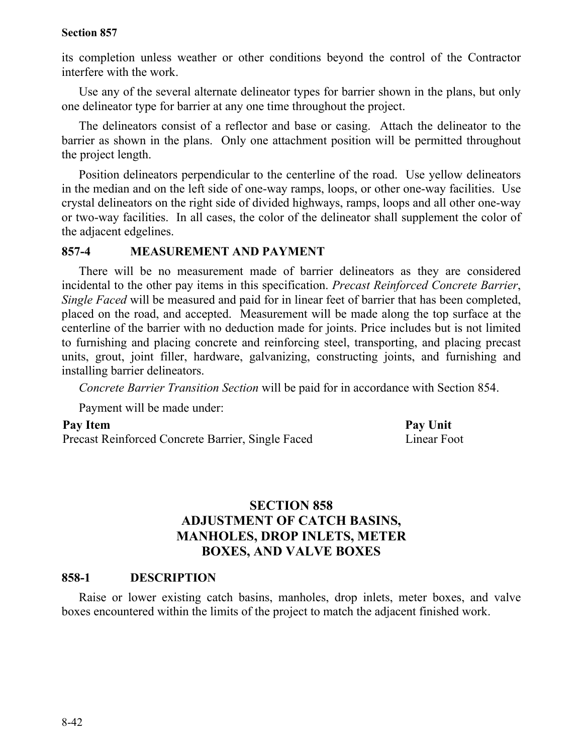its completion unless weather or other conditions beyond the control of the Contractor interfere with the work.

Use any of the several alternate delineator types for barrier shown in the plans, but only one delineator type for barrier at any one time throughout the project.

The delineators consist of a reflector and base or casing. Attach the delineator to the barrier as shown in the plans. Only one attachment position will be permitted throughout the project length.

Position delineators perpendicular to the centerline of the road. Use yellow delineators in the median and on the left side of one-way ramps, loops, or other one-way facilities. Use crystal delineators on the right side of divided highways, ramps, loops and all other one-way or two-way facilities. In all cases, the color of the delineator shall supplement the color of the adjacent edgelines.

### 857-4 MEASUREMENT AND PAYMENT

There will be no measurement made of barrier delineators as they are considered incidental to the other pay items in this specification. *Precast Reinforced Concrete Barrier, Single Faced* will be measured and paid for in linear feet of barrier that has been completed, placed on the road, and accepted. Measurement will be made along the top surface at the centerline of the barrier with no deduction made for joints. Price includes but is not limited to furnishing and placing concrete and reinforcing steel, transporting, and placing precast units, grout, joint filler, hardware, galvanizing, constructing joints, and furnishing and installing barrier delineators.

*Concrete Barrier Transition Section* will be paid for in accordance with Section 854.

Payment will be made under:

| Pay Item | Pay Unit |
|---|---|
| Precast Reinforced Concrete Barrier, Single Faced | Linear Foot |

## SECTION 858 ADJUSTMENT OF CATCH BASINS, MANHOLES, DROP INLETS, METER BOXES, AND VALVE BOXES

### 858-1 DESCRIPTION

Raise or lower existing catch basins, manholes, drop inlets, meter boxes, and valve boxes encountered within the limits of the project to match the adjacent finished work.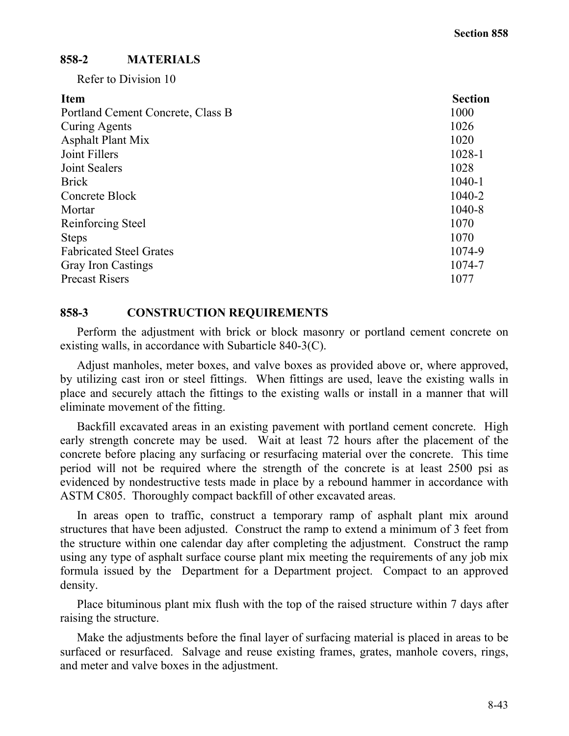## 858-2 MATERIALS

Refer to Division 10

| Item | Section |
| --- | --- |
| Portland Cement Concrete, Class B | 1000 |
| Curing Agents | 1026 |
| Asphalt Plant Mix | 1020 |
| Joint Fillers | 1028-1 |
| Joint Sealers | 1028 |
| Brick | 1040-1 |
| Concrete Block | 1040-2 |
| Mortar | 1040-8 |
| Reinforcing Steel | 1070 |
| Steps | 1070 |
| Fabricated Steel Grates | 1074-9 |
| Gray Iron Castings | 1074-7 |
| Precast Risers | 1077 |

## 858-3 CONSTRUCTION REQUIREMENTS

Perform the adjustment with brick or block masonry or portland cement concrete on existing walls, in accordance with Subarticle 840-3(C).

Adjust manholes, meter boxes, and valve boxes as provided above or, where approved, by utilizing cast iron or steel fittings. When fittings are used, leave the existing walls in place and securely attach the fittings to the existing walls or install in a manner that will eliminate movement of the fitting.

Backfill excavated areas in an existing pavement with portland cement concrete. High early strength concrete may be used. Wait at least 72 hours after the placement of the concrete before placing any surfacing or resurfacing material over the concrete. This time period will not be required where the strength of the concrete is at least 2500 psi as evidenced by nondestructive tests made in place by a rebound hammer in accordance with ASTM C805. Thoroughly compact backfill of other excavated areas.

In areas open to traffic, construct a temporary ramp of asphalt plant mix around structures that have been adjusted. Construct the ramp to extend a minimum of 3 feet from the structure within one calendar day after completing the adjustment. Construct the ramp using any type of asphalt surface course plant mix meeting the requirements of any job mix formula issued by the Department for a Department project. Compact to an approved density.

Place bituminous plant mix flush with the top of the raised structure within 7 days after raising the structure.

Make the adjustments before the final layer of surfacing material is placed in areas to be surfaced or resurfaced. Salvage and reuse existing frames, grates, manhole covers, rings, and meter and valve boxes in the adjustment.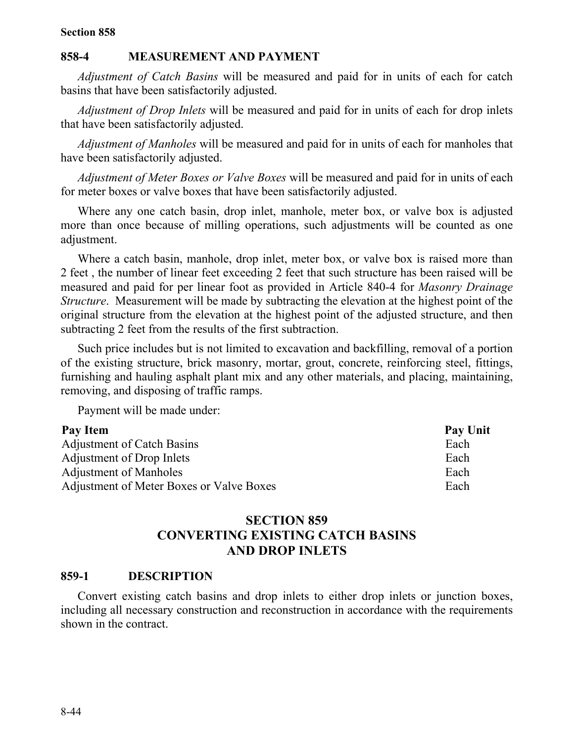## 858-4 MEASUREMENT AND PAYMENT

*Adjustment of Catch Basins* will be measured and paid for in units of each for catch basins that have been satisfactorily adjusted.

*Adjustment of Drop Inlets* will be measured and paid for in units of each for drop inlets that have been satisfactorily adjusted.

*Adjustment of Manholes* will be measured and paid for in units of each for manholes that have been satisfactorily adjusted.

*Adjustment of Meter Boxes or Valve Boxes* will be measured and paid for in units of each for meter boxes or valve boxes that have been satisfactorily adjusted.

Where any one catch basin, drop inlet, manhole, meter box, or valve box is adjusted more than once because of milling operations, such adjustments will be counted as one adjustment.

Where a catch basin, manhole, drop inlet, meter box, or valve box is raised more than 2 feet , the number of linear feet exceeding 2 feet that such structure has been raised will be measured and paid for per linear foot as provided in Article 840-4 for *Masonry Drainage Structure*. Measurement will be made by subtracting the elevation at the highest point of the original structure from the elevation at the highest point of the adjusted structure, and then subtracting 2 feet from the results of the first subtraction.

Such price includes but is not limited to excavation and backfilling, removal of a portion of the existing structure, brick masonry, mortar, grout, concrete, reinforcing steel, fittings, furnishing and hauling asphalt plant mix and any other materials, and placing, maintaining, removing, and disposing of traffic ramps.

Payment will be made under:

| Pay Item | Pay Unit |
|---|---|
| Adjustment of Catch Basins | Each |
| Adjustment of Drop Inlets | Each |
| Adjustment of Manholes | Each |
| Adjustment of Meter Boxes or Valve Boxes | Each |

# SECTION 859
# CONVERTING EXISTING CATCH BASINS AND DROP INLETS

## 859-1 DESCRIPTION

Convert existing catch basins and drop inlets to either drop inlets or junction boxes, including all necessary construction and reconstruction in accordance with the requirements shown in the contract.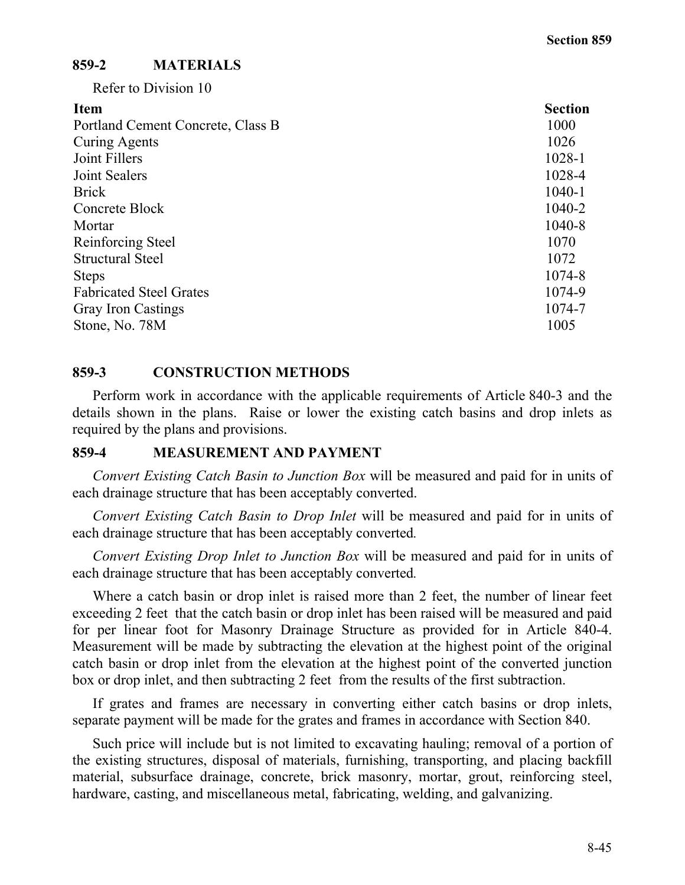## 859-2 MATERIALS

Refer to Division 10

| Item | Section |
|---|---|
| Portland Cement Concrete, Class B | 1000 |
| Curing Agents | 1026 |
| Joint Fillers | 1028-1 |
| Joint Sealers | 1028-4 |
| Brick | 1040-1 |
| Concrete Block | 1040-2 |
| Mortar | 1040-8 |
| Reinforcing Steel | 1070 |
| Structural Steel | 1072 |
| Steps | 1074-8 |
| Fabricated Steel Grates | 1074-9 |
| Gray Iron Castings | 1074-7 |
| Stone, No. 78M | 1005 |

## 859-3 CONSTRUCTION METHODS

Perform work in accordance with the applicable requirements of Article 840-3 and the details shown in the plans. Raise or lower the existing catch basins and drop inlets as required by the plans and provisions.

## 859-4 MEASUREMENT AND PAYMENT

*Convert Existing Catch Basin to Junction Box* will be measured and paid for in units of each drainage structure that has been acceptably converted.

*Convert Existing Catch Basin to Drop Inlet* will be measured and paid for in units of each drainage structure that has been acceptably converted.

*Convert Existing Drop Inlet to Junction Box* will be measured and paid for in units of each drainage structure that has been acceptably converted.

Where a catch basin or drop inlet is raised more than 2 feet, the number of linear feet exceeding 2 feet that the catch basin or drop inlet has been raised will be measured and paid for per linear foot for Masonry Drainage Structure as provided for in Article 840-4. Measurement will be made by subtracting the elevation at the highest point of the original catch basin or drop inlet from the elevation at the highest point of the converted junction box or drop inlet, and then subtracting 2 feet from the results of the first subtraction.

If grates and frames are necessary in converting either catch basins or drop inlets, separate payment will be made for the grates and frames in accordance with Section 840.

Such price will include but is not limited to excavating hauling; removal of a portion of the existing structures, disposal of materials, furnishing, transporting, and placing backfill material, subsurface drainage, concrete, brick masonry, mortar, grout, reinforcing steel, hardware, casting, and miscellaneous metal, fabricating, welding, and galvanizing.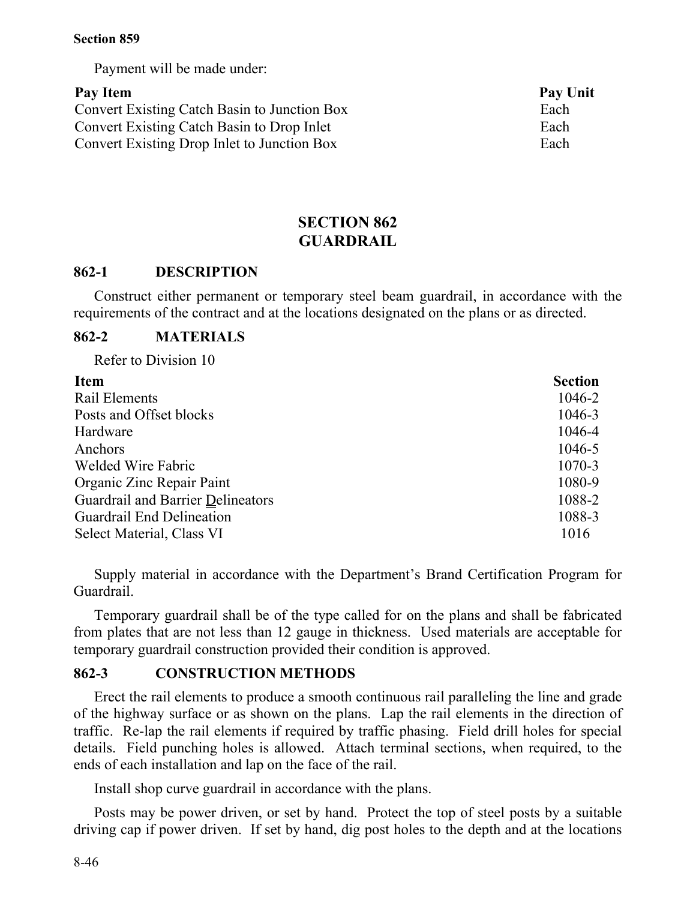Payment will be made under:

| Pay Item | Pay Unit |
|---|---|
| Convert Existing Catch Basin to Junction Box | Each |
| Convert Existing Catch Basin to Drop Inlet | Each |
| Convert Existing Drop Inlet to Junction Box | Each |

# SECTION 862
# GUARDRAIL

## 862-1 DESCRIPTION

Construct either permanent or temporary steel beam guardrail, in accordance with the requirements of the contract and at the locations designated on the plans or as directed.

## 862-2 MATERIALS

Refer to Division 10

| Item | Section |
|---|---|
| Rail Elements | 1046-2 |
| Posts and Offset blocks | 1046-3 |
| Hardware | 1046-4 |
| Anchors | 1046-5 |
| Welded Wire Fabric | 1070-3 |
| Organic Zinc Repair Paint | 1080-9 |
| Guardrail and Barrier Delineators | 1088-2 |
| Guardrail End Delineation | 1088-3 |
| Select Material, Class VI | 1016 |

Supply material in accordance with the Department's Brand Certification Program for Guardrail.

Temporary guardrail shall be of the type called for on the plans and shall be fabricated from plates that are not less than 12 gauge in thickness. Used materials are acceptable for temporary guardrail construction provided their condition is approved.

## 862-3 CONSTRUCTION METHODS

Erect the rail elements to produce a smooth continuous rail paralleling the line and grade of the highway surface or as shown on the plans. Lap the rail elements in the direction of traffic. Re-lap the rail elements if required by traffic phasing. Field drill holes for special details. Field punching holes is allowed. Attach terminal sections, when required, to the ends of each installation and lap on the face of the rail.

Install shop curve guardrail in accordance with the plans.

Posts may be power driven, or set by hand. Protect the top of steel posts by a suitable driving cap if power driven. If set by hand, dig post holes to the depth and at the locations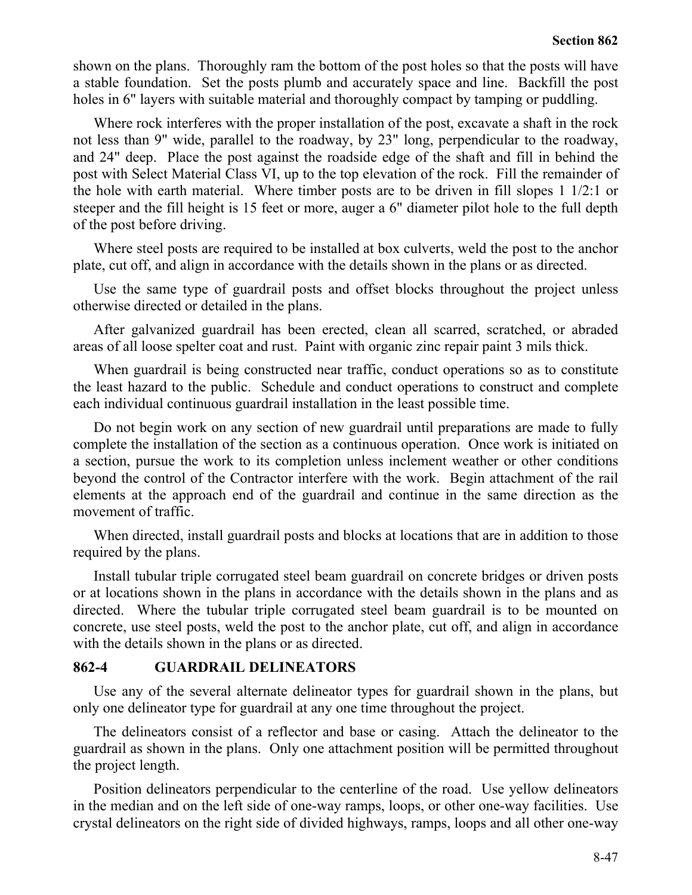shown on the plans. Thoroughly ram the bottom of the post holes so that the posts will have a stable foundation. Set the posts plumb and accurately space and line. Backfill the post holes in 6" layers with suitable material and thoroughly compact by tamping or puddling.

Where rock interferes with the proper installation of the post, excavate a shaft in the rock not less than 9" wide, parallel to the roadway, by 23" long, perpendicular to the roadway, and 24" deep. Place the post against the roadside edge of the shaft and fill in behind the post with Select Material Class VI, up to the top elevation of the rock. Fill the remainder of the hole with earth material. Where timber posts are to be driven in fill slopes 1 1/2:1 or steeper and the fill height is 15 feet or more, auger a 6" diameter pilot hole to the full depth of the post before driving.

Where steel posts are required to be installed at box culverts, weld the post to the anchor plate, cut off, and align in accordance with the details shown in the plans or as directed.

Use the same type of guardrail posts and offset blocks throughout the project unless otherwise directed or detailed in the plans.

After galvanized guardrail has been erected, clean all scarred, scratched, or abraded areas of all loose spelter coat and rust. Paint with organic zinc repair paint 3 mils thick.

When guardrail is being constructed near traffic, conduct operations so as to constitute the least hazard to the public. Schedule and conduct operations to construct and complete each individual continuous guardrail installation in the least possible time.

Do not begin work on any section of new guardrail until preparations are made to fully complete the installation of the section as a continuous operation. Once work is initiated on a section, pursue the work to its completion unless inclement weather or other conditions beyond the control of the Contractor interfere with the work. Begin attachment of the rail elements at the approach end of the guardrail and continue in the same direction as the movement of traffic.

When directed, install guardrail posts and blocks at locations that are in addition to those required by the plans.

Install tubular triple corrugated steel beam guardrail on concrete bridges or driven posts or at locations shown in the plans in accordance with the details shown in the plans and as directed. Where the tubular triple corrugated steel beam guardrail is to be mounted on concrete, use steel posts, weld the post to the anchor plate, cut off, and align in accordance with the details shown in the plans or as directed.

## 862-4 GUARDRAIL DELINEATORS

Use any of the several alternate delineator types for guardrail shown in the plans, but only one delineator type for guardrail at any one time throughout the project.

The delineators consist of a reflector and base or casing. Attach the delineator to the guardrail as shown in the plans. Only one attachment position will be permitted throughout the project length.

Position delineators perpendicular to the centerline of the road. Use yellow delineators in the median and on the left side of one-way ramps, loops, or other one-way facilities. Use crystal delineators on the right side of divided highways, ramps, loops and all other one-way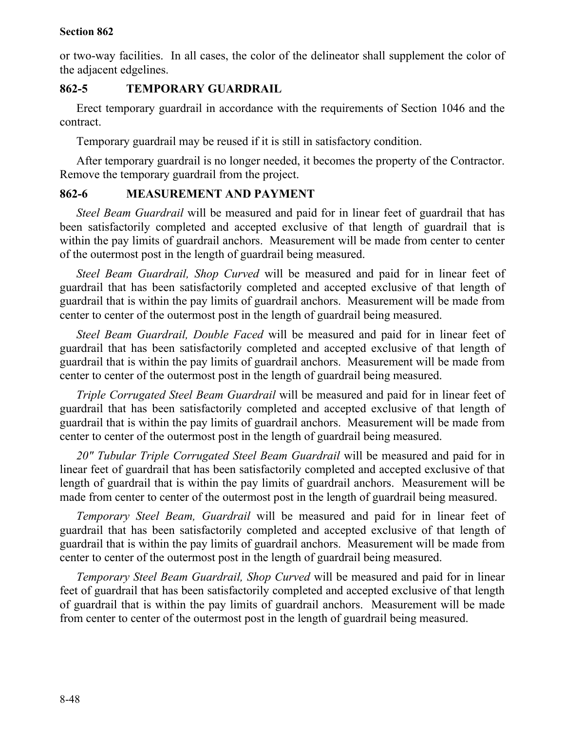or two-way facilities. In all cases, the color of the delineator shall supplement the color of the adjacent edgelines.

## 862-5 TEMPORARY GUARDRAIL

Erect temporary guardrail in accordance with the requirements of Section 1046 and the contract.

Temporary guardrail may be reused if it is still in satisfactory condition.

After temporary guardrail is no longer needed, it becomes the property of the Contractor. Remove the temporary guardrail from the project.

## 862-6 MEASUREMENT AND PAYMENT

*Steel Beam Guardrail* will be measured and paid for in linear feet of guardrail that has been satisfactorily completed and accepted exclusive of that length of guardrail that is within the pay limits of guardrail anchors. Measurement will be made from center to center of the outermost post in the length of guardrail being measured.

*Steel Beam Guardrail, Shop Curved* will be measured and paid for in linear feet of guardrail that has been satisfactorily completed and accepted exclusive of that length of guardrail that is within the pay limits of guardrail anchors. Measurement will be made from center to center of the outermost post in the length of guardrail being measured.

*Steel Beam Guardrail, Double Faced* will be measured and paid for in linear feet of guardrail that has been satisfactorily completed and accepted exclusive of that length of guardrail that is within the pay limits of guardrail anchors. Measurement will be made from center to center of the outermost post in the length of guardrail being measured.

*Triple Corrugated Steel Beam Guardrail* will be measured and paid for in linear feet of guardrail that has been satisfactorily completed and accepted exclusive of that length of guardrail that is within the pay limits of guardrail anchors. Measurement will be made from center to center of the outermost post in the length of guardrail being measured.

*20" Tubular Triple Corrugated Steel Beam Guardrail* will be measured and paid for in linear feet of guardrail that has been satisfactorily completed and accepted exclusive of that length of guardrail that is within the pay limits of guardrail anchors. Measurement will be made from center to center of the outermost post in the length of guardrail being measured.

*Temporary Steel Beam, Guardrail* will be measured and paid for in linear feet of guardrail that has been satisfactorily completed and accepted exclusive of that length of guardrail that is within the pay limits of guardrail anchors. Measurement will be made from center to center of the outermost post in the length of guardrail being measured.

*Temporary Steel Beam Guardrail, Shop Curved* will be measured and paid for in linear feet of guardrail that has been satisfactorily completed and accepted exclusive of that length of guardrail that is within the pay limits of guardrail anchors. Measurement will be made from center to center of the outermost post in the length of guardrail being measured.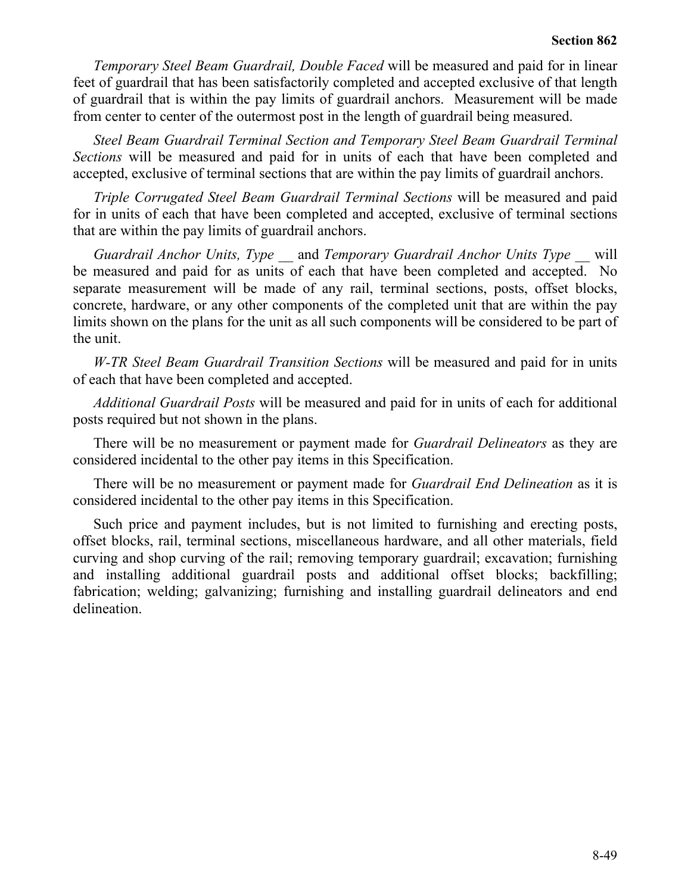*Temporary Steel Beam Guardrail, Double Faced* will be measured and paid for in linear feet of guardrail that has been satisfactorily completed and accepted exclusive of that length of guardrail that is within the pay limits of guardrail anchors. Measurement will be made from center to center of the outermost post in the length of guardrail being measured.

*Steel Beam Guardrail Terminal Section and Temporary Steel Beam Guardrail Terminal Sections* will be measured and paid for in units of each that have been completed and accepted, exclusive of terminal sections that are within the pay limits of guardrail anchors.

*Triple Corrugated Steel Beam Guardrail Terminal Sections* will be measured and paid for in units of each that have been completed and accepted, exclusive of terminal sections that are within the pay limits of guardrail anchors.

*Guardrail Anchor Units, Type __* and *Temporary Guardrail Anchor Units Type __* will be measured and paid for as units of each that have been completed and accepted. No separate measurement will be made of any rail, terminal sections, posts, offset blocks, concrete, hardware, or any other components of the completed unit that are within the pay limits shown on the plans for the unit as all such components will be considered to be part of the unit.

*W-TR Steel Beam Guardrail Transition Sections* will be measured and paid for in units of each that have been completed and accepted.

*Additional Guardrail Posts* will be measured and paid for in units of each for additional posts required but not shown in the plans.

There will be no measurement or payment made for *Guardrail Delineators* as they are considered incidental to the other pay items in this Specification.

There will be no measurement or payment made for *Guardrail End Delineation* as it is considered incidental to the other pay items in this Specification.

Such price and payment includes, but is not limited to furnishing and erecting posts, offset blocks, rail, terminal sections, miscellaneous hardware, and all other materials, field curving and shop curving of the rail; removing temporary guardrail; excavation; furnishing and installing additional guardrail posts and additional offset blocks; backfilling; fabrication; welding; galvanizing; furnishing and installing guardrail delineators and end delineation.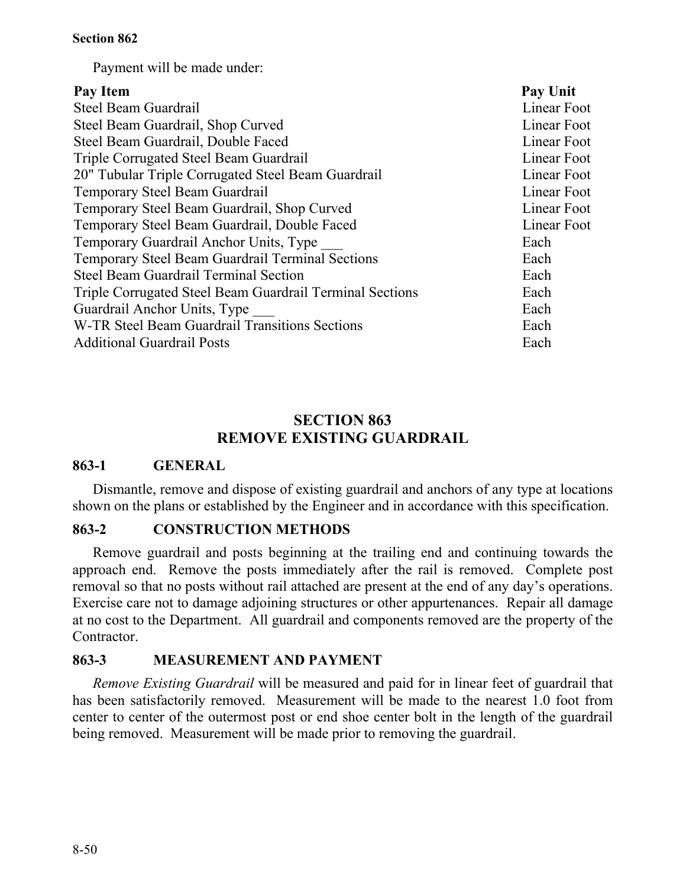Payment will be made under:

| Pay Item | Pay Unit |
|---|---|
| Steel Beam Guardrail | Linear Foot |
| Steel Beam Guardrail, Shop Curved | Linear Foot |
| Steel Beam Guardrail, Double Faced | Linear Foot |
| Triple Corrugated Steel Beam Guardrail | Linear Foot |
| 20" Tubular Triple Corrugated Steel Beam Guardrail | Linear Foot |
| Temporary Steel Beam Guardrail | Linear Foot |
| Temporary Steel Beam Guardrail, Shop Curved | Linear Foot |
| Temporary Steel Beam Guardrail, Double Faced | Linear Foot |
| Temporary Guardrail Anchor Units, Type ___ | Each |
| Temporary Steel Beam Guardrail Terminal Sections | Each |
| Steel Beam Guardrail Terminal Section | Each |
| Triple Corrugated Steel Beam Guardrail Terminal Sections | Each |
| Guardrail Anchor Units, Type ___ | Each |
| W-TR Steel Beam Guardrail Transitions Sections | Each |
| Additional Guardrail Posts | Each |

# SECTION 863
# REMOVE EXISTING GUARDRAIL

## 863-1 GENERAL

Dismantle, remove and dispose of existing guardrail and anchors of any type at locations shown on the plans or established by the Engineer and in accordance with this specification.

## 863-2 CONSTRUCTION METHODS

Remove guardrail and posts beginning at the trailing end and continuing towards the approach end. Remove the posts immediately after the rail is removed. Complete post removal so that no posts without rail attached are present at the end of any day's operations. Exercise care not to damage adjoining structures or other appurtenances. Repair all damage at no cost to the Department. All guardrail and components removed are the property of the Contractor.

## 863-3 MEASUREMENT AND PAYMENT

*Remove Existing Guardrail* will be measured and paid for in linear feet of guardrail that has been satisfactorily removed. Measurement will be made to the nearest 1.0 foot from center to center of the outermost post or end shoe center bolt in the length of the guardrail being removed. Measurement will be made prior to removing the guardrail.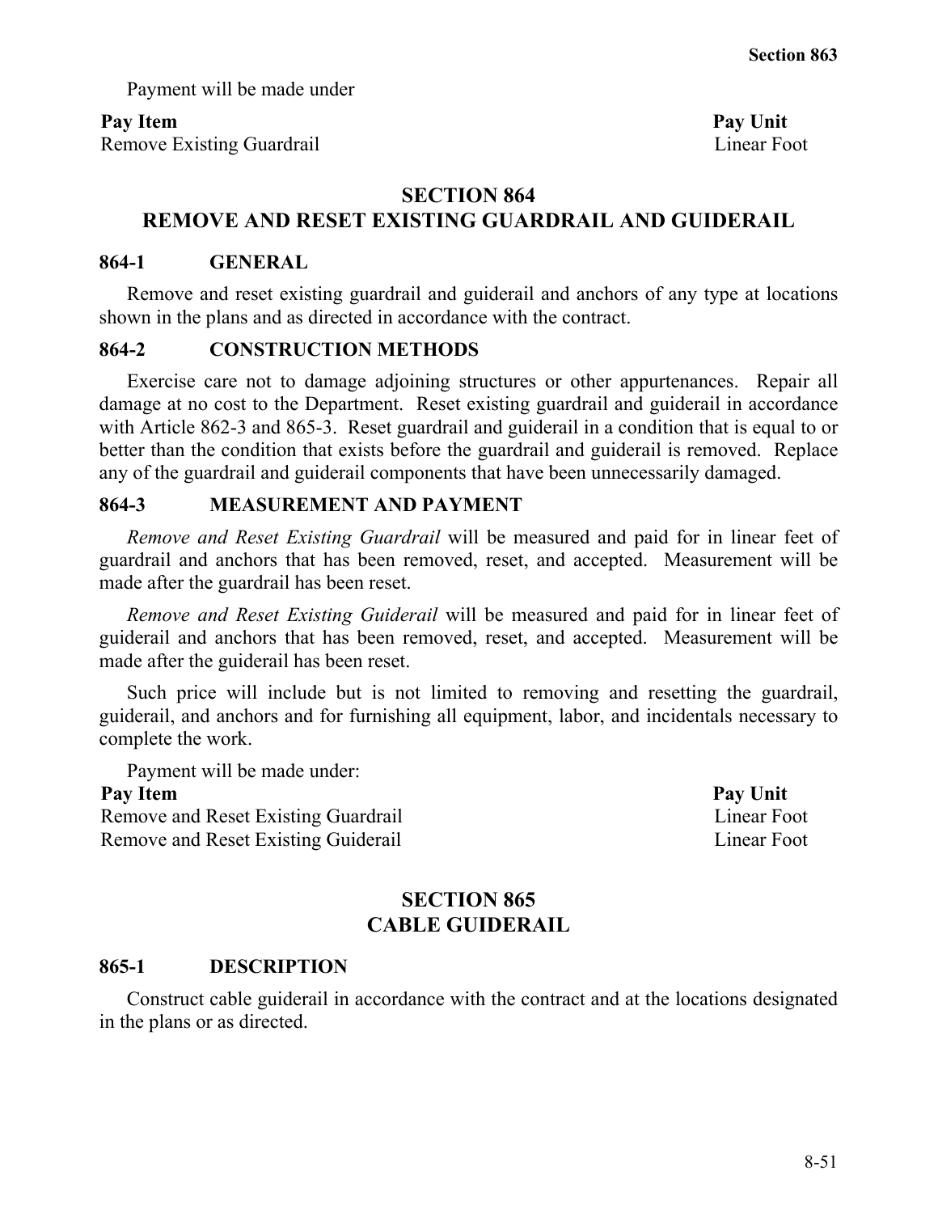Payment will be made under

| Pay Item | Pay Unit |
| --- | --- |
| Remove Existing Guardrail | Linear Foot |

## SECTION 864
## REMOVE AND RESET EXISTING GUARDRAIL AND GUIDERAIL

### 864-1 GENERAL

Remove and reset existing guardrail and guiderail and anchors of any type at locations shown in the plans and as directed in accordance with the contract.

### 864-2 CONSTRUCTION METHODS

Exercise care not to damage adjoining structures or other appurtenances. Repair all damage at no cost to the Department. Reset existing guardrail and guiderail in accordance with Article 862-3 and 865-3. Reset guardrail and guiderail in a condition that is equal to or better than the condition that exists before the guardrail and guiderail is removed. Replace any of the guardrail and guiderail components that have been unnecessarily damaged.

### 864-3 MEASUREMENT AND PAYMENT

*Remove and Reset Existing Guardrail* will be measured and paid for in linear feet of guardrail and anchors that has been removed, reset, and accepted. Measurement will be made after the guardrail has been reset.

*Remove and Reset Existing Guiderail* will be measured and paid for in linear feet of guiderail and anchors that has been removed, reset, and accepted. Measurement will be made after the guiderail has been reset.

Such price will include but is not limited to removing and resetting the guardrail, guiderail, and anchors and for furnishing all equipment, labor, and incidentals necessary to complete the work.

Payment will be made under:

| Pay Item | Pay Unit |
| --- | --- |
| Remove and Reset Existing Guardrail | Linear Foot |
| Remove and Reset Existing Guiderail | Linear Foot |

## SECTION 865
## CABLE GUIDERAIL

### 865-1 DESCRIPTION

Construct cable guiderail in accordance with the contract and at the locations designated in the plans or as directed.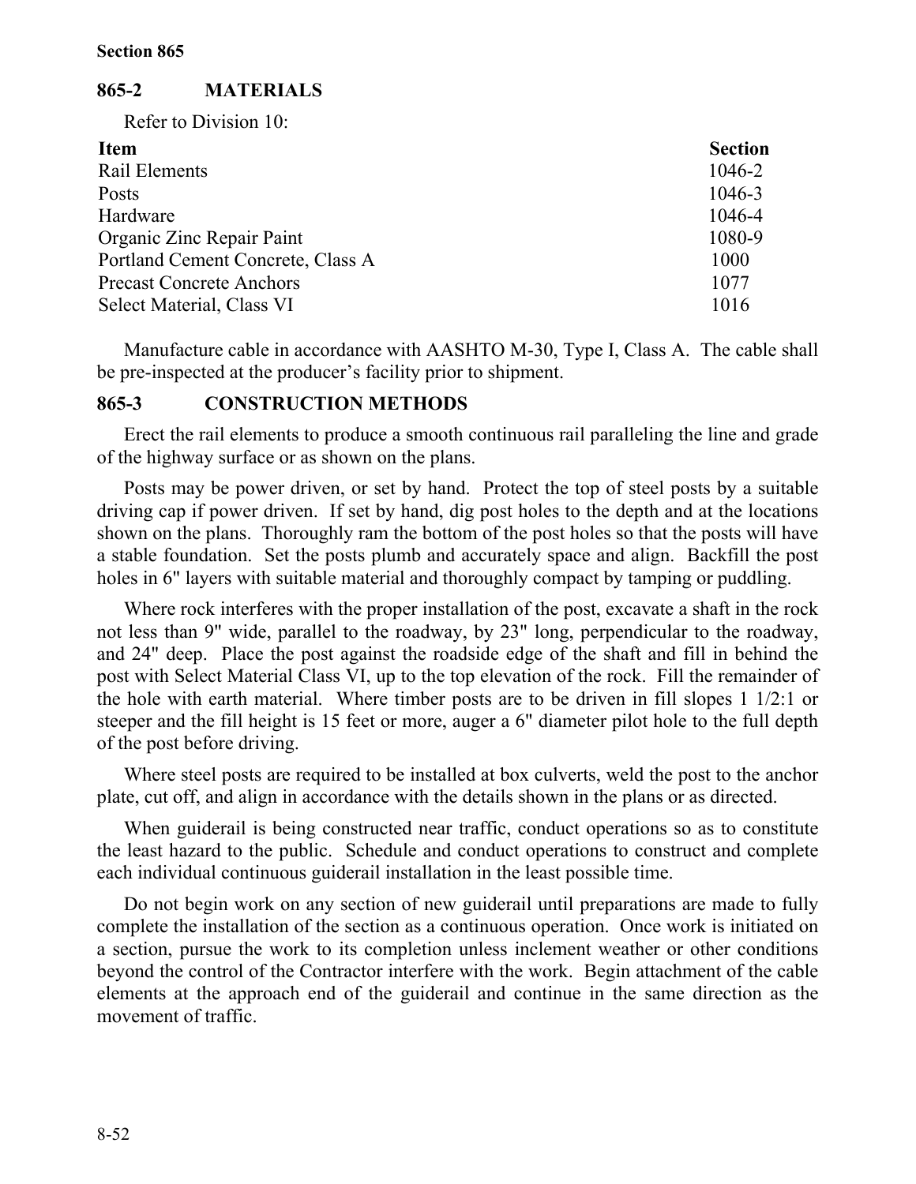## 865-2 MATERIALS

Refer to Division 10:

| Item | Section |
|---|---|
| Rail Elements | 1046-2 |
| Posts | 1046-3 |
| Hardware | 1046-4 |
| Organic Zinc Repair Paint | 1080-9 |
| Portland Cement Concrete, Class A | 1000 |
| Precast Concrete Anchors | 1077 |
| Select Material, Class VI | 1016 |

Manufacture cable in accordance with AASHTO M-30, Type I, Class A. The cable shall be pre-inspected at the producer's facility prior to shipment.

## 865-3 CONSTRUCTION METHODS

Erect the rail elements to produce a smooth continuous rail paralleling the line and grade of the highway surface or as shown on the plans.

Posts may be power driven, or set by hand. Protect the top of steel posts by a suitable driving cap if power driven. If set by hand, dig post holes to the depth and at the locations shown on the plans. Thoroughly ram the bottom of the post holes so that the posts will have a stable foundation. Set the posts plumb and accurately space and align. Backfill the post holes in 6" layers with suitable material and thoroughly compact by tamping or puddling.

Where rock interferes with the proper installation of the post, excavate a shaft in the rock not less than 9" wide, parallel to the roadway, by 23" long, perpendicular to the roadway, and 24" deep. Place the post against the roadside edge of the shaft and fill in behind the post with Select Material Class VI, up to the top elevation of the rock. Fill the remainder of the hole with earth material. Where timber posts are to be driven in fill slopes 1 1/2:1 or steeper and the fill height is 15 feet or more, auger a 6" diameter pilot hole to the full depth of the post before driving.

Where steel posts are required to be installed at box culverts, weld the post to the anchor plate, cut off, and align in accordance with the details shown in the plans or as directed.

When guiderail is being constructed near traffic, conduct operations so as to constitute the least hazard to the public. Schedule and conduct operations to construct and complete each individual continuous guiderail installation in the least possible time.

Do not begin work on any section of new guiderail until preparations are made to fully complete the installation of the section as a continuous operation. Once work is initiated on a section, pursue the work to its completion unless inclement weather or other conditions beyond the control of the Contractor interfere with the work. Begin attachment of the cable elements at the approach end of the guiderail and continue in the same direction as the movement of traffic.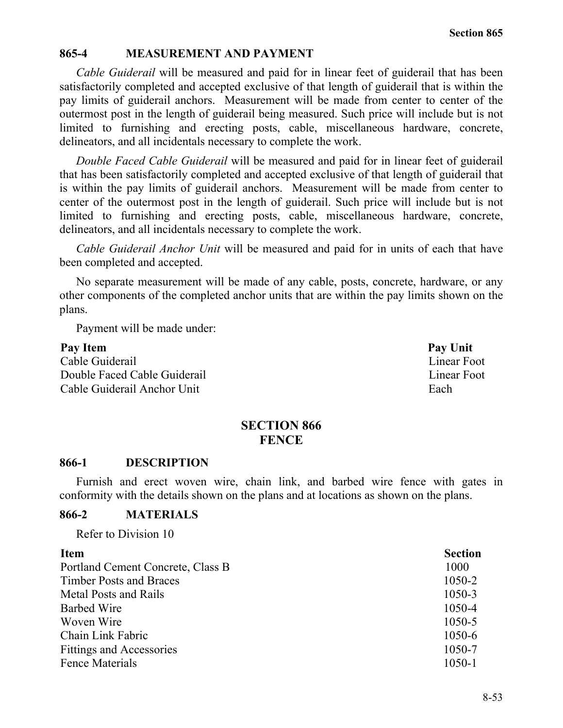## 865-4 MEASUREMENT AND PAYMENT

*Cable Guiderail* will be measured and paid for in linear feet of guiderail that has been satisfactorily completed and accepted exclusive of that length of guiderail that is within the pay limits of guiderail anchors. Measurement will be made from center to center of the outermost post in the length of guiderail being measured. Such price will include but is not limited to furnishing and erecting posts, cable, miscellaneous hardware, concrete, delineators, and all incidentals necessary to complete the work.

*Double Faced Cable Guiderail* will be measured and paid for in linear feet of guiderail that has been satisfactorily completed and accepted exclusive of that length of guiderail that is within the pay limits of guiderail anchors. Measurement will be made from center to center of the outermost post in the length of guiderail. Such price will include but is not limited to furnishing and erecting posts, cable, miscellaneous hardware, concrete, delineators, and all incidentals necessary to complete the work.

*Cable Guiderail Anchor Unit* will be measured and paid for in units of each that have been completed and accepted.

No separate measurement will be made of any cable, posts, concrete, hardware, or any other components of the completed anchor units that are within the pay limits shown on the plans.

Payment will be made under:

| Pay Item | Pay Unit |
|---|---|
| Cable Guiderail | Linear Foot |
| Double Faced Cable Guiderail | Linear Foot |
| Cable Guiderail Anchor Unit | Each |

# SECTION 866
# FENCE

## 866-1 DESCRIPTION

Furnish and erect woven wire, chain link, and barbed wire fence with gates in conformity with the details shown on the plans and at locations as shown on the plans.

## 866-2 MATERIALS

Refer to Division 10

| Item | Section |
|---|---|
| Portland Cement Concrete, Class B | 1000 |
| Timber Posts and Braces | 1050-2 |
| Metal Posts and Rails | 1050-3 |
| Barbed Wire | 1050-4 |
| Woven Wire | 1050-5 |
| Chain Link Fabric | 1050-6 |
| Fittings and Accessories | 1050-7 |
| Fence Materials | 1050-1 |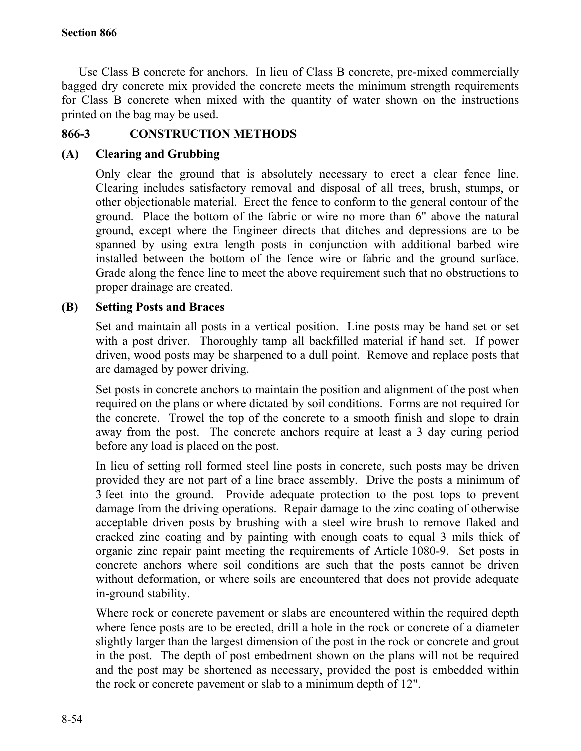Use Class B concrete for anchors. In lieu of Class B concrete, pre-mixed commercially bagged dry concrete mix provided the concrete meets the minimum strength requirements for Class B concrete when mixed with the quantity of water shown on the instructions printed on the bag may be used.

## 866-3 CONSTRUCTION METHODS

### (A) Clearing and Grubbing

Only clear the ground that is absolutely necessary to erect a clear fence line. Clearing includes satisfactory removal and disposal of all trees, brush, stumps, or other objectionable material. Erect the fence to conform to the general contour of the ground. Place the bottom of the fabric or wire no more than 6" above the natural ground, except where the Engineer directs that ditches and depressions are to be spanned by using extra length posts in conjunction with additional barbed wire installed between the bottom of the fence wire or fabric and the ground surface. Grade along the fence line to meet the above requirement such that no obstructions to proper drainage are created.

### (B) Setting Posts and Braces

Set and maintain all posts in a vertical position. Line posts may be hand set or set with a post driver. Thoroughly tamp all backfilled material if hand set. If power driven, wood posts may be sharpened to a dull point. Remove and replace posts that are damaged by power driving.

Set posts in concrete anchors to maintain the position and alignment of the post when required on the plans or where dictated by soil conditions. Forms are not required for the concrete. Trowel the top of the concrete to a smooth finish and slope to drain away from the post. The concrete anchors require at least a 3 day curing period before any load is placed on the post.

In lieu of setting roll formed steel line posts in concrete, such posts may be driven provided they are not part of a line brace assembly. Drive the posts a minimum of 3 feet into the ground. Provide adequate protection to the post tops to prevent damage from the driving operations. Repair damage to the zinc coating of otherwise acceptable driven posts by brushing with a steel wire brush to remove flaked and cracked zinc coating and by painting with enough coats to equal 3 mils thick of organic zinc repair paint meeting the requirements of Article 1080-9. Set posts in concrete anchors where soil conditions are such that the posts cannot be driven without deformation, or where soils are encountered that does not provide adequate in-ground stability.

Where rock or concrete pavement or slabs are encountered within the required depth where fence posts are to be erected, drill a hole in the rock or concrete of a diameter slightly larger than the largest dimension of the post in the rock or concrete and grout in the post. The depth of post embedment shown on the plans will not be required and the post may be shortened as necessary, provided the post is embedded within the rock or concrete pavement or slab to a minimum depth of 12".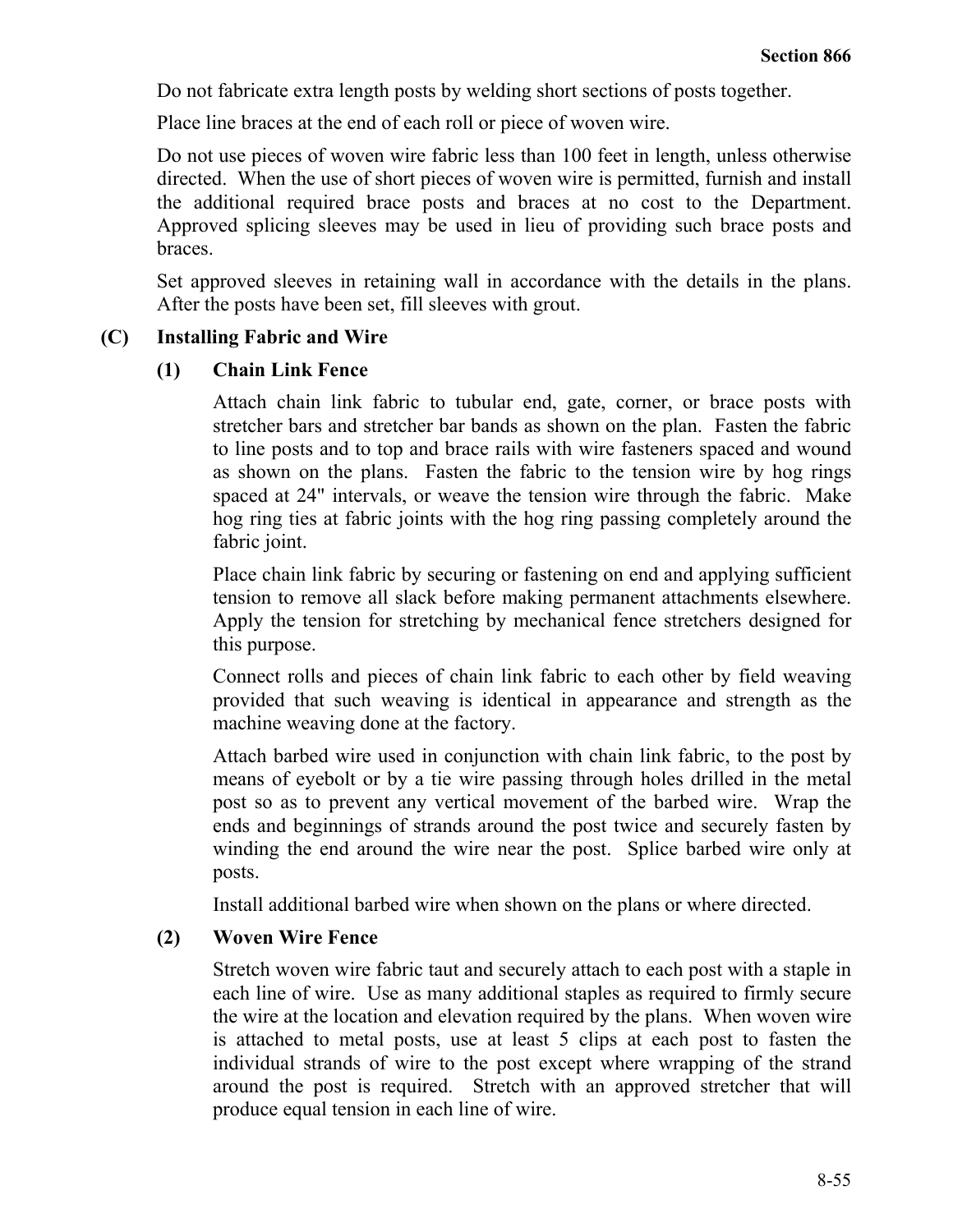Do not fabricate extra length posts by welding short sections of posts together.

Place line braces at the end of each roll or piece of woven wire.

Do not use pieces of woven wire fabric less than 100 feet in length, unless otherwise directed. When the use of short pieces of woven wire is permitted, furnish and install the additional required brace posts and braces at no cost to the Department. Approved splicing sleeves may be used in lieu of providing such brace posts and braces.

Set approved sleeves in retaining wall in accordance with the details in the plans. After the posts have been set, fill sleeves with grout.

**(C) Installing Fabric and Wire**

**(1) Chain Link Fence**

Attach chain link fabric to tubular end, gate, corner, or brace posts with stretcher bars and stretcher bar bands as shown on the plan. Fasten the fabric to line posts and to top and brace rails with wire fasteners spaced and wound as shown on the plans. Fasten the fabric to the tension wire by hog rings spaced at 24" intervals, or weave the tension wire through the fabric. Make hog ring ties at fabric joints with the hog ring passing completely around the fabric joint.

Place chain link fabric by securing or fastening on end and applying sufficient tension to remove all slack before making permanent attachments elsewhere. Apply the tension for stretching by mechanical fence stretchers designed for this purpose.

Connect rolls and pieces of chain link fabric to each other by field weaving provided that such weaving is identical in appearance and strength as the machine weaving done at the factory.

Attach barbed wire used in conjunction with chain link fabric, to the post by means of eyebolt or by a tie wire passing through holes drilled in the metal post so as to prevent any vertical movement of the barbed wire. Wrap the ends and beginnings of strands around the post twice and securely fasten by winding the end around the wire near the post. Splice barbed wire only at posts.

Install additional barbed wire when shown on the plans or where directed.

**(2) Woven Wire Fence**

Stretch woven wire fabric taut and securely attach to each post with a staple in each line of wire. Use as many additional staples as required to firmly secure the wire at the location and elevation required by the plans. When woven wire is attached to metal posts, use at least 5 clips at each post to fasten the individual strands of wire to the post except where wrapping of the strand around the post is required. Stretch with an approved stretcher that will produce equal tension in each line of wire.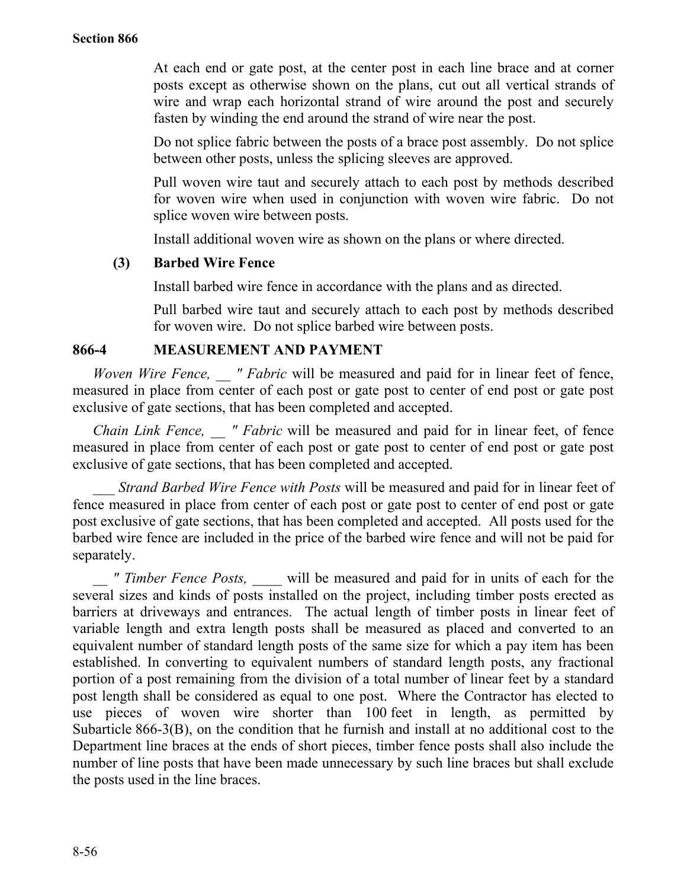At each end or gate post, at the center post in each line brace and at corner posts except as otherwise shown on the plans, cut out all vertical strands of wire and wrap each horizontal strand of wire around the post and securely fasten by winding the end around the strand of wire near the post.

Do not splice fabric between the posts of a brace post assembly. Do not splice between other posts, unless the splicing sleeves are approved.

Pull woven wire taut and securely attach to each post by methods described for woven wire when used in conjunction with woven wire fabric. Do not splice woven wire between posts.

Install additional woven wire as shown on the plans or where directed.

**(3) Barbed Wire Fence**

Install barbed wire fence in accordance with the plans and as directed.

Pull barbed wire taut and securely attach to each post by methods described for woven wire. Do not splice barbed wire between posts.

## 866-4 MEASUREMENT AND PAYMENT

*Woven Wire Fence, __ " Fabric* will be measured and paid for in linear feet of fence, measured in place from center of each post or gate post to center of end post or gate post exclusive of gate sections, that has been completed and accepted.

*Chain Link Fence, __ " Fabric* will be measured and paid for in linear feet, of fence measured in place from center of each post or gate post to center of end post or gate post exclusive of gate sections, that has been completed and accepted.

*___ Strand Barbed Wire Fence with Posts* will be measured and paid for in linear feet of fence measured in place from center of each post or gate post to center of end post or gate post exclusive of gate sections, that has been completed and accepted. All posts used for the barbed wire fence are included in the price of the barbed wire fence and will not be paid for separately.

*__ " Timber Fence Posts, ____* will be measured and paid for in units of each for the several sizes and kinds of posts installed on the project, including timber posts erected as barriers at driveways and entrances. The actual length of timber posts in linear feet of variable length and extra length posts shall be measured as placed and converted to an equivalent number of standard length posts of the same size for which a pay item has been established. In converting to equivalent numbers of standard length posts, any fractional portion of a post remaining from the division of a total number of linear feet by a standard post length shall be considered as equal to one post. Where the Contractor has elected to use pieces of woven wire shorter than 100 feet in length, as permitted by Subarticle 866-3(B), on the condition that he furnish and install at no additional cost to the Department line braces at the ends of short pieces, timber fence posts shall also include the number of line posts that have been made unnecessary by such line braces but shall exclude the posts used in the line braces.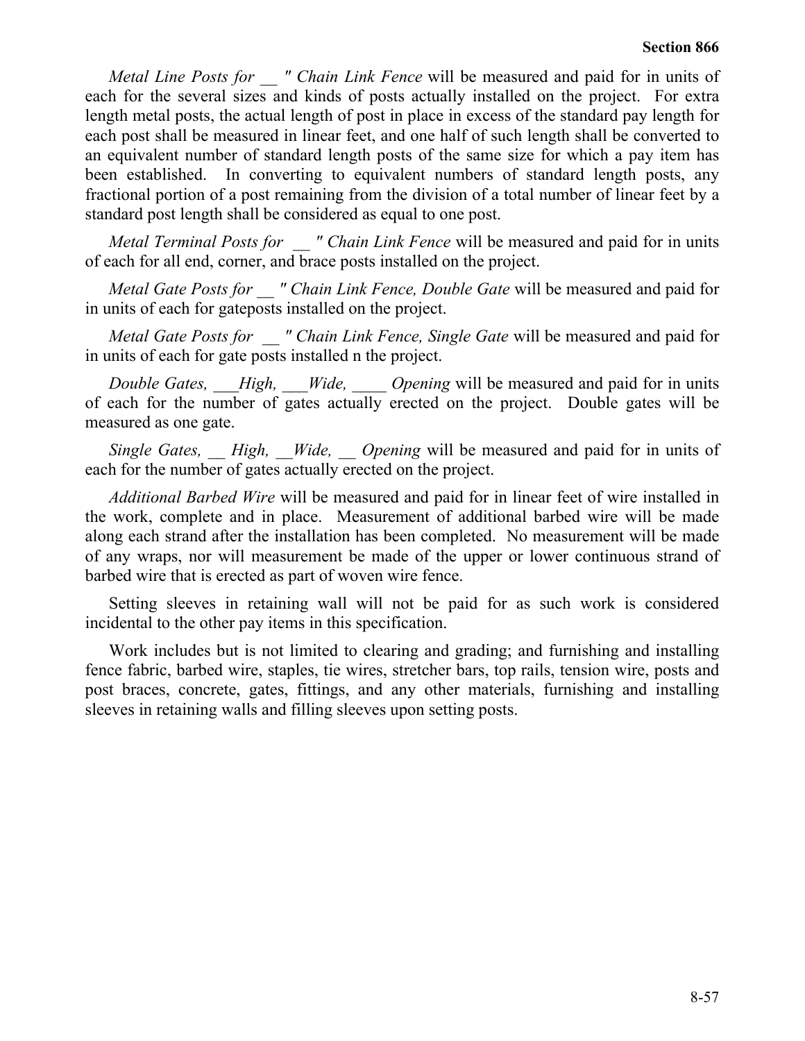*Metal Line Posts for __ " Chain Link Fence* will be measured and paid for in units of each for the several sizes and kinds of posts actually installed on the project. For extra length metal posts, the actual length of post in place in excess of the standard pay length for each post shall be measured in linear feet, and one half of such length shall be converted to an equivalent number of standard length posts of the same size for which a pay item has been established. In converting to equivalent numbers of standard length posts, any fractional portion of a post remaining from the division of a total number of linear feet by a standard post length shall be considered as equal to one post.

*Metal Terminal Posts for __ " Chain Link Fence* will be measured and paid for in units of each for all end, corner, and brace posts installed on the project.

*Metal Gate Posts for __ " Chain Link Fence, Double Gate* will be measured and paid for in units of each for gateposts installed on the project.

*Metal Gate Posts for __ " Chain Link Fence, Single Gate* will be measured and paid for in units of each for gate posts installed n the project.

*Double Gates, ___High, ___Wide, ____ Opening* will be measured and paid for in units of each for the number of gates actually erected on the project. Double gates will be measured as one gate.

*Single Gates, __ High, __Wide, __ Opening* will be measured and paid for in units of each for the number of gates actually erected on the project.

*Additional Barbed Wire* will be measured and paid for in linear feet of wire installed in the work, complete and in place. Measurement of additional barbed wire will be made along each strand after the installation has been completed. No measurement will be made of any wraps, nor will measurement be made of the upper or lower continuous strand of barbed wire that is erected as part of woven wire fence.

Setting sleeves in retaining wall will not be paid for as such work is considered incidental to the other pay items in this specification.

Work includes but is not limited to clearing and grading; and furnishing and installing fence fabric, barbed wire, staples, tie wires, stretcher bars, top rails, tension wire, posts and post braces, concrete, gates, fittings, and any other materials, furnishing and installing sleeves in retaining walls and filling sleeves upon setting posts.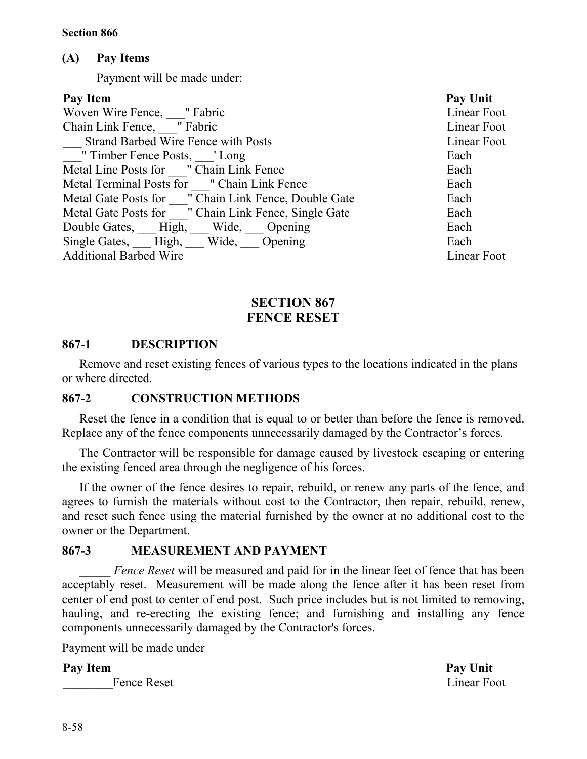**Section 866**

**(A) Pay Items**

Payment will be made under:

| Pay Item | Pay Unit |
|---|---|
| Woven Wire Fence, ___" Fabric | Linear Foot |
| Chain Link Fence, ___" Fabric | Linear Foot |
| ___ Strand Barbed Wire Fence with Posts | Linear Foot |
| ___" Timber Fence Posts, ___' Long | Each |
| Metal Line Posts for ___" Chain Link Fence | Each |
| Metal Terminal Posts for ___" Chain Link Fence | Each |
| Metal Gate Posts for ___" Chain Link Fence, Double Gate | Each |
| Metal Gate Posts for ___" Chain Link Fence, Single Gate | Each |
| Double Gates, ___ High, ___ Wide, ___ Opening | Each |
| Single Gates, ___ High, ___ Wide, ___ Opening | Each |
| Additional Barbed Wire | Linear Foot |

# SECTION 867
# FENCE RESET

## 867-1 DESCRIPTION

Remove and reset existing fences of various types to the locations indicated in the plans or where directed.

## 867-2 CONSTRUCTION METHODS

Reset the fence in a condition that is equal to or better than before the fence is removed. Replace any of the fence components unnecessarily damaged by the Contractor's forces.

The Contractor will be responsible for damage caused by livestock escaping or entering the existing fenced area through the negligence of his forces.

If the owner of the fence desires to repair, rebuild, or renew any parts of the fence, and agrees to furnish the materials without cost to the Contractor, then repair, rebuild, renew, and reset such fence using the material furnished by the owner at no additional cost to the owner or the Department.

## 867-3 MEASUREMENT AND PAYMENT

_____ *Fence Reset* will be measured and paid for in the linear feet of fence that has been acceptably reset. Measurement will be made along the fence after it has been reset from center of end post to center of end post. Such price includes but is not limited to removing, hauling, and re-erecting the existing fence; and furnishing and installing any fence components unnecessarily damaged by the Contractor's forces.

Payment will be made under

| Pay Item | Pay Unit |
|---|---|
| ________Fence Reset | Linear Foot |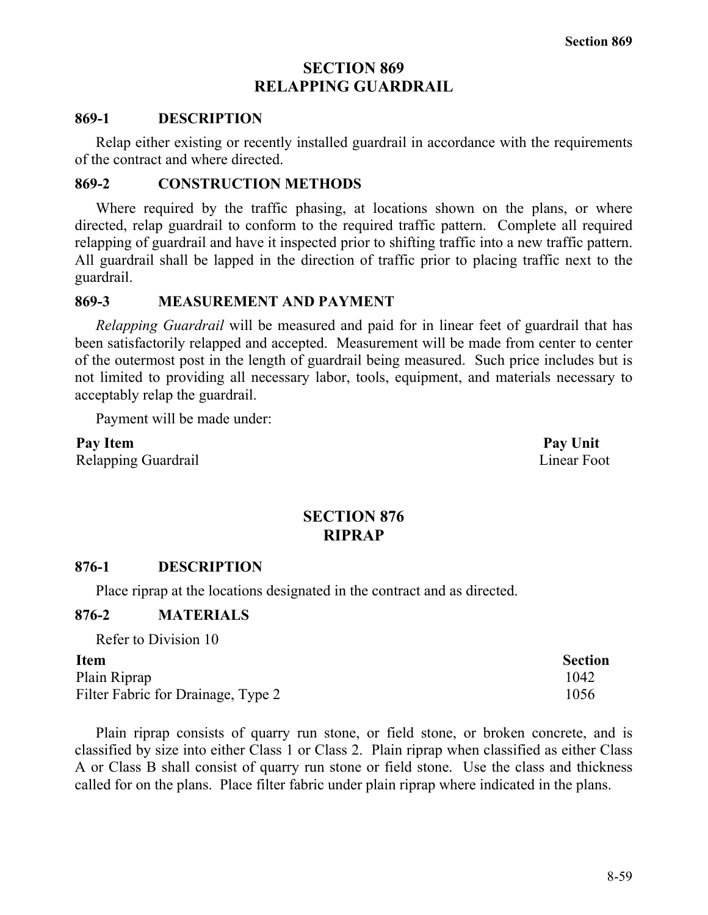# SECTION 869
# RELAPPING GUARDRAIL

## 869-1 DESCRIPTION

Relap either existing or recently installed guardrail in accordance with the requirements of the contract and where directed.

## 869-2 CONSTRUCTION METHODS

Where required by the traffic phasing, at locations shown on the plans, or where directed, relap guardrail to conform to the required traffic pattern. Complete all required relapping of guardrail and have it inspected prior to shifting traffic into a new traffic pattern. All guardrail shall be lapped in the direction of traffic prior to placing traffic next to the guardrail.

## 869-3 MEASUREMENT AND PAYMENT

*Relapping Guardrail* will be measured and paid for in linear feet of guardrail that has been satisfactorily relapped and accepted. Measurement will be made from center to center of the outermost post in the length of guardrail being measured. Such price includes but is not limited to providing all necessary labor, tools, equipment, and materials necessary to acceptably relap the guardrail.

Payment will be made under:

| Pay Item | Pay Unit |
|---|---|
| Relapping Guardrail | Linear Foot |

# SECTION 876
# RIPRAP

## 876-1 DESCRIPTION

Place riprap at the locations designated in the contract and as directed.

## 876-2 MATERIALS

Refer to Division 10

| Item | Section |
|---|---|
| Plain Riprap | 1042 |
| Filter Fabric for Drainage, Type 2 | 1056 |

Plain riprap consists of quarry run stone, or field stone, or broken concrete, and is classified by size into either Class 1 or Class 2. Plain riprap when classified as either Class A or Class B shall consist of quarry run stone or field stone. Use the class and thickness called for on the plans. Place filter fabric under plain riprap where indicated in the plans.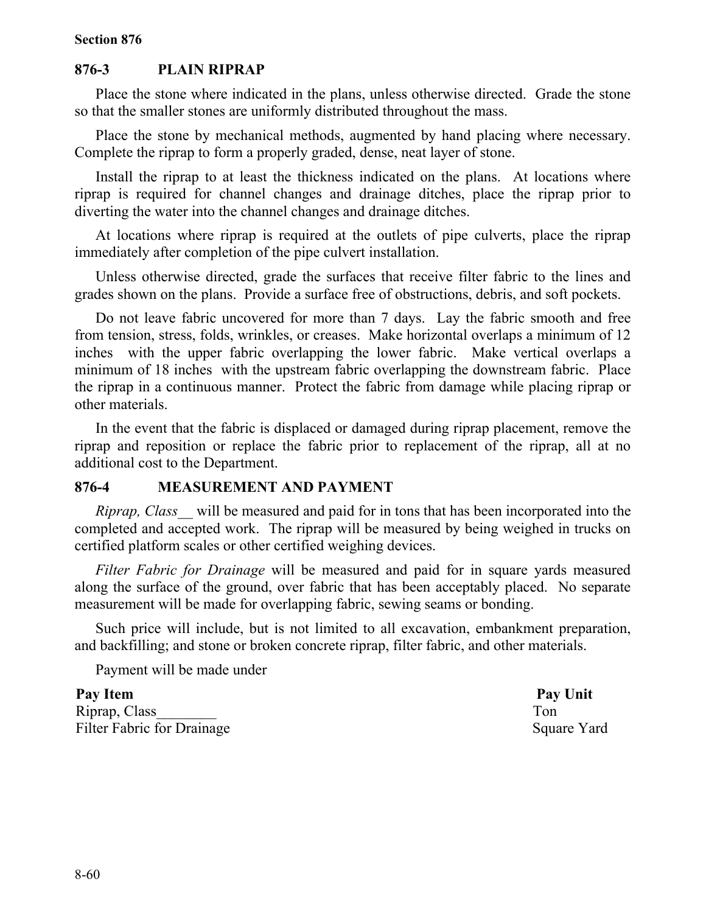## 876-3 PLAIN RIPRAP

Place the stone where indicated in the plans, unless otherwise directed. Grade the stone so that the smaller stones are uniformly distributed throughout the mass.

Place the stone by mechanical methods, augmented by hand placing where necessary. Complete the riprap to form a properly graded, dense, neat layer of stone.

Install the riprap to at least the thickness indicated on the plans. At locations where riprap is required for channel changes and drainage ditches, place the riprap prior to diverting the water into the channel changes and drainage ditches.

At locations where riprap is required at the outlets of pipe culverts, place the riprap immediately after completion of the pipe culvert installation.

Unless otherwise directed, grade the surfaces that receive filter fabric to the lines and grades shown on the plans. Provide a surface free of obstructions, debris, and soft pockets.

Do not leave fabric uncovered for more than 7 days. Lay the fabric smooth and free from tension, stress, folds, wrinkles, or creases. Make horizontal overlaps a minimum of 12 inches with the upper fabric overlapping the lower fabric. Make vertical overlaps a minimum of 18 inches with the upstream fabric overlapping the downstream fabric. Place the riprap in a continuous manner. Protect the fabric from damage while placing riprap or other materials.

In the event that the fabric is displaced or damaged during riprap placement, remove the riprap and reposition or replace the fabric prior to replacement of the riprap, all at no additional cost to the Department.

## 876-4 MEASUREMENT AND PAYMENT

*Riprap, Class__* will be measured and paid for in tons that has been incorporated into the completed and accepted work. The riprap will be measured by being weighed in trucks on certified platform scales or other certified weighing devices.

*Filter Fabric for Drainage* will be measured and paid for in square yards measured along the surface of the ground, over fabric that has been acceptably placed. No separate measurement will be made for overlapping fabric, sewing seams or bonding.

Such price will include, but is not limited to all excavation, embankment preparation, and backfilling; and stone or broken concrete riprap, filter fabric, and other materials.

Payment will be made under

| Pay Item | Pay Unit |
|---|---|
| Riprap, Class________ | Ton |
| Filter Fabric for Drainage | Square Yard |